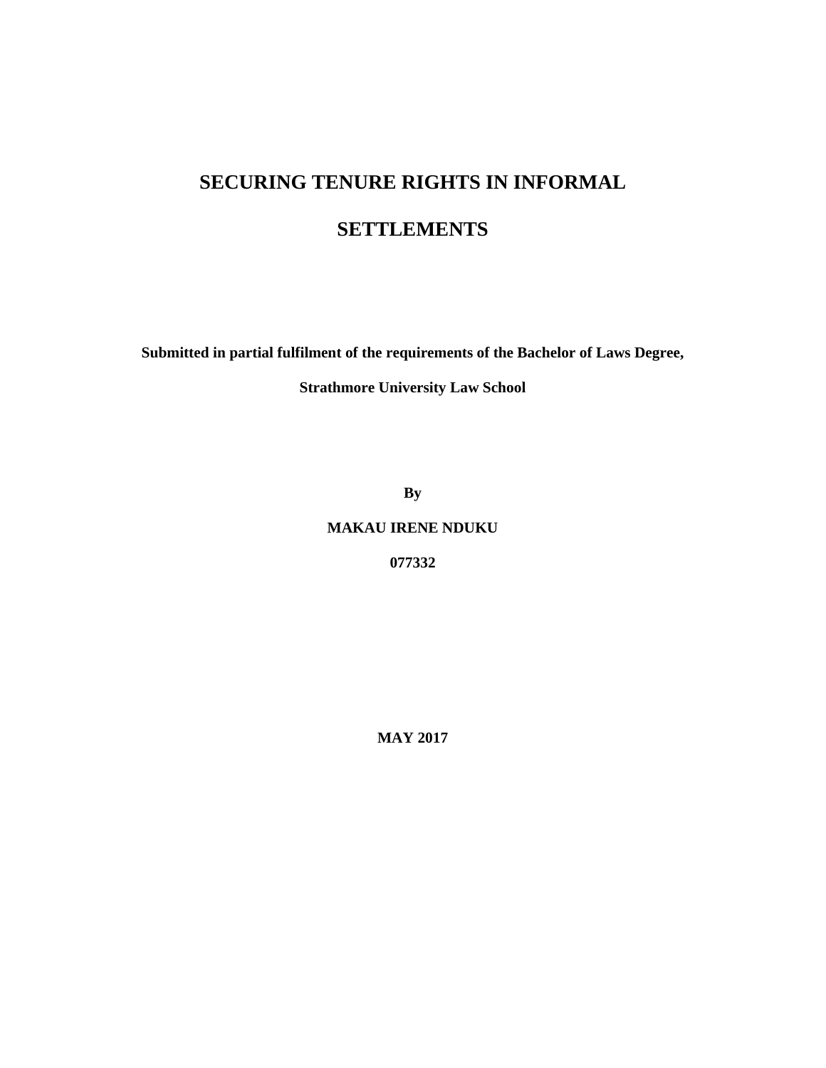# SECURING TENURE RIGHTS IN INFORMAL SETTLEMENTS

**Submitted in partial fulfilment of the requirements of the Bachelor of Laws Degree,**

**Strathmore University Law School**

**By**

**MAKAU IRENE NDUKU**

**077332**

**MAY 2017**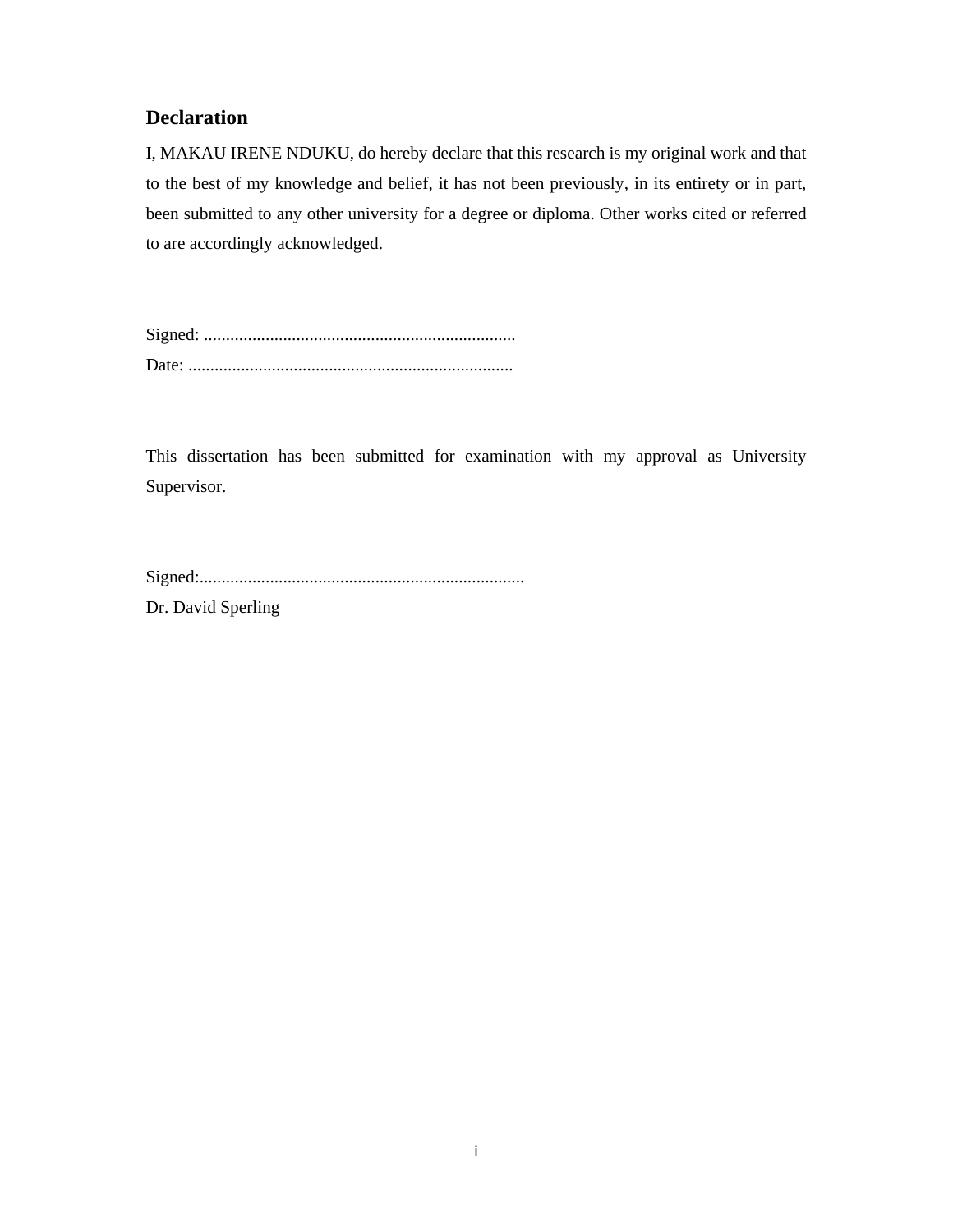## Declaration

I, MAKAU IRENE NDUKU, do hereby declare that this research is my original work and that to the best of my knowledge and belief, it has not been previously, in its entirety or in part, been submitted to any other university for a degree or diploma. Other works cited or referred to are accordingly acknowledged.

Signed: .......................................................................

Date: ..........................................................................

This dissertation has been submitted for examination with my approval as University Supervisor.

Signed:.........................................................................

Dr. David Sperling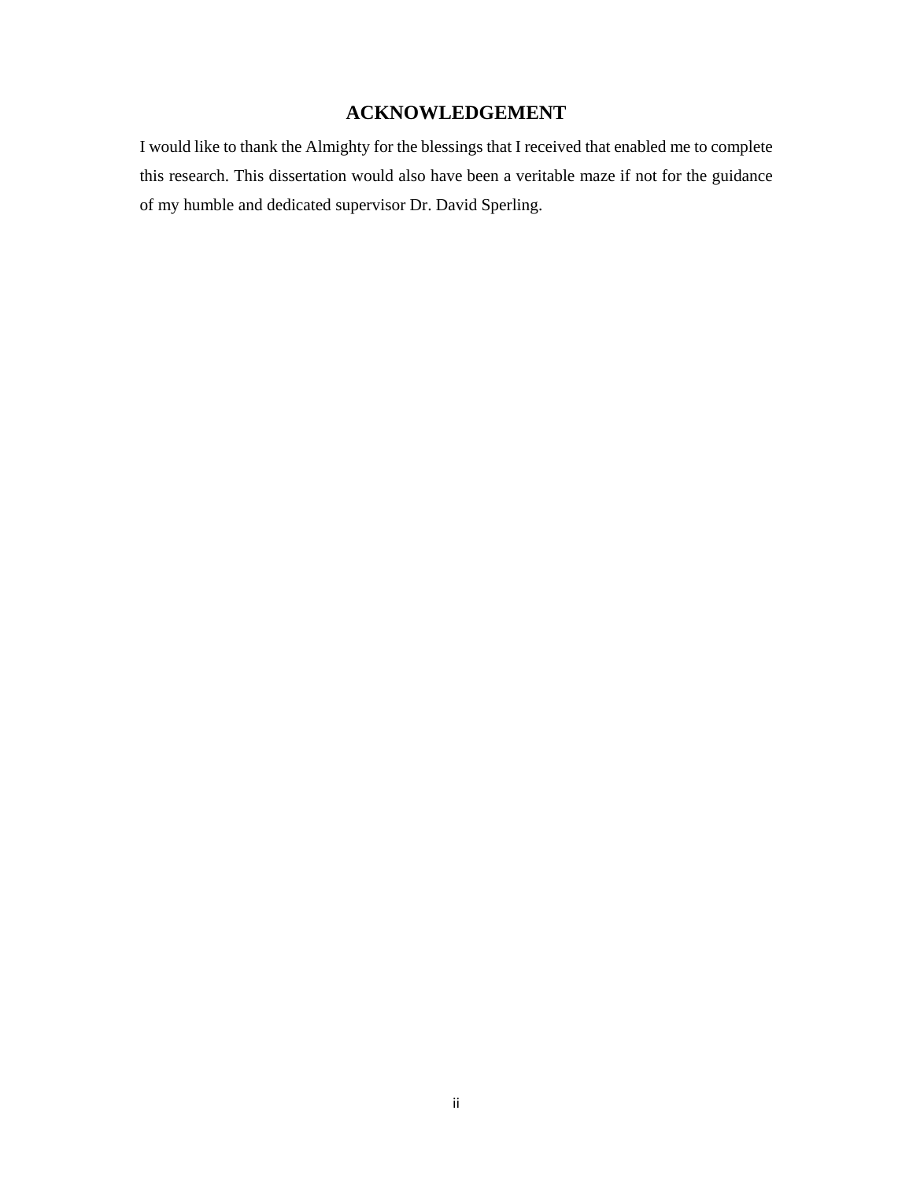# ACKNOWLEDGEMENT

I would like to thank the Almighty for the blessings that I received that enabled me to complete this research. This dissertation would also have been a veritable maze if not for the guidance of my humble and dedicated supervisor Dr. David Sperling.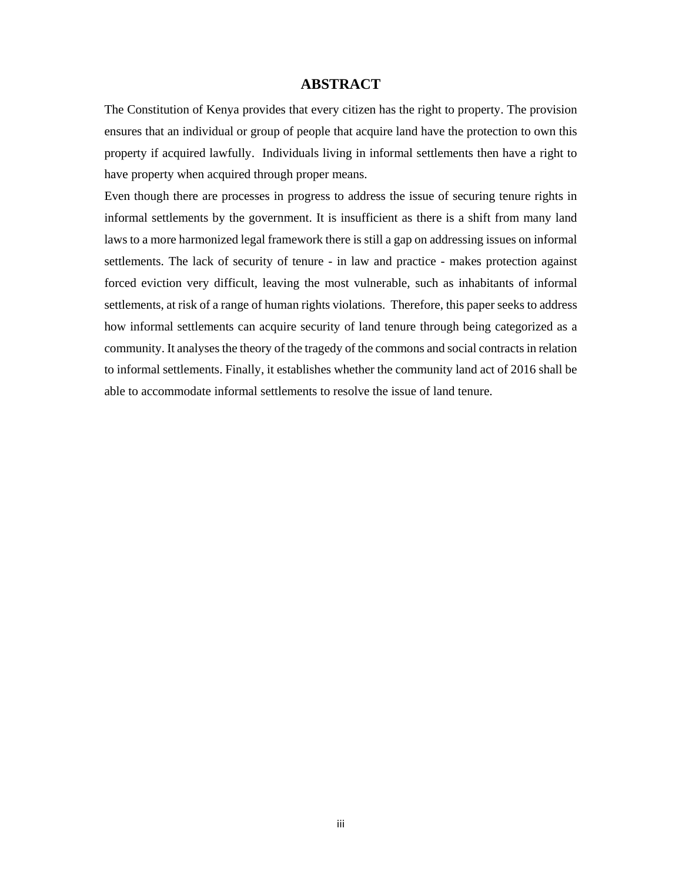# ABSTRACT

The Constitution of Kenya provides that every citizen has the right to property. The provision ensures that an individual or group of people that acquire land have the protection to own this property if acquired lawfully. Individuals living in informal settlements then have a right to have property when acquired through proper means.

Even though there are processes in progress to address the issue of securing tenure rights in informal settlements by the government. It is insufficient as there is a shift from many land laws to a more harmonized legal framework there is still a gap on addressing issues on informal settlements. The lack of security of tenure - in law and practice - makes protection against forced eviction very difficult, leaving the most vulnerable, such as inhabitants of informal settlements, at risk of a range of human rights violations. Therefore, this paper seeks to address how informal settlements can acquire security of land tenure through being categorized as a community. It analyses the theory of the tragedy of the commons and social contracts in relation to informal settlements. Finally, it establishes whether the community land act of 2016 shall be able to accommodate informal settlements to resolve the issue of land tenure.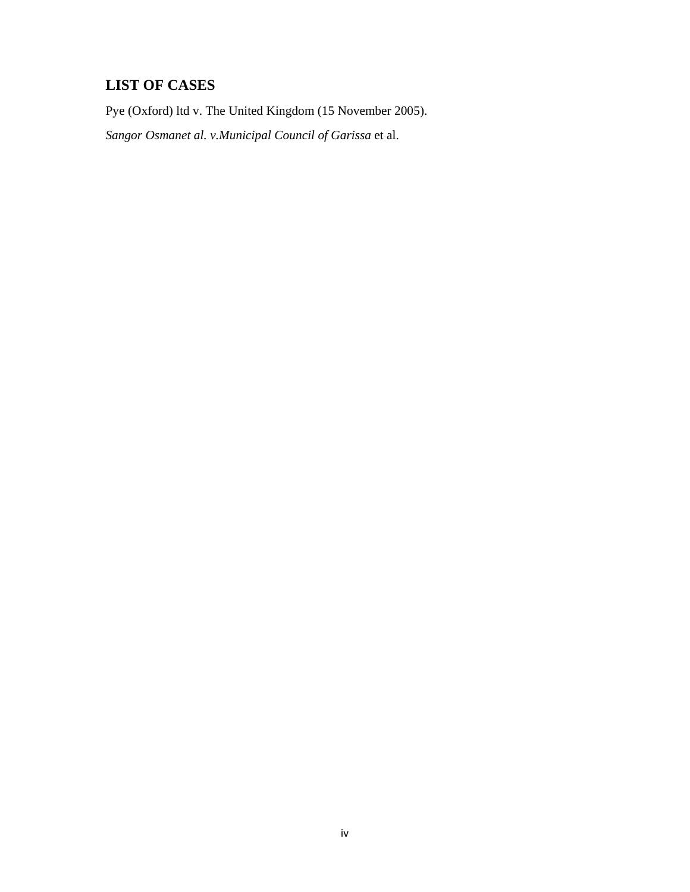## LIST OF CASES

Pye (Oxford) ltd v. The United Kingdom (15 November 2005).

*Sangor Osmanet al. v.Municipal Council of Garissa* et al.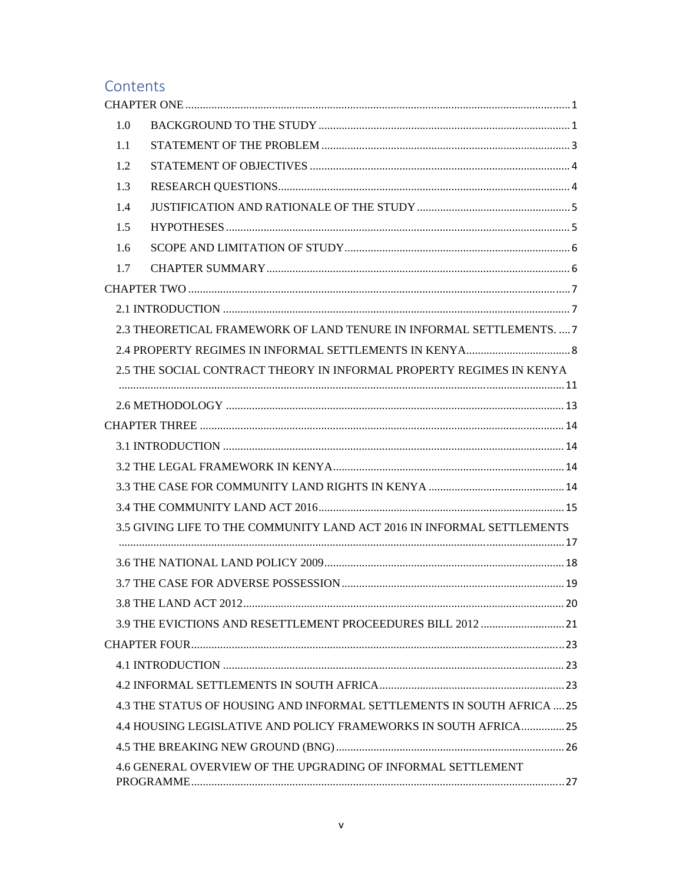# Contents

CHAPTER ONE ........................................................................................................................................ 1

1.0 BACKGROUND TO THE STUDY ........................................................................................ 1

1.1 STATEMENT OF THE PROBLEM ....................................................................................... 3

1.2 STATEMENT OF OBJECTIVES ........................................................................................... 4

1.3 RESEARCH QUESTIONS....................................................................................................... 4

1.4 JUSTIFICATION AND RATIONALE OF THE STUDY ..................................................... 5

1.5 HYPOTHESES ......................................................................................................................... 5

1.6 SCOPE AND LIMITATION OF STUDY ............................................................................... 6

1.7 CHAPTER SUMMARY ........................................................................................................... 6

CHAPTER TWO ..................................................................................................................................... 7

2.1 INTRODUCTION ........................................................................................................................ 7

2.3 THEORETICAL FRAMEWORK OF LAND TENURE IN INFORMAL SETTLEMENTS. .... 7

2.4 PROPERTY REGIMES IN INFORMAL SETTLEMENTS IN KENYA.................................... 8

2.5 THE SOCIAL CONTRACT THEORY IN INFORMAL PROPERTY REGIMES IN KENYA ........................................................................................................................................... 11

2.6 METHODOLOGY ..................................................................................................................... 13

CHAPTER THREE ............................................................................................................................... 14

3.1 INTRODUCTION ...................................................................................................................... 14

3.2 THE LEGAL FRAMEWORK IN KENYA................................................................................ 14

3.3 THE CASE FOR COMMUNITY LAND RIGHTS IN KENYA ............................................... 14

3.4 THE COMMUNITY LAND ACT 2016..................................................................................... 15

3.5 GIVING LIFE TO THE COMMUNITY LAND ACT 2016 IN INFORMAL SETTLEMENTS ........................................................................................................................................... 17

3.6 THE NATIONAL LAND POLICY 2009.................................................................................... 18

3.7 THE CASE FOR ADVERSE POSSESSION ............................................................................. 19

3.8 THE LAND ACT 2012................................................................................................................ 20

3.9 THE EVICTIONS AND RESETTLEMENT PROCEEDURES BILL 2012 ............................. 21

CHAPTER FOUR.................................................................................................................................. 23

4.1 INTRODUCTION ...................................................................................................................... 23

4.2 INFORMAL SETTLEMENTS IN SOUTH AFRICA................................................................ 23

4.3 THE STATUS OF HOUSING AND INFORMAL SETTLEMENTS IN SOUTH AFRICA .... 25

4.4 HOUSING LEGISLATIVE AND POLICY FRAMEWORKS IN SOUTH AFRICA............... 25

4.5 THE BREAKING NEW GROUND (BNG) ............................................................................... 26

4.6 GENERAL OVERVIEW OF THE UPGRADING OF INFORMAL SETTLEMENT PROGRAMME.............................................................................................................................. 27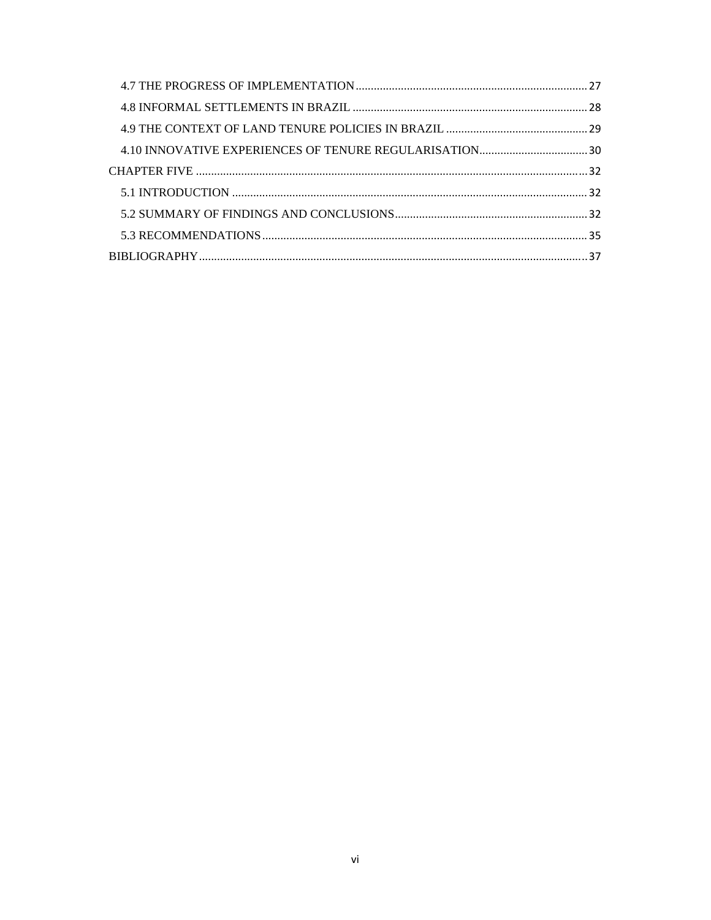4.7 THE PROGRESS OF IMPLEMENTATION ........................................................................ 27

4.8 INFORMAL SETTLEMENTS IN BRAZIL ........................................................................ 28

4.9 THE CONTEXT OF LAND TENURE POLICIES IN BRAZIL ............................................ 29

4.10 INNOVATIVE EXPERIENCES OF TENURE REGULARISATION .................................. 30

CHAPTER FIVE ........................................................................................................... 32

5.1 INTRODUCTION ...................................................................................................... 32

5.2 SUMMARY OF FINDINGS AND CONCLUSIONS ......................................................... 32

5.3 RECOMMENDATIONS .............................................................................................. 35

BIBLIOGRAPHY ............................................................................................................ 37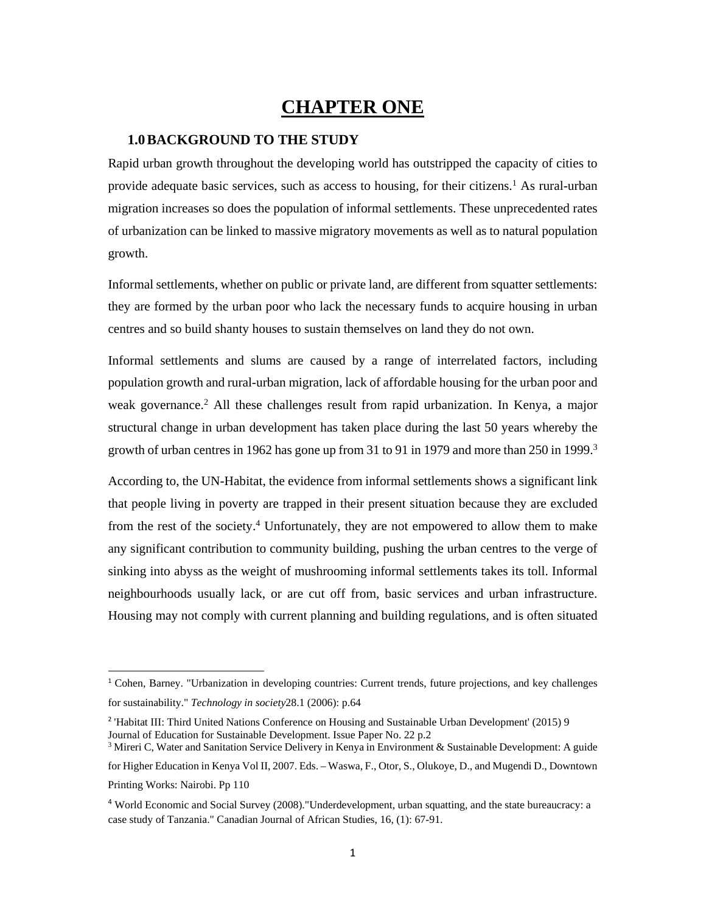# CHAPTER ONE

## 1.0 BACKGROUND TO THE STUDY

Rapid urban growth throughout the developing world has outstripped the capacity of cities to provide adequate basic services, such as access to housing, for their citizens.[1] As rural-urban migration increases so does the population of informal settlements. These unprecedented rates of urbanization can be linked to massive migratory movements as well as to natural population growth.

Informal settlements, whether on public or private land, are different from squatter settlements: they are formed by the urban poor who lack the necessary funds to acquire housing in urban centres and so build shanty houses to sustain themselves on land they do not own.

Informal settlements and slums are caused by a range of interrelated factors, including population growth and rural-urban migration, lack of affordable housing for the urban poor and weak governance.[2] All these challenges result from rapid urbanization. In Kenya, a major structural change in urban development has taken place during the last 50 years whereby the growth of urban centres in 1962 has gone up from 31 to 91 in 1979 and more than 250 in 1999.[3]

According to, the UN-Habitat, the evidence from informal settlements shows a significant link that people living in poverty are trapped in their present situation because they are excluded from the rest of the society.[4] Unfortunately, they are not empowered to allow them to make any significant contribution to community building, pushing the urban centres to the verge of sinking into abyss as the weight of mushrooming informal settlements takes its toll. Informal neighbourhoods usually lack, or are cut off from, basic services and urban infrastructure. Housing may not comply with current planning and building regulations, and is often situated

---

[1] Cohen, Barney. "Urbanization in developing countries: Current trends, future projections, and key challenges for sustainability." *Technology in society*28.1 (2006): p.64

[2] 'Habitat III: Third United Nations Conference on Housing and Sustainable Urban Development' (2015) 9 Journal of Education for Sustainable Development. Issue Paper No. 22 p.2

[3] Mireri C, Water and Sanitation Service Delivery in Kenya in Environment & Sustainable Development: A guide for Higher Education in Kenya Vol II, 2007. Eds. – Waswa, F., Otor, S., Olukoye, D., and Mugendi D., Downtown Printing Works: Nairobi. Pp 110

[4] World Economic and Social Survey (2008)."Underdevelopment, urban squatting, and the state bureaucracy: a case study of Tanzania." Canadian Journal of African Studies, 16, (1): 67-91.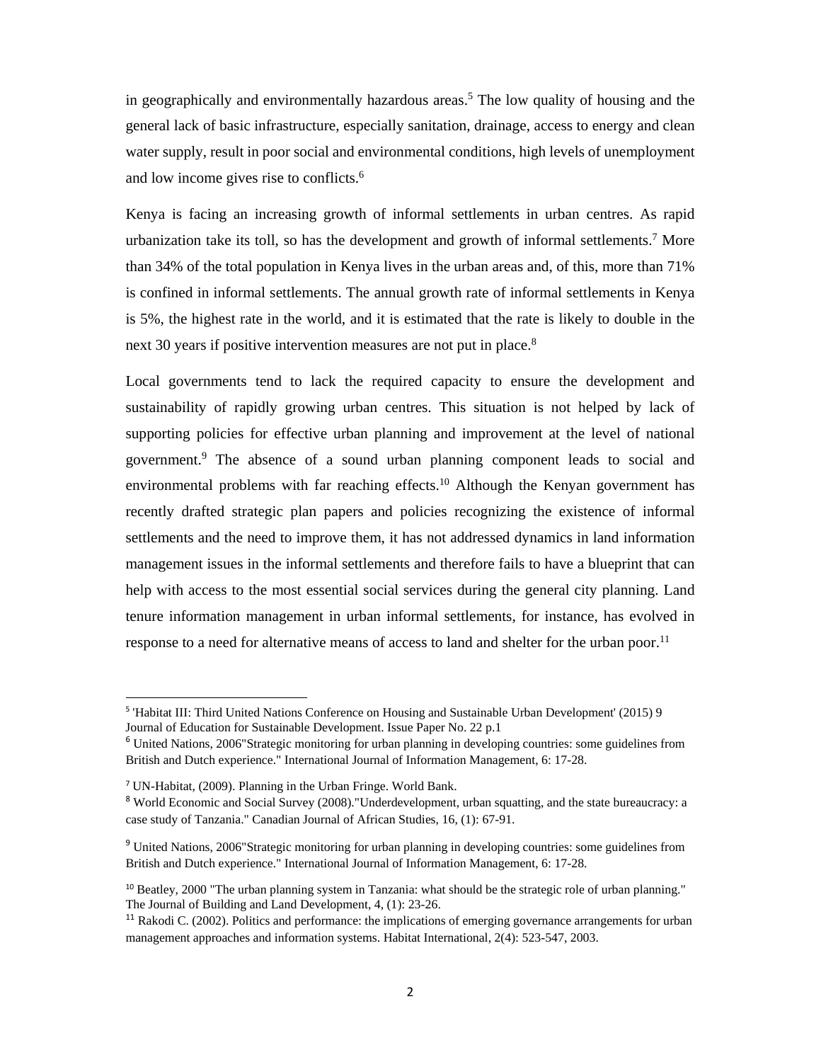in geographically and environmentally hazardous areas.[5] The low quality of housing and the general lack of basic infrastructure, especially sanitation, drainage, access to energy and clean water supply, result in poor social and environmental conditions, high levels of unemployment and low income gives rise to conflicts.[6]

Kenya is facing an increasing growth of informal settlements in urban centres. As rapid urbanization take its toll, so has the development and growth of informal settlements.[7] More than 34% of the total population in Kenya lives in the urban areas and, of this, more than 71% is confined in informal settlements. The annual growth rate of informal settlements in Kenya is 5%, the highest rate in the world, and it is estimated that the rate is likely to double in the next 30 years if positive intervention measures are not put in place.[8]

Local governments tend to lack the required capacity to ensure the development and sustainability of rapidly growing urban centres. This situation is not helped by lack of supporting policies for effective urban planning and improvement at the level of national government.[9] The absence of a sound urban planning component leads to social and environmental problems with far reaching effects.[10] Although the Kenyan government has recently drafted strategic plan papers and policies recognizing the existence of informal settlements and the need to improve them, it has not addressed dynamics in land information management issues in the informal settlements and therefore fails to have a blueprint that can help with access to the most essential social services during the general city planning. Land tenure information management in urban informal settlements, for instance, has evolved in response to a need for alternative means of access to land and shelter for the urban poor.[11]

---

[5] 'Habitat III: Third United Nations Conference on Housing and Sustainable Urban Development' (2015) 9 Journal of Education for Sustainable Development. Issue Paper No. 22 p.1

[6] United Nations, 2006"Strategic monitoring for urban planning in developing countries: some guidelines from British and Dutch experience." International Journal of Information Management, 6: 17-28.

[7] UN-Habitat, (2009). Planning in the Urban Fringe. World Bank.

[8] World Economic and Social Survey (2008)."Underdevelopment, urban squatting, and the state bureaucracy: a case study of Tanzania." Canadian Journal of African Studies, 16, (1): 67-91.

[9] United Nations, 2006"Strategic monitoring for urban planning in developing countries: some guidelines from British and Dutch experience." International Journal of Information Management, 6: 17-28.

[10] Beatley, 2000 "The urban planning system in Tanzania: what should be the strategic role of urban planning." The Journal of Building and Land Development, 4, (1): 23-26.

[11] Rakodi C. (2002). Politics and performance: the implications of emerging governance arrangements for urban management approaches and information systems. Habitat International, 2(4): 523-547, 2003.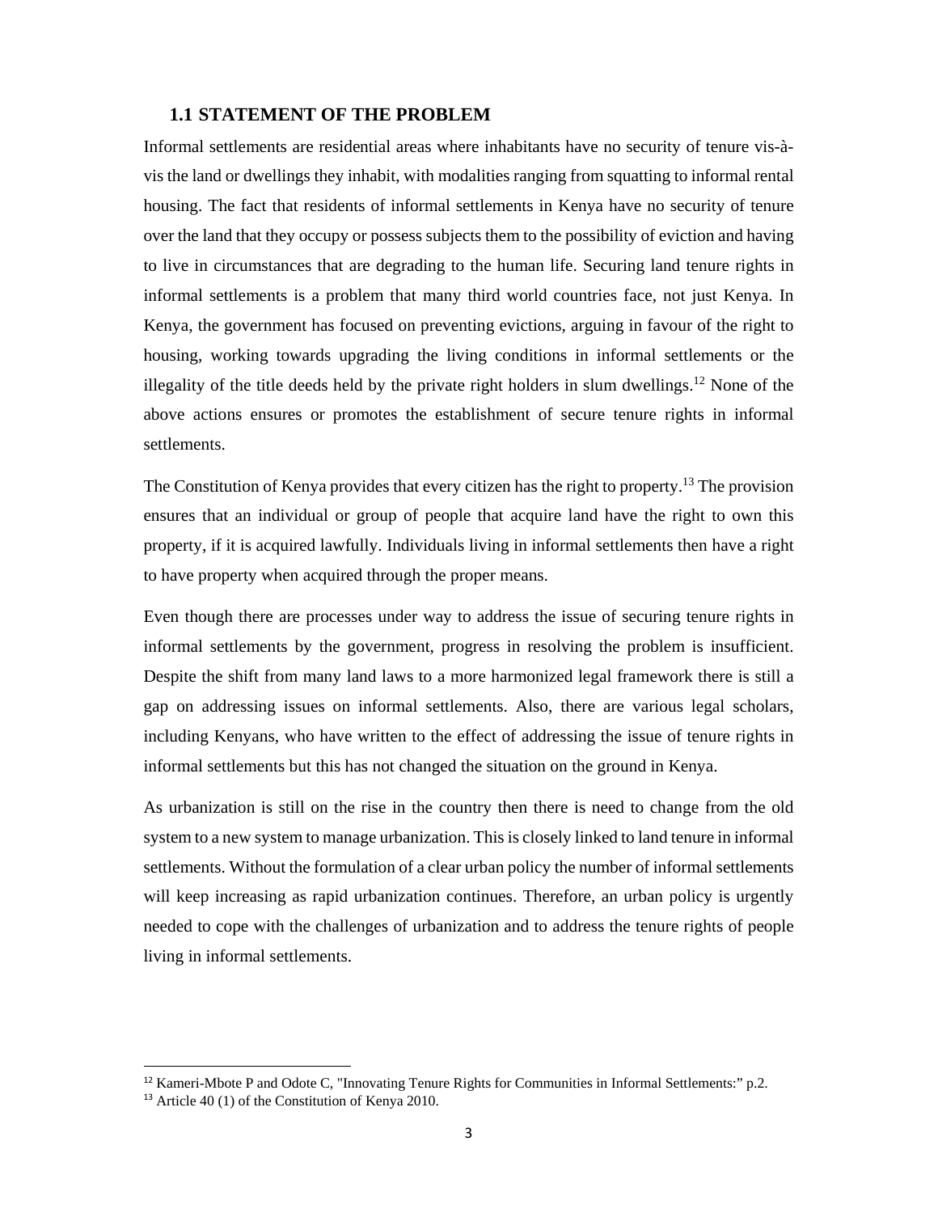### 1.1 STATEMENT OF THE PROBLEM

Informal settlements are residential areas where inhabitants have no security of tenure vis-à-vis the land or dwellings they inhabit, with modalities ranging from squatting to informal rental housing. The fact that residents of informal settlements in Kenya have no security of tenure over the land that they occupy or possess subjects them to the possibility of eviction and having to live in circumstances that are degrading to the human life. Securing land tenure rights in informal settlements is a problem that many third world countries face, not just Kenya. In Kenya, the government has focused on preventing evictions, arguing in favour of the right to housing, working towards upgrading the living conditions in informal settlements or the illegality of the title deeds held by the private right holders in slum dwellings.[12] None of the above actions ensures or promotes the establishment of secure tenure rights in informal settlements.

The Constitution of Kenya provides that every citizen has the right to property.[13] The provision ensures that an individual or group of people that acquire land have the right to own this property, if it is acquired lawfully. Individuals living in informal settlements then have a right to have property when acquired through the proper means.

Even though there are processes under way to address the issue of securing tenure rights in informal settlements by the government, progress in resolving the problem is insufficient. Despite the shift from many land laws to a more harmonized legal framework there is still a gap on addressing issues on informal settlements. Also, there are various legal scholars, including Kenyans, who have written to the effect of addressing the issue of tenure rights in informal settlements but this has not changed the situation on the ground in Kenya.

As urbanization is still on the rise in the country then there is need to change from the old system to a new system to manage urbanization. This is closely linked to land tenure in informal settlements. Without the formulation of a clear urban policy the number of informal settlements will keep increasing as rapid urbanization continues. Therefore, an urban policy is urgently needed to cope with the challenges of urbanization and to address the tenure rights of people living in informal settlements.

---

[12] Kameri-Mbote P and Odote C, "Innovating Tenure Rights for Communities in Informal Settlements:" p.2.

[13] Article 40 (1) of the Constitution of Kenya 2010.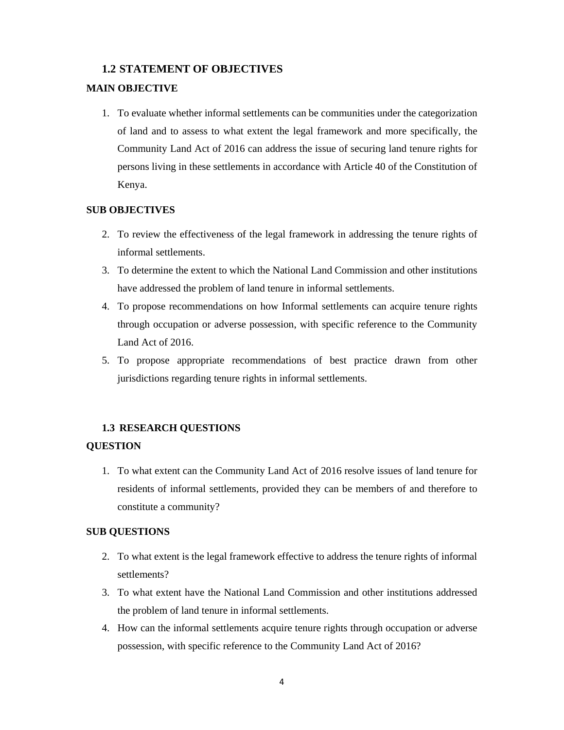## 1.2 STATEMENT OF OBJECTIVES

**MAIN OBJECTIVE**

1. To evaluate whether informal settlements can be communities under the categorization of land and to assess to what extent the legal framework and more specifically, the Community Land Act of 2016 can address the issue of securing land tenure rights for persons living in these settlements in accordance with Article 40 of the Constitution of Kenya.

**SUB OBJECTIVES**

2. To review the effectiveness of the legal framework in addressing the tenure rights of informal settlements.
3. To determine the extent to which the National Land Commission and other institutions have addressed the problem of land tenure in informal settlements.
4. To propose recommendations on how Informal settlements can acquire tenure rights through occupation or adverse possession, with specific reference to the Community Land Act of 2016.
5. To propose appropriate recommendations of best practice drawn from other jurisdictions regarding tenure rights in informal settlements.

## 1.3 RESEARCH QUESTIONS

**QUESTION**

1. To what extent can the Community Land Act of 2016 resolve issues of land tenure for residents of informal settlements, provided they can be members of and therefore to constitute a community?

**SUB QUESTIONS**

2. To what extent is the legal framework effective to address the tenure rights of informal settlements?
3. To what extent have the National Land Commission and other institutions addressed the problem of land tenure in informal settlements.
4. How can the informal settlements acquire tenure rights through occupation or adverse possession, with specific reference to the Community Land Act of 2016?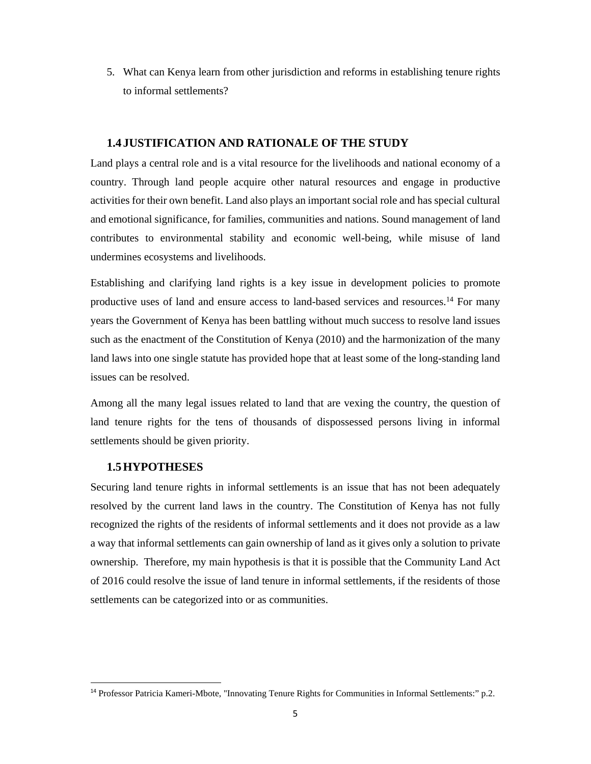5. What can Kenya learn from other jurisdiction and reforms in establishing tenure rights to informal settlements?

## 1.4 JUSTIFICATION AND RATIONALE OF THE STUDY

Land plays a central role and is a vital resource for the livelihoods and national economy of a country. Through land people acquire other natural resources and engage in productive activities for their own benefit. Land also plays an important social role and has special cultural and emotional significance, for families, communities and nations. Sound management of land contributes to environmental stability and economic well-being, while misuse of land undermines ecosystems and livelihoods.

Establishing and clarifying land rights is a key issue in development policies to promote productive uses of land and ensure access to land-based services and resources.[14] For many years the Government of Kenya has been battling without much success to resolve land issues such as the enactment of the Constitution of Kenya (2010) and the harmonization of the many land laws into one single statute has provided hope that at least some of the long-standing land issues can be resolved.

Among all the many legal issues related to land that are vexing the country, the question of land tenure rights for the tens of thousands of dispossessed persons living in informal settlements should be given priority.

## 1.5 HYPOTHESES

Securing land tenure rights in informal settlements is an issue that has not been adequately resolved by the current land laws in the country. The Constitution of Kenya has not fully recognized the rights of the residents of informal settlements and it does not provide as a law a way that informal settlements can gain ownership of land as it gives only a solution to private ownership. Therefore, my main hypothesis is that it is possible that the Community Land Act of 2016 could resolve the issue of land tenure in informal settlements, if the residents of those settlements can be categorized into or as communities.

---

[14] Professor Patricia Kameri-Mbote, "Innovating Tenure Rights for Communities in Informal Settlements:" p.2.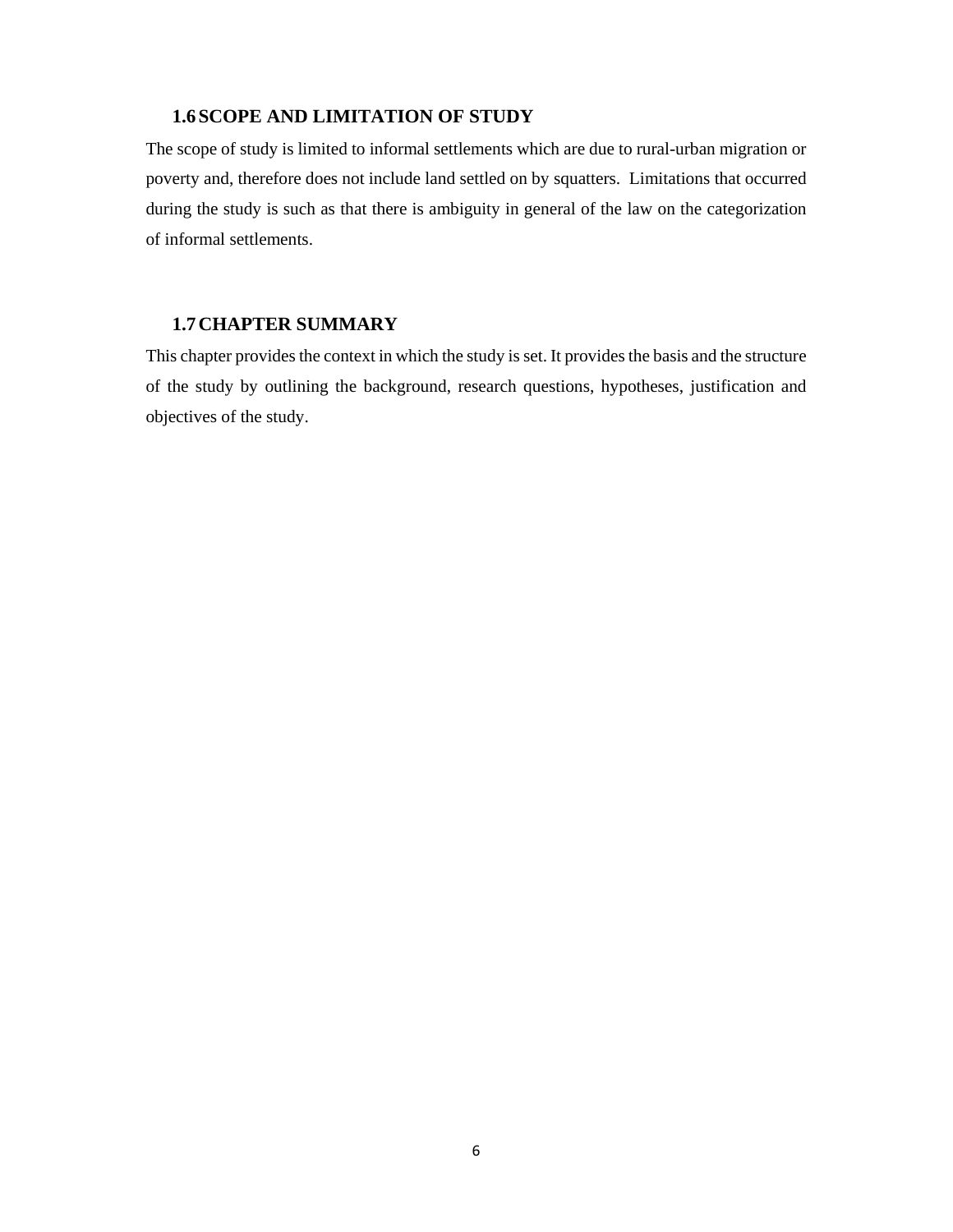## 1.6 SCOPE AND LIMITATION OF STUDY

The scope of study is limited to informal settlements which are due to rural-urban migration or poverty and, therefore does not include land settled on by squatters. Limitations that occurred during the study is such as that there is ambiguity in general of the law on the categorization of informal settlements.

## 1.7 CHAPTER SUMMARY

This chapter provides the context in which the study is set. It provides the basis and the structure of the study by outlining the background, research questions, hypotheses, justification and objectives of the study.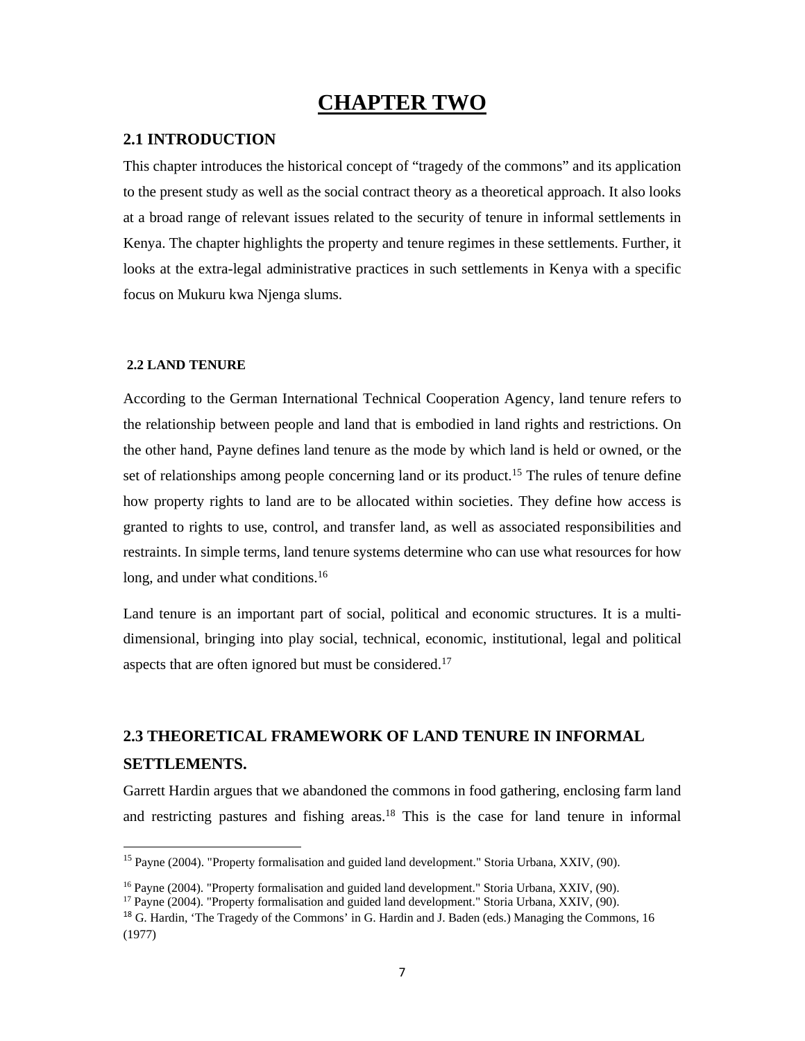# CHAPTER TWO

## 2.1 INTRODUCTION

This chapter introduces the historical concept of "tragedy of the commons" and its application to the present study as well as the social contract theory as a theoretical approach. It also looks at a broad range of relevant issues related to the security of tenure in informal settlements in Kenya. The chapter highlights the property and tenure regimes in these settlements. Further, it looks at the extra-legal administrative practices in such settlements in Kenya with a specific focus on Mukuru kwa Njenga slums.

### 2.2 LAND TENURE

According to the German International Technical Cooperation Agency, land tenure refers to the relationship between people and land that is embodied in land rights and restrictions. On the other hand, Payne defines land tenure as the mode by which land is held or owned, or the set of relationships among people concerning land or its product.[15] The rules of tenure define how property rights to land are to be allocated within societies. They define how access is granted to rights to use, control, and transfer land, as well as associated responsibilities and restraints. In simple terms, land tenure systems determine who can use what resources for how long, and under what conditions.[16]

Land tenure is an important part of social, political and economic structures. It is a multi-dimensional, bringing into play social, technical, economic, institutional, legal and political aspects that are often ignored but must be considered.[17]

## 2.3 THEORETICAL FRAMEWORK OF LAND TENURE IN INFORMAL SETTLEMENTS.

Garrett Hardin argues that we abandoned the commons in food gathering, enclosing farm land and restricting pastures and fishing areas.[18] This is the case for land tenure in informal

---

[15] Payne (2004). "Property formalisation and guided land development." Storia Urbana, XXIV, (90).

[16] Payne (2004). "Property formalisation and guided land development." Storia Urbana, XXIV, (90).

[17] Payne (2004). "Property formalisation and guided land development." Storia Urbana, XXIV, (90).

[18] G. Hardin, 'The Tragedy of the Commons' in G. Hardin and J. Baden (eds.) Managing the Commons, 16 (1977)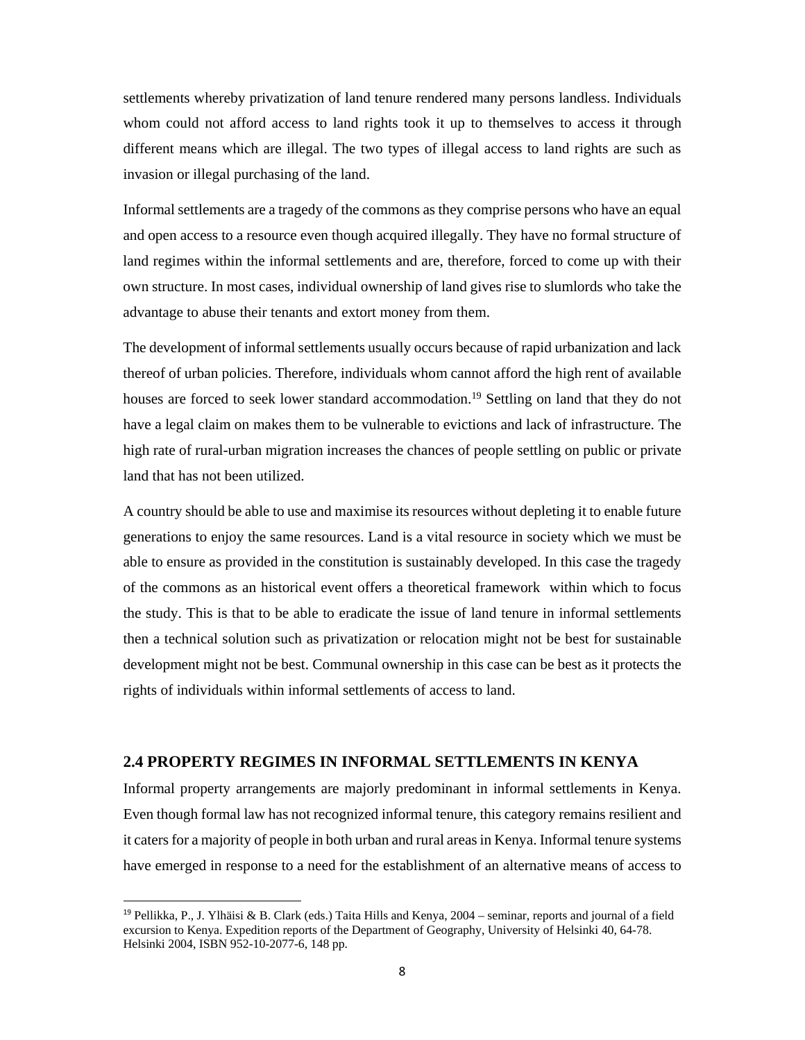settlements whereby privatization of land tenure rendered many persons landless. Individuals whom could not afford access to land rights took it up to themselves to access it through different means which are illegal. The two types of illegal access to land rights are such as invasion or illegal purchasing of the land.

Informal settlements are a tragedy of the commons as they comprise persons who have an equal and open access to a resource even though acquired illegally. They have no formal structure of land regimes within the informal settlements and are, therefore, forced to come up with their own structure. In most cases, individual ownership of land gives rise to slumlords who take the advantage to abuse their tenants and extort money from them.

The development of informal settlements usually occurs because of rapid urbanization and lack thereof of urban policies. Therefore, individuals whom cannot afford the high rent of available houses are forced to seek lower standard accommodation.[19] Settling on land that they do not have a legal claim on makes them to be vulnerable to evictions and lack of infrastructure. The high rate of rural-urban migration increases the chances of people settling on public or private land that has not been utilized.

A country should be able to use and maximise its resources without depleting it to enable future generations to enjoy the same resources. Land is a vital resource in society which we must be able to ensure as provided in the constitution is sustainably developed. In this case the tragedy of the commons as an historical event offers a theoretical framework within which to focus the study. This is that to be able to eradicate the issue of land tenure in informal settlements then a technical solution such as privatization or relocation might not be best for sustainable development might not be best. Communal ownership in this case can be best as it protects the rights of individuals within informal settlements of access to land.

## 2.4 PROPERTY REGIMES IN INFORMAL SETTLEMENTS IN KENYA

Informal property arrangements are majorly predominant in informal settlements in Kenya. Even though formal law has not recognized informal tenure, this category remains resilient and it caters for a majority of people in both urban and rural areas in Kenya. Informal tenure systems have emerged in response to a need for the establishment of an alternative means of access to

---

[19] Pellikka, P., J. Ylhäisi & B. Clark (eds.) Taita Hills and Kenya, 2004 – seminar, reports and journal of a field excursion to Kenya. Expedition reports of the Department of Geography, University of Helsinki 40, 64-78. Helsinki 2004, ISBN 952-10-2077-6, 148 pp.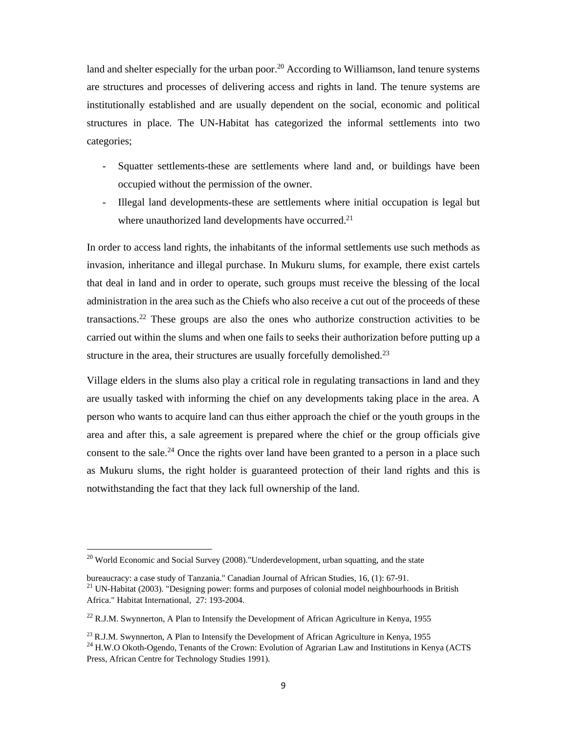land and shelter especially for the urban poor.[20] According to Williamson, land tenure systems are structures and processes of delivering access and rights in land. The tenure systems are institutionally established and are usually dependent on the social, economic and political structures in place. The UN-Habitat has categorized the informal settlements into two categories;

- Squatter settlements-these are settlements where land and, or buildings have been occupied without the permission of the owner.
- Illegal land developments-these are settlements where initial occupation is legal but where unauthorized land developments have occurred.[21]

In order to access land rights, the inhabitants of the informal settlements use such methods as invasion, inheritance and illegal purchase. In Mukuru slums, for example, there exist cartels that deal in land and in order to operate, such groups must receive the blessing of the local administration in the area such as the Chiefs who also receive a cut out of the proceeds of these transactions.[22] These groups are also the ones who authorize construction activities to be carried out within the slums and when one fails to seeks their authorization before putting up a structure in the area, their structures are usually forcefully demolished.[23]

Village elders in the slums also play a critical role in regulating transactions in land and they are usually tasked with informing the chief on any developments taking place in the area. A person who wants to acquire land can thus either approach the chief or the youth groups in the area and after this, a sale agreement is prepared where the chief or the group officials give consent to the sale.[24] Once the rights over land have been granted to a person in a place such as Mukuru slums, the right holder is guaranteed protection of their land rights and this is notwithstanding the fact that they lack full ownership of the land.

---

[20] World Economic and Social Survey (2008)."Underdevelopment, urban squatting, and the state bureaucracy: a case study of Tanzania." Canadian Journal of African Studies, 16, (1): 67-91.

[21] UN-Habitat (2003). "Designing power: forms and purposes of colonial model neighbourhoods in British Africa." Habitat International, 27: 193-2004.

[22] R.J.M. Swynnerton, A Plan to Intensify the Development of African Agriculture in Kenya, 1955

[23] R.J.M. Swynnerton, A Plan to Intensify the Development of African Agriculture in Kenya, 1955

[24] H.W.O Okoth-Ogendo, Tenants of the Crown: Evolution of Agrarian Law and Institutions in Kenya (ACTS Press, African Centre for Technology Studies 1991).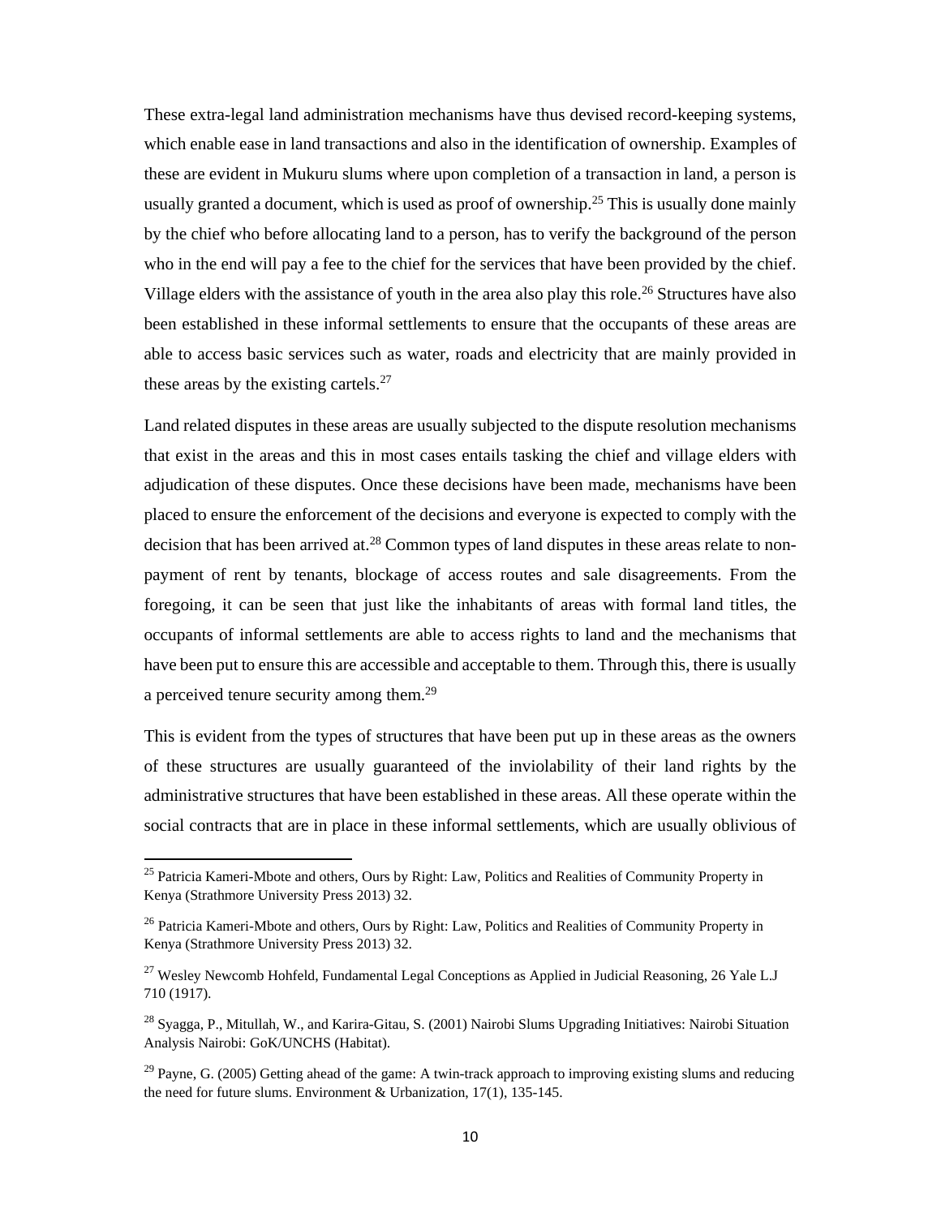These extra-legal land administration mechanisms have thus devised record-keeping systems, which enable ease in land transactions and also in the identification of ownership. Examples of these are evident in Mukuru slums where upon completion of a transaction in land, a person is usually granted a document, which is used as proof of ownership.[25] This is usually done mainly by the chief who before allocating land to a person, has to verify the background of the person who in the end will pay a fee to the chief for the services that have been provided by the chief. Village elders with the assistance of youth in the area also play this role.[26] Structures have also been established in these informal settlements to ensure that the occupants of these areas are able to access basic services such as water, roads and electricity that are mainly provided in these areas by the existing cartels.[27]

Land related disputes in these areas are usually subjected to the dispute resolution mechanisms that exist in the areas and this in most cases entails tasking the chief and village elders with adjudication of these disputes. Once these decisions have been made, mechanisms have been placed to ensure the enforcement of the decisions and everyone is expected to comply with the decision that has been arrived at.[28] Common types of land disputes in these areas relate to non-payment of rent by tenants, blockage of access routes and sale disagreements. From the foregoing, it can be seen that just like the inhabitants of areas with formal land titles, the occupants of informal settlements are able to access rights to land and the mechanisms that have been put to ensure this are accessible and acceptable to them. Through this, there is usually a perceived tenure security among them.[29]

This is evident from the types of structures that have been put up in these areas as the owners of these structures are usually guaranteed of the inviolability of their land rights by the administrative structures that have been established in these areas. All these operate within the social contracts that are in place in these informal settlements, which are usually oblivious of

---

[25] Patricia Kameri-Mbote and others, Ours by Right: Law, Politics and Realities of Community Property in Kenya (Strathmore University Press 2013) 32.

[26] Patricia Kameri-Mbote and others, Ours by Right: Law, Politics and Realities of Community Property in Kenya (Strathmore University Press 2013) 32.

[27] Wesley Newcomb Hohfeld, Fundamental Legal Conceptions as Applied in Judicial Reasoning, 26 Yale L.J 710 (1917).

[28] Syagga, P., Mitullah, W., and Karira-Gitau, S. (2001) Nairobi Slums Upgrading Initiatives: Nairobi Situation Analysis Nairobi: GoK/UNCHS (Habitat).

[29] Payne, G. (2005) Getting ahead of the game: A twin-track approach to improving existing slums and reducing the need for future slums. Environment & Urbanization, 17(1), 135-145.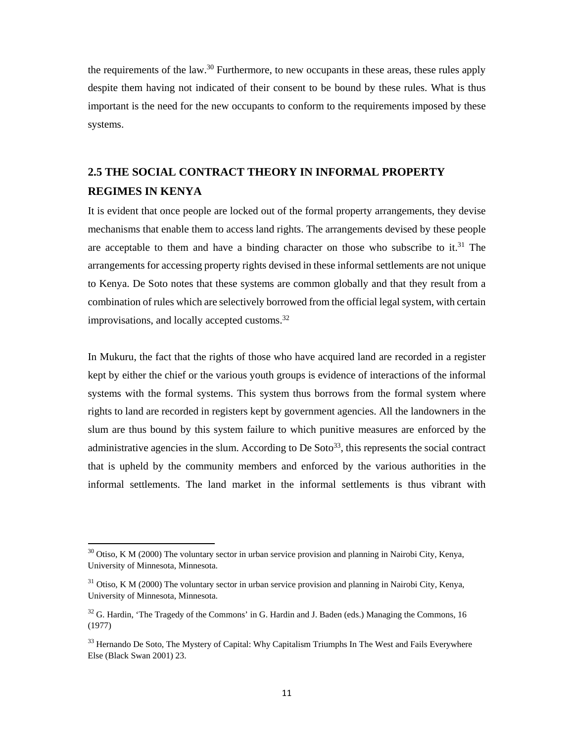the requirements of the law.[30] Furthermore, to new occupants in these areas, these rules apply despite them having not indicated of their consent to be bound by these rules. What is thus important is the need for the new occupants to conform to the requirements imposed by these systems.

## 2.5 THE SOCIAL CONTRACT THEORY IN INFORMAL PROPERTY REGIMES IN KENYA

It is evident that once people are locked out of the formal property arrangements, they devise mechanisms that enable them to access land rights. The arrangements devised by these people are acceptable to them and have a binding character on those who subscribe to it.[31] The arrangements for accessing property rights devised in these informal settlements are not unique to Kenya. De Soto notes that these systems are common globally and that they result from a combination of rules which are selectively borrowed from the official legal system, with certain improvisations, and locally accepted customs.[32]

In Mukuru, the fact that the rights of those who have acquired land are recorded in a register kept by either the chief or the various youth groups is evidence of interactions of the informal systems with the formal systems. This system thus borrows from the formal system where rights to land are recorded in registers kept by government agencies. All the landowners in the slum are thus bound by this system failure to which punitive measures are enforced by the administrative agencies in the slum. According to De Soto[33], this represents the social contract that is upheld by the community members and enforced by the various authorities in the informal settlements. The land market in the informal settlements is thus vibrant with

---

[30] Otiso, K M (2000) The voluntary sector in urban service provision and planning in Nairobi City, Kenya, University of Minnesota, Minnesota.

[31] Otiso, K M (2000) The voluntary sector in urban service provision and planning in Nairobi City, Kenya, University of Minnesota, Minnesota.

[32] G. Hardin, 'The Tragedy of the Commons' in G. Hardin and J. Baden (eds.) Managing the Commons, 16 (1977)

[33] Hernando De Soto, The Mystery of Capital: Why Capitalism Triumphs In The West and Fails Everywhere Else (Black Swan 2001) 23.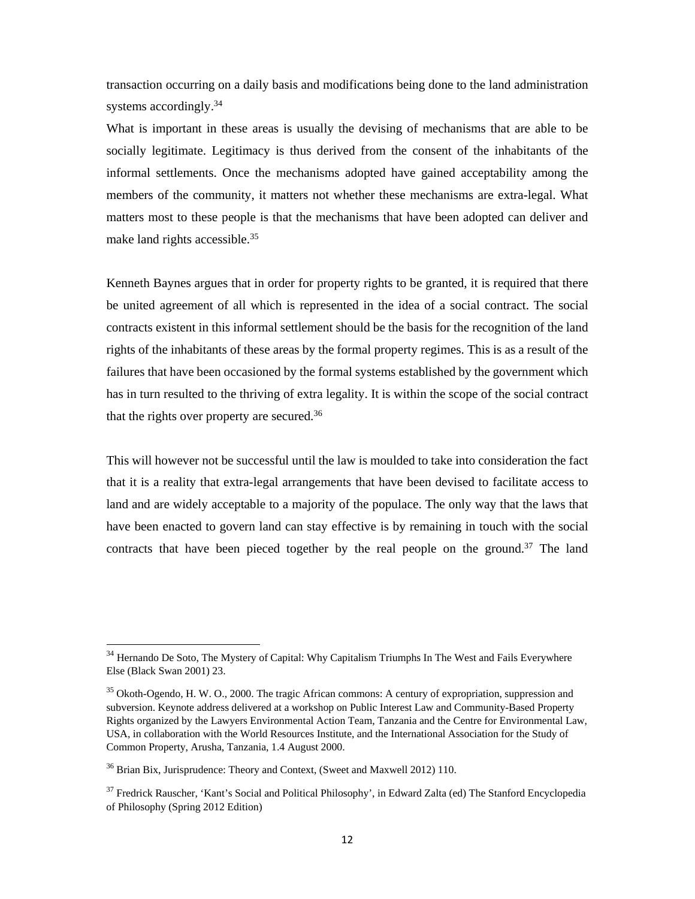transaction occurring on a daily basis and modifications being done to the land administration systems accordingly.[34]

What is important in these areas is usually the devising of mechanisms that are able to be socially legitimate. Legitimacy is thus derived from the consent of the inhabitants of the informal settlements. Once the mechanisms adopted have gained acceptability among the members of the community, it matters not whether these mechanisms are extra-legal. What matters most to these people is that the mechanisms that have been adopted can deliver and make land rights accessible.[35]

Kenneth Baynes argues that in order for property rights to be granted, it is required that there be united agreement of all which is represented in the idea of a social contract. The social contracts existent in this informal settlement should be the basis for the recognition of the land rights of the inhabitants of these areas by the formal property regimes. This is as a result of the failures that have been occasioned by the formal systems established by the government which has in turn resulted to the thriving of extra legality. It is within the scope of the social contract that the rights over property are secured.[36]

This will however not be successful until the law is moulded to take into consideration the fact that it is a reality that extra-legal arrangements that have been devised to facilitate access to land and are widely acceptable to a majority of the populace. The only way that the laws that have been enacted to govern land can stay effective is by remaining in touch with the social contracts that have been pieced together by the real people on the ground.[37] The land

---

[34] Hernando De Soto, The Mystery of Capital: Why Capitalism Triumphs In The West and Fails Everywhere Else (Black Swan 2001) 23.

[35] Okoth-Ogendo, H. W. O., 2000. The tragic African commons: A century of expropriation, suppression and subversion. Keynote address delivered at a workshop on Public Interest Law and Community-Based Property Rights organized by the Lawyers Environmental Action Team, Tanzania and the Centre for Environmental Law, USA, in collaboration with the World Resources Institute, and the International Association for the Study of Common Property, Arusha, Tanzania, 1.4 August 2000.

[36] Brian Bix, Jurisprudence: Theory and Context, (Sweet and Maxwell 2012) 110.

[37] Fredrick Rauscher, 'Kant's Social and Political Philosophy', in Edward Zalta (ed) The Stanford Encyclopedia of Philosophy (Spring 2012 Edition)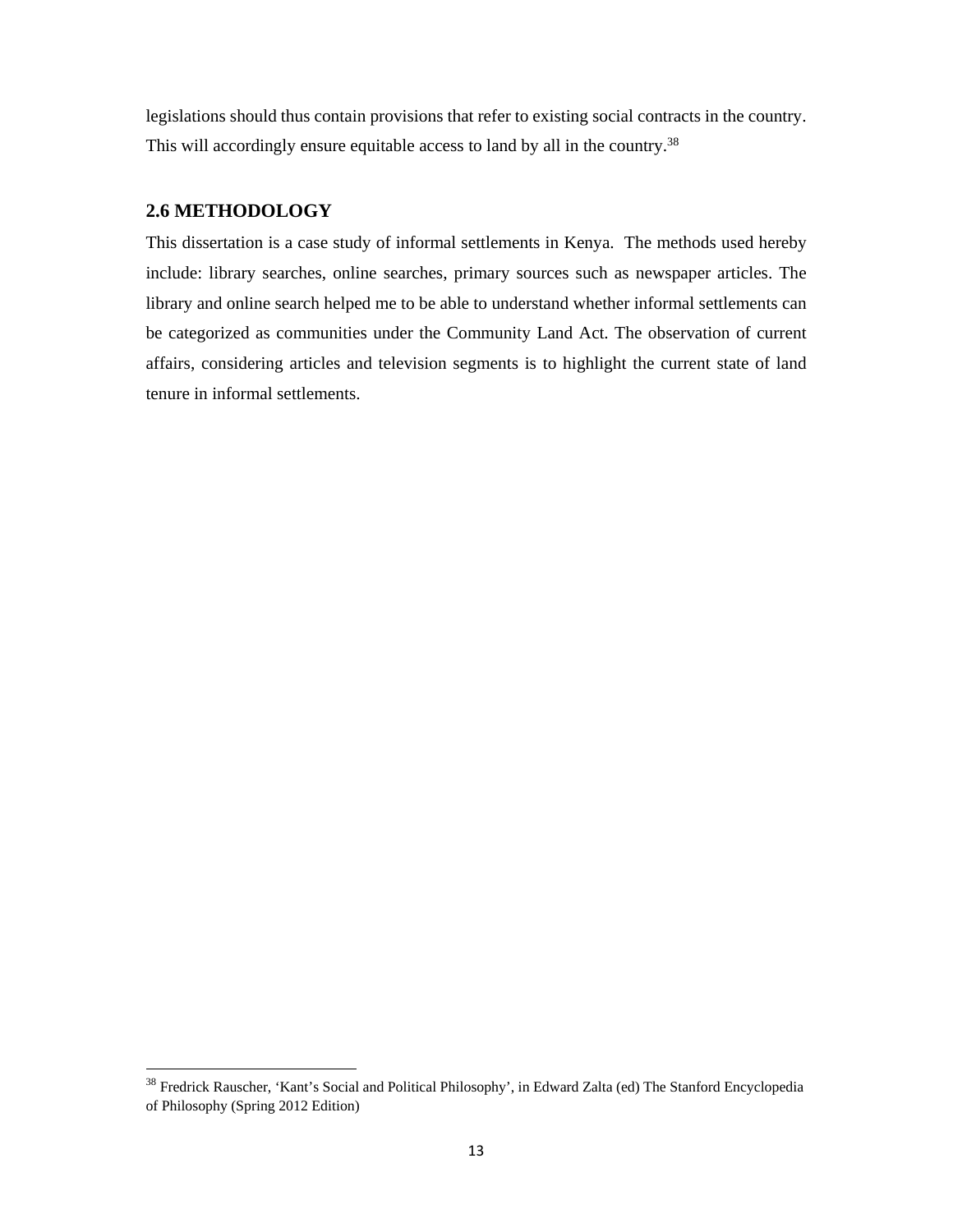legislations should thus contain provisions that refer to existing social contracts in the country. This will accordingly ensure equitable access to land by all in the country.[38]

## 2.6 METHODOLOGY

This dissertation is a case study of informal settlements in Kenya. The methods used hereby include: library searches, online searches, primary sources such as newspaper articles. The library and online search helped me to be able to understand whether informal settlements can be categorized as communities under the Community Land Act. The observation of current affairs, considering articles and television segments is to highlight the current state of land tenure in informal settlements.

[38] Fredrick Rauscher, 'Kant's Social and Political Philosophy', in Edward Zalta (ed) The Stanford Encyclopedia of Philosophy (Spring 2012 Edition)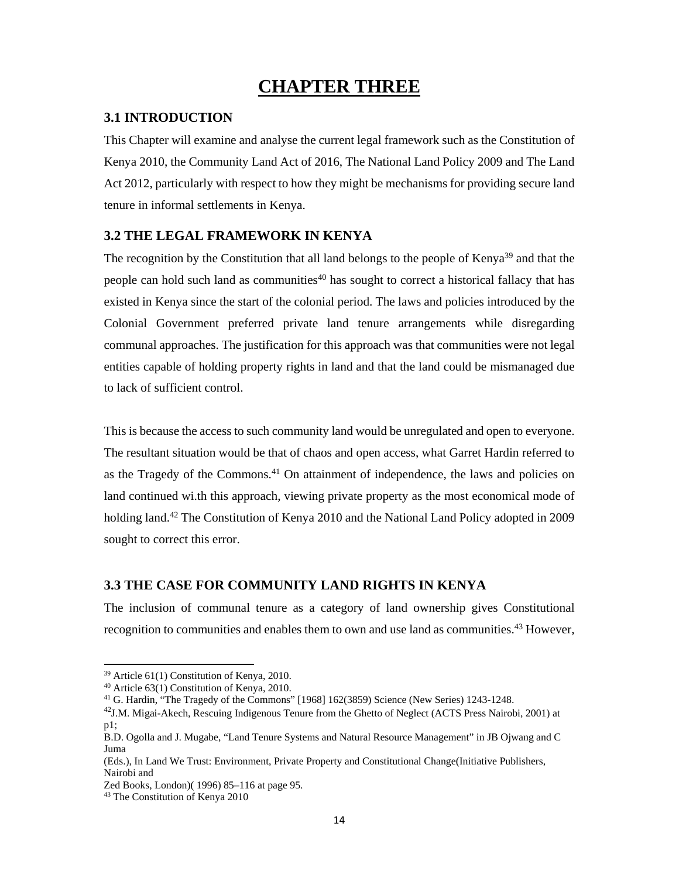# CHAPTER THREE

## 3.1 INTRODUCTION

This Chapter will examine and analyse the current legal framework such as the Constitution of Kenya 2010, the Community Land Act of 2016, The National Land Policy 2009 and The Land Act 2012, particularly with respect to how they might be mechanisms for providing secure land tenure in informal settlements in Kenya.

## 3.2 THE LEGAL FRAMEWORK IN KENYA

The recognition by the Constitution that all land belongs to the people of Kenya[39] and that the people can hold such land as communities[40] has sought to correct a historical fallacy that has existed in Kenya since the start of the colonial period. The laws and policies introduced by the Colonial Government preferred private land tenure arrangements while disregarding communal approaches. The justification for this approach was that communities were not legal entities capable of holding property rights in land and that the land could be mismanaged due to lack of sufficient control.

This is because the access to such community land would be unregulated and open to everyone. The resultant situation would be that of chaos and open access, what Garret Hardin referred to as the Tragedy of the Commons.[41] On attainment of independence, the laws and policies on land continued wi.th this approach, viewing private property as the most economical mode of holding land.[42] The Constitution of Kenya 2010 and the National Land Policy adopted in 2009 sought to correct this error.

## 3.3 THE CASE FOR COMMUNITY LAND RIGHTS IN KENYA

The inclusion of communal tenure as a category of land ownership gives Constitutional recognition to communities and enables them to own and use land as communities.[43] However,

---

[39] Article 61(1) Constitution of Kenya, 2010.

[40] Article 63(1) Constitution of Kenya, 2010.

[41] G. Hardin, "The Tragedy of the Commons" [1968] 162(3859) Science (New Series) 1243-1248.

[42] J.M. Migai-Akech, Rescuing Indigenous Tenure from the Ghetto of Neglect (ACTS Press Nairobi, 2001) at p1;

B.D. Ogolla and J. Mugabe, "Land Tenure Systems and Natural Resource Management" in JB Ojwang and C Juma

(Eds.), In Land We Trust: Environment, Private Property and Constitutional Change(Initiative Publishers, Nairobi and

Zed Books, London)( 1996) 85–116 at page 95.

[43] The Constitution of Kenya 2010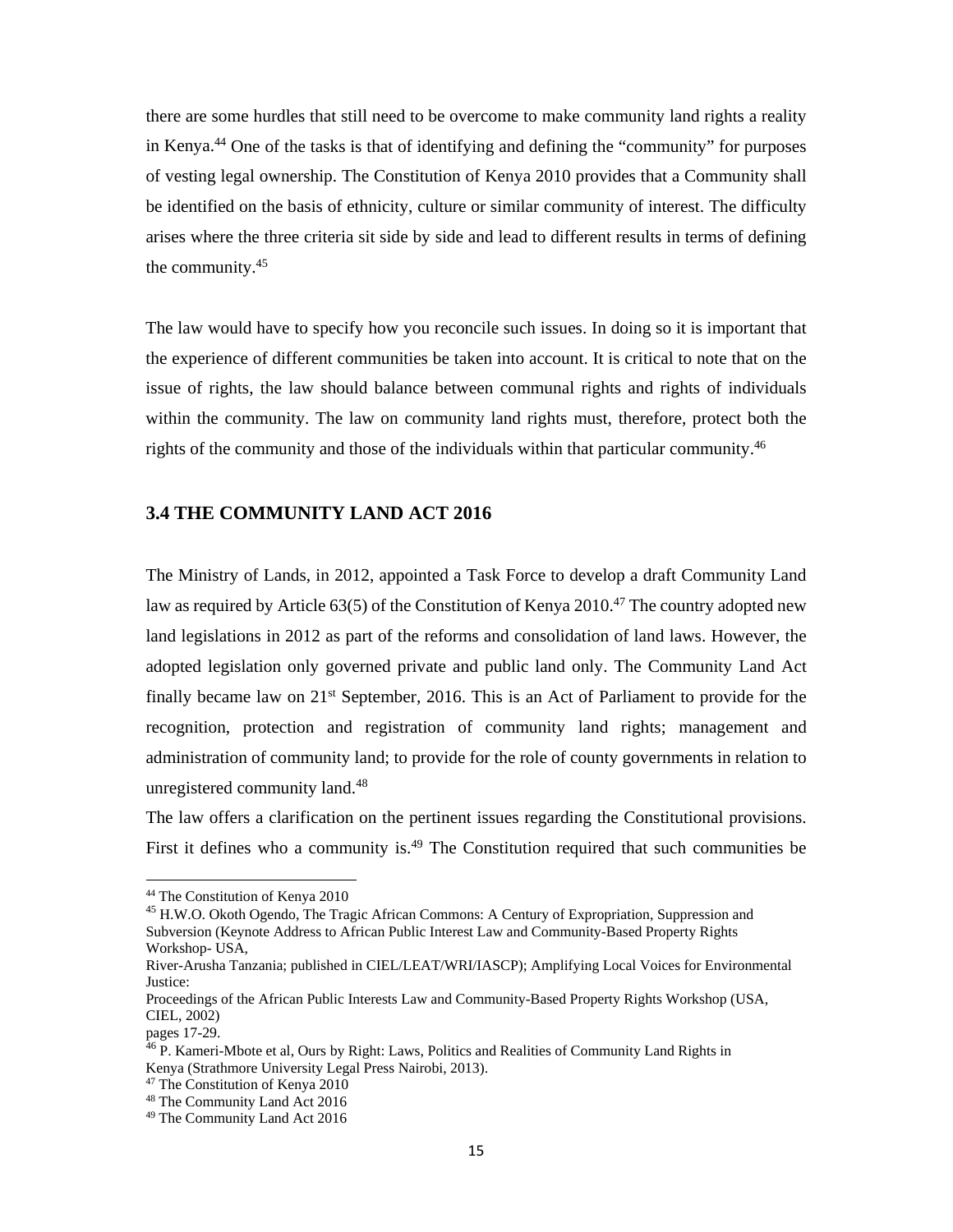there are some hurdles that still need to be overcome to make community land rights a reality in Kenya.[44] One of the tasks is that of identifying and defining the "community" for purposes of vesting legal ownership. The Constitution of Kenya 2010 provides that a Community shall be identified on the basis of ethnicity, culture or similar community of interest. The difficulty arises where the three criteria sit side by side and lead to different results in terms of defining the community.[45]

The law would have to specify how you reconcile such issues. In doing so it is important that the experience of different communities be taken into account. It is critical to note that on the issue of rights, the law should balance between communal rights and rights of individuals within the community. The law on community land rights must, therefore, protect both the rights of the community and those of the individuals within that particular community.[46]

### 3.4 THE COMMUNITY LAND ACT 2016

The Ministry of Lands, in 2012, appointed a Task Force to develop a draft Community Land law as required by Article 63(5) of the Constitution of Kenya 2010.[47] The country adopted new land legislations in 2012 as part of the reforms and consolidation of land laws. However, the adopted legislation only governed private and public land only. The Community Land Act finally became law on 21st September, 2016. This is an Act of Parliament to provide for the recognition, protection and registration of community land rights; management and administration of community land; to provide for the role of county governments in relation to unregistered community land.[48]

The law offers a clarification on the pertinent issues regarding the Constitutional provisions. First it defines who a community is.[49] The Constitution required that such communities be

---

[44] The Constitution of Kenya 2010

[45] H.W.O. Okoth Ogendo, The Tragic African Commons: A Century of Expropriation, Suppression and Subversion (Keynote Address to African Public Interest Law and Community-Based Property Rights Workshop- USA,
River-Arusha Tanzania; published in CIEL/LEAT/WRI/IASCP); Amplifying Local Voices for Environmental Justice:
Proceedings of the African Public Interests Law and Community-Based Property Rights Workshop (USA, CIEL, 2002)
pages 17-29.

[46] P. Kameri-Mbote et al, Ours by Right: Laws, Politics and Realities of Community Land Rights in Kenya (Strathmore University Legal Press Nairobi, 2013).

[47] The Constitution of Kenya 2010

[48] The Community Land Act 2016

[49] The Community Land Act 2016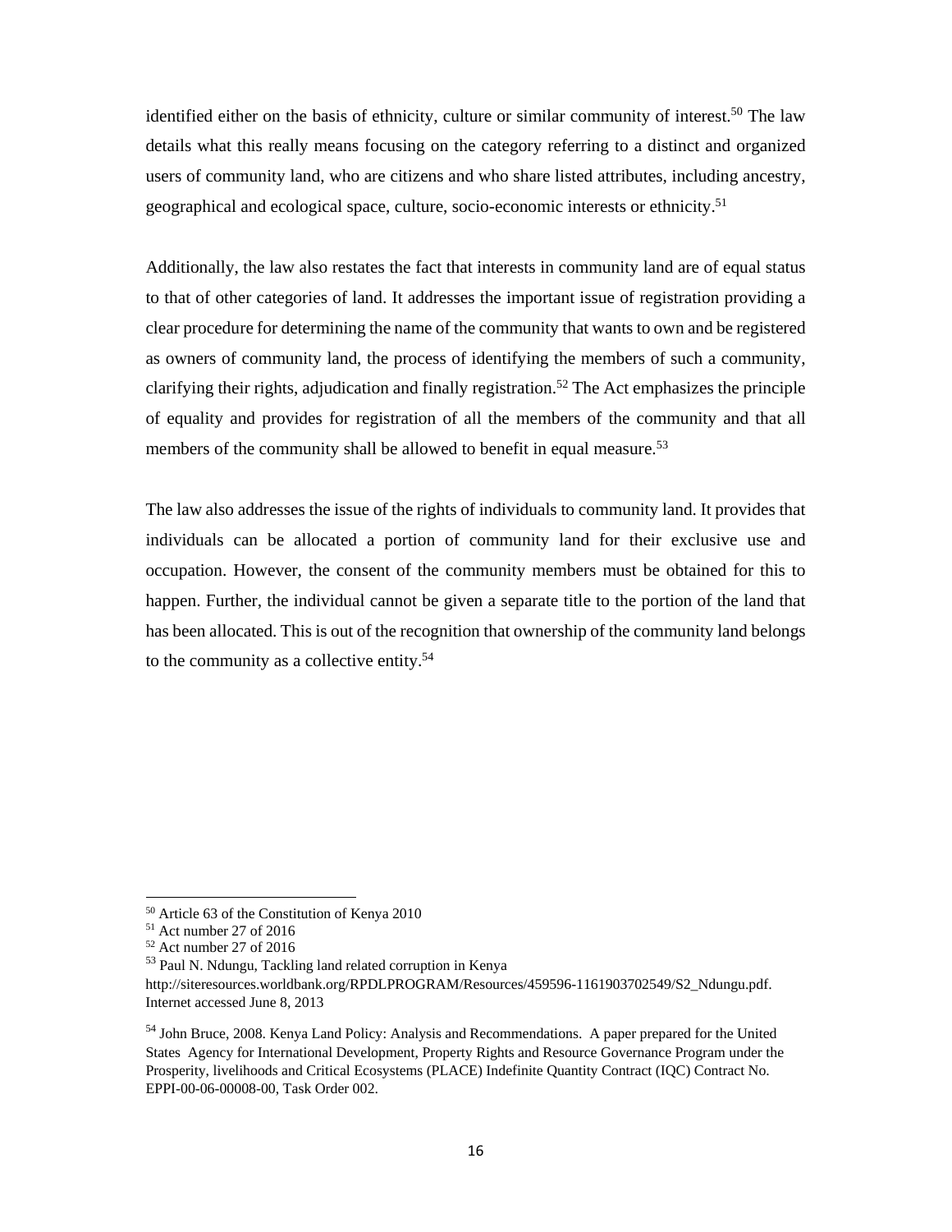identified either on the basis of ethnicity, culture or similar community of interest.[50] The law details what this really means focusing on the category referring to a distinct and organized users of community land, who are citizens and who share listed attributes, including ancestry, geographical and ecological space, culture, socio-economic interests or ethnicity.[51]

Additionally, the law also restates the fact that interests in community land are of equal status to that of other categories of land. It addresses the important issue of registration providing a clear procedure for determining the name of the community that wants to own and be registered as owners of community land, the process of identifying the members of such a community, clarifying their rights, adjudication and finally registration.[52] The Act emphasizes the principle of equality and provides for registration of all the members of the community and that all members of the community shall be allowed to benefit in equal measure.[53]

The law also addresses the issue of the rights of individuals to community land. It provides that individuals can be allocated a portion of community land for their exclusive use and occupation. However, the consent of the community members must be obtained for this to happen. Further, the individual cannot be given a separate title to the portion of the land that has been allocated. This is out of the recognition that ownership of the community land belongs to the community as a collective entity.[54]

---

[50] Article 63 of the Constitution of Kenya 2010

[51] Act number 27 of 2016

[52] Act number 27 of 2016

[53] Paul N. Ndungu, Tackling land related corruption in Kenya http://siteresources.worldbank.org/RPDLPROGRAM/Resources/459596-1161903702549/S2_Ndungu.pdf. Internet accessed June 8, 2013

[54] John Bruce, 2008. Kenya Land Policy: Analysis and Recommendations. A paper prepared for the United States Agency for International Development, Property Rights and Resource Governance Program under the Prosperity, livelihoods and Critical Ecosystems (PLACE) Indefinite Quantity Contract (IQC) Contract No. EPPI-00-06-00008-00, Task Order 002.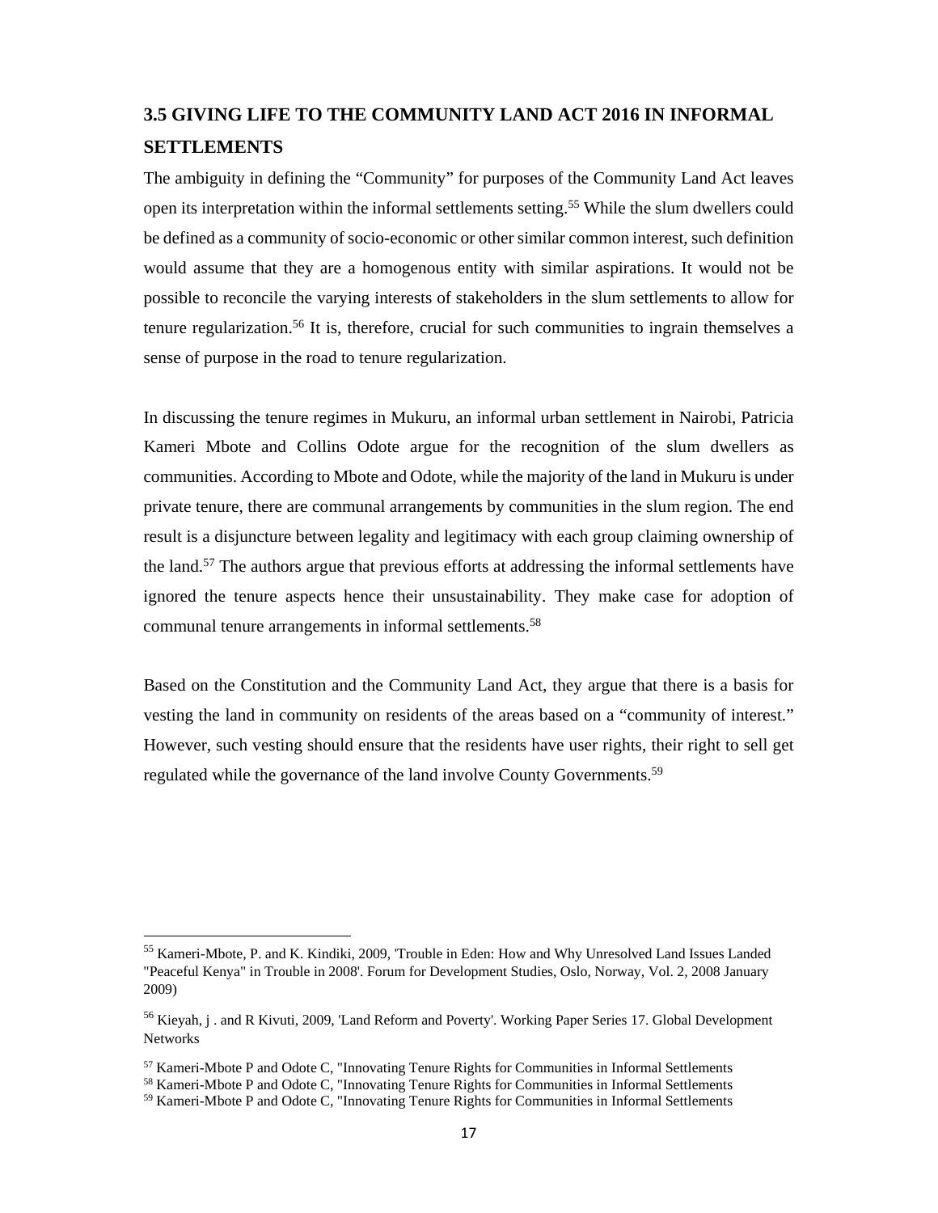## 3.5 GIVING LIFE TO THE COMMUNITY LAND ACT 2016 IN INFORMAL SETTLEMENTS

The ambiguity in defining the "Community" for purposes of the Community Land Act leaves open its interpretation within the informal settlements setting.[55] While the slum dwellers could be defined as a community of socio-economic or other similar common interest, such definition would assume that they are a homogenous entity with similar aspirations. It would not be possible to reconcile the varying interests of stakeholders in the slum settlements to allow for tenure regularization.[56] It is, therefore, crucial for such communities to ingrain themselves a sense of purpose in the road to tenure regularization.

In discussing the tenure regimes in Mukuru, an informal urban settlement in Nairobi, Patricia Kameri Mbote and Collins Odote argue for the recognition of the slum dwellers as communities. According to Mbote and Odote, while the majority of the land in Mukuru is under private tenure, there are communal arrangements by communities in the slum region. The end result is a disjuncture between legality and legitimacy with each group claiming ownership of the land.[57] The authors argue that previous efforts at addressing the informal settlements have ignored the tenure aspects hence their unsustainability. They make case for adoption of communal tenure arrangements in informal settlements.[58]

Based on the Constitution and the Community Land Act, they argue that there is a basis for vesting the land in community on residents of the areas based on a "community of interest." However, such vesting should ensure that the residents have user rights, their right to sell get regulated while the governance of the land involve County Governments.[59]

---

[55] Kameri-Mbote, P. and K. Kindiki, 2009, 'Trouble in Eden: How and Why Unresolved Land Issues Landed "Peaceful Kenya" in Trouble in 2008'. Forum for Development Studies, Oslo, Norway, Vol. 2, 2008 January 2009)

[56] Kieyah, j . and R Kivuti, 2009, 'Land Reform and Poverty'. Working Paper Series 17. Global Development Networks

[57] Kameri-Mbote P and Odote C, "Innovating Tenure Rights for Communities in Informal Settlements

[58] Kameri-Mbote P and Odote C, "Innovating Tenure Rights for Communities in Informal Settlements

[59] Kameri-Mbote P and Odote C, "Innovating Tenure Rights for Communities in Informal Settlements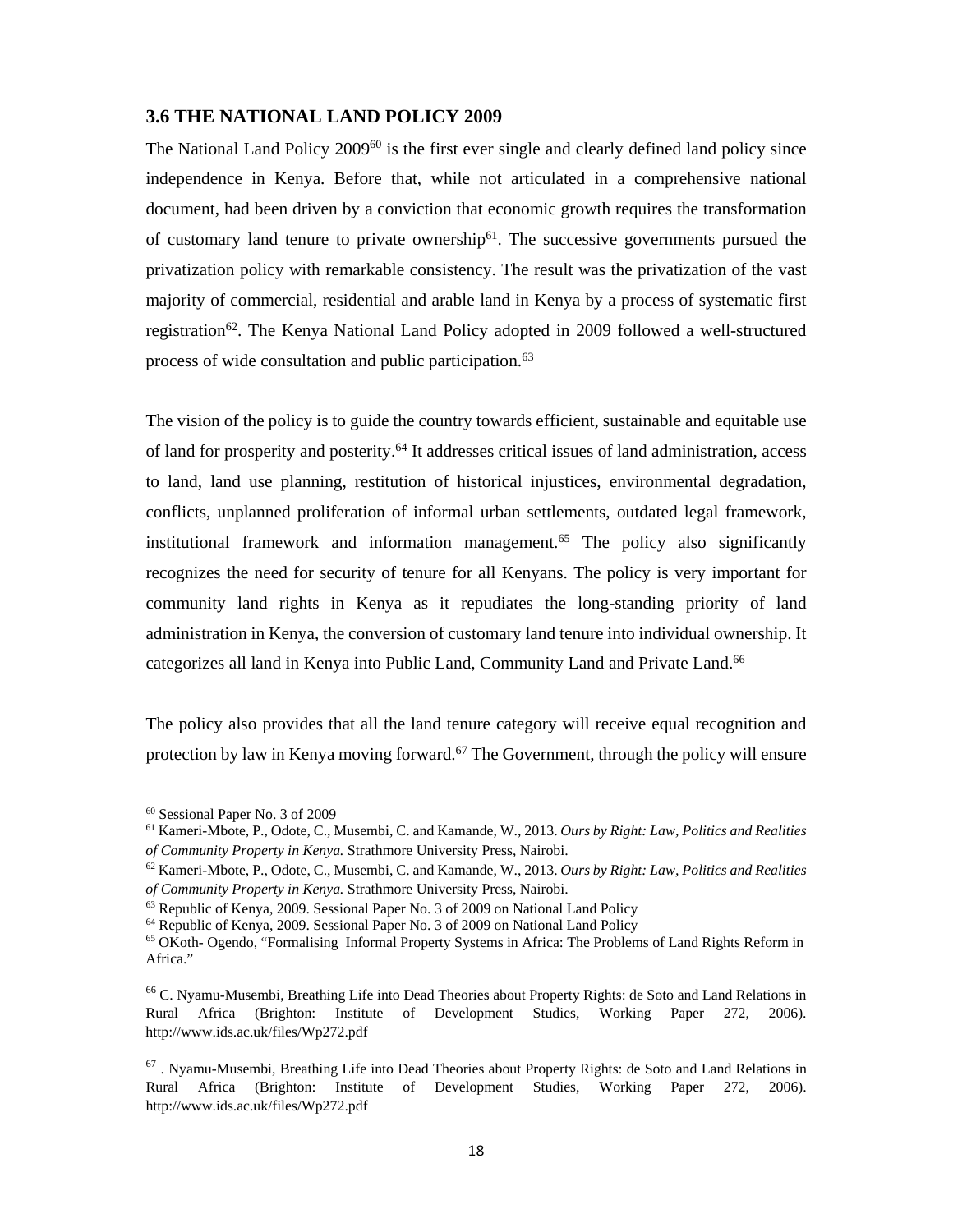### 3.6 THE NATIONAL LAND POLICY 2009

The National Land Policy 2009[60] is the first ever single and clearly defined land policy since independence in Kenya. Before that, while not articulated in a comprehensive national document, had been driven by a conviction that economic growth requires the transformation of customary land tenure to private ownership[61]. The successive governments pursued the privatization policy with remarkable consistency. The result was the privatization of the vast majority of commercial, residential and arable land in Kenya by a process of systematic first registration[62]. The Kenya National Land Policy adopted in 2009 followed a well-structured process of wide consultation and public participation.[63]

The vision of the policy is to guide the country towards efficient, sustainable and equitable use of land for prosperity and posterity.[64] It addresses critical issues of land administration, access to land, land use planning, restitution of historical injustices, environmental degradation, conflicts, unplanned proliferation of informal urban settlements, outdated legal framework, institutional framework and information management.[65] The policy also significantly recognizes the need for security of tenure for all Kenyans. The policy is very important for community land rights in Kenya as it repudiates the long-standing priority of land administration in Kenya, the conversion of customary land tenure into individual ownership. It categorizes all land in Kenya into Public Land, Community Land and Private Land.[66]

The policy also provides that all the land tenure category will receive equal recognition and protection by law in Kenya moving forward.[67] The Government, through the policy will ensure

---

[60] Sessional Paper No. 3 of 2009

[61] Kameri-Mbote, P., Odote, C., Musembi, C. and Kamande, W., 2013. *Ours by Right: Law, Politics and Realities of Community Property in Kenya.* Strathmore University Press, Nairobi.

[62] Kameri-Mbote, P., Odote, C., Musembi, C. and Kamande, W., 2013. *Ours by Right: Law, Politics and Realities of Community Property in Kenya.* Strathmore University Press, Nairobi.

[63] Republic of Kenya, 2009. Sessional Paper No. 3 of 2009 on National Land Policy

[64] Republic of Kenya, 2009. Sessional Paper No. 3 of 2009 on National Land Policy

[65] OKoth- Ogendo, "Formalising Informal Property Systems in Africa: The Problems of Land Rights Reform in Africa."

[66] C. Nyamu-Musembi, Breathing Life into Dead Theories about Property Rights: de Soto and Land Relations in Rural Africa (Brighton: Institute of Development Studies, Working Paper 272, 2006). http://www.ids.ac.uk/files/Wp272.pdf

[67] . Nyamu-Musembi, Breathing Life into Dead Theories about Property Rights: de Soto and Land Relations in Rural Africa (Brighton: Institute of Development Studies, Working Paper 272, 2006). http://www.ids.ac.uk/files/Wp272.pdf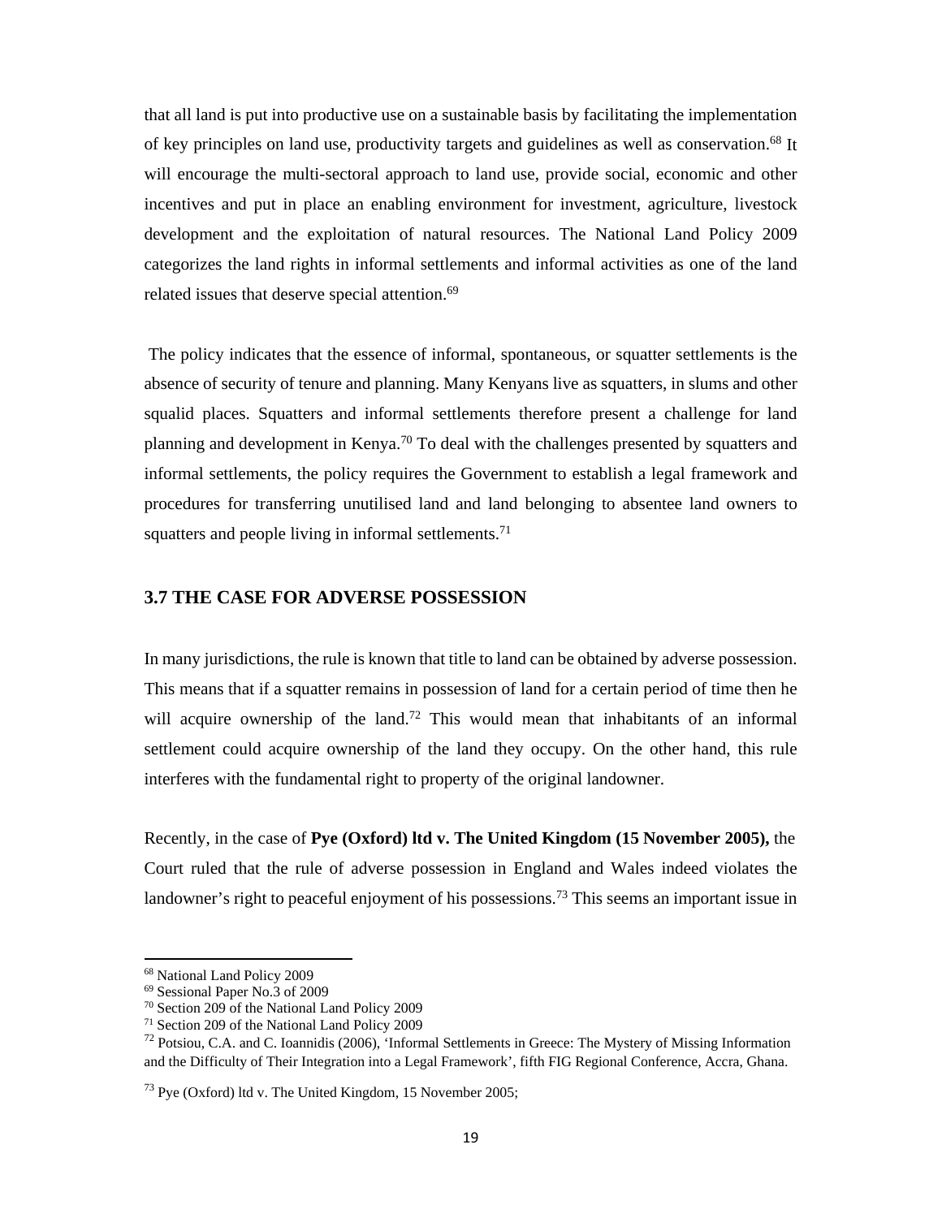that all land is put into productive use on a sustainable basis by facilitating the implementation of key principles on land use, productivity targets and guidelines as well as conservation.[68] It will encourage the multi-sectoral approach to land use, provide social, economic and other incentives and put in place an enabling environment for investment, agriculture, livestock development and the exploitation of natural resources. The National Land Policy 2009 categorizes the land rights in informal settlements and informal activities as one of the land related issues that deserve special attention.[69]

The policy indicates that the essence of informal, spontaneous, or squatter settlements is the absence of security of tenure and planning. Many Kenyans live as squatters, in slums and other squalid places. Squatters and informal settlements therefore present a challenge for land planning and development in Kenya.[70] To deal with the challenges presented by squatters and informal settlements, the policy requires the Government to establish a legal framework and procedures for transferring unutilised land and land belonging to absentee land owners to squatters and people living in informal settlements.[71]

### 3.7 THE CASE FOR ADVERSE POSSESSION

In many jurisdictions, the rule is known that title to land can be obtained by adverse possession. This means that if a squatter remains in possession of land for a certain period of time then he will acquire ownership of the land.[72] This would mean that inhabitants of an informal settlement could acquire ownership of the land they occupy. On the other hand, this rule interferes with the fundamental right to property of the original landowner.

Recently, in the case of **Pye (Oxford) ltd v. The United Kingdom (15 November 2005),** the Court ruled that the rule of adverse possession in England and Wales indeed violates the landowner's right to peaceful enjoyment of his possessions.[73] This seems an important issue in

---

[68] National Land Policy 2009

[69] Sessional Paper No.3 of 2009

[70] Section 209 of the National Land Policy 2009

[71] Section 209 of the National Land Policy 2009

[72] Potsiou, C.A. and C. Ioannidis (2006), 'Informal Settlements in Greece: The Mystery of Missing Information and the Difficulty of Their Integration into a Legal Framework', fifth FIG Regional Conference, Accra, Ghana.

[73] Pye (Oxford) ltd v. The United Kingdom, 15 November 2005;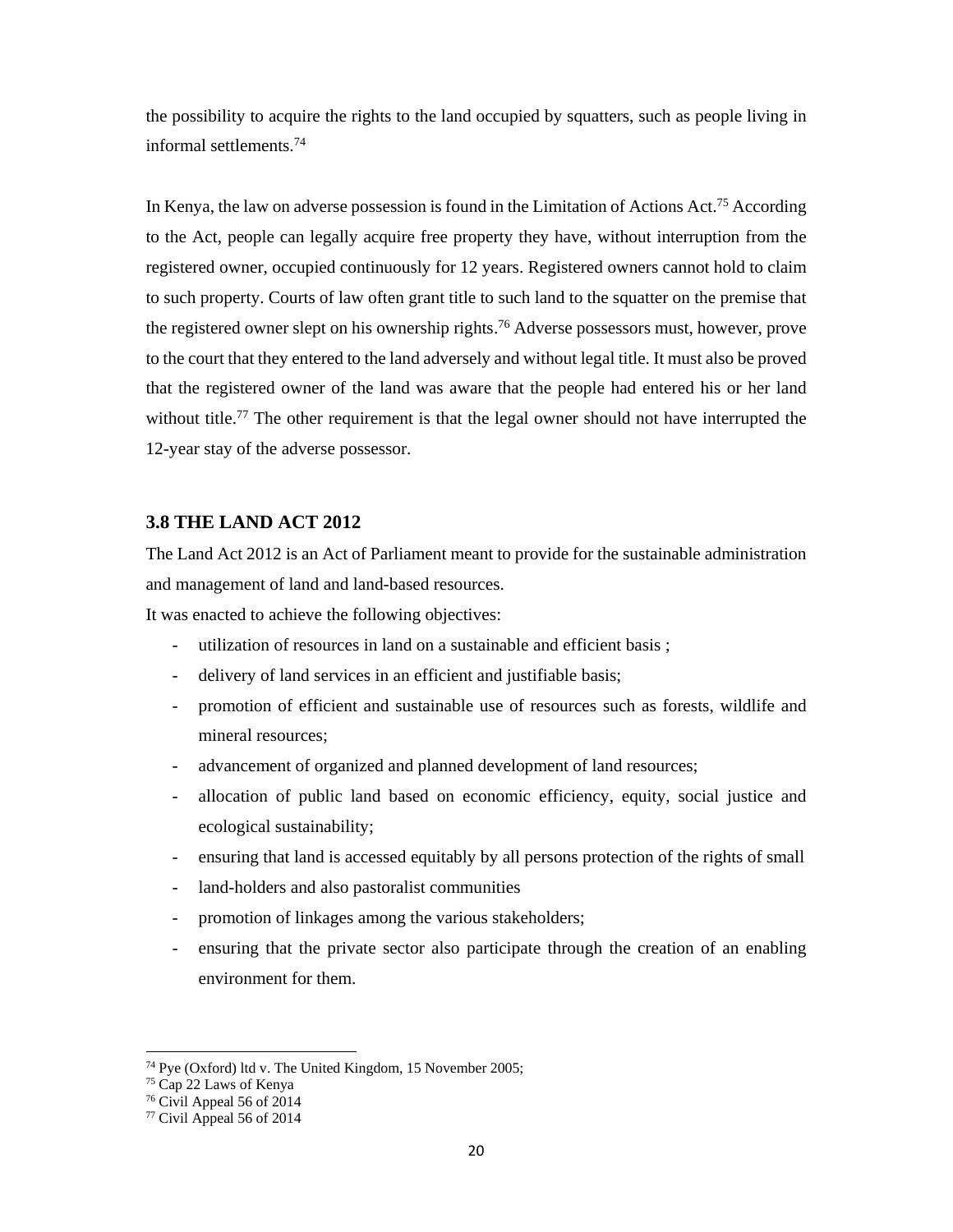the possibility to acquire the rights to the land occupied by squatters, such as people living in informal settlements.[74]

In Kenya, the law on adverse possession is found in the Limitation of Actions Act.[75] According to the Act, people can legally acquire free property they have, without interruption from the registered owner, occupied continuously for 12 years. Registered owners cannot hold to claim to such property. Courts of law often grant title to such land to the squatter on the premise that the registered owner slept on his ownership rights.[76] Adverse possessors must, however, prove to the court that they entered to the land adversely and without legal title. It must also be proved that the registered owner of the land was aware that the people had entered his or her land without title.[77] The other requirement is that the legal owner should not have interrupted the 12-year stay of the adverse possessor.

### 3.8 THE LAND ACT 2012

The Land Act 2012 is an Act of Parliament meant to provide for the sustainable administration and management of land and land-based resources.

It was enacted to achieve the following objectives:

- utilization of resources in land on a sustainable and efficient basis ;
- delivery of land services in an efficient and justifiable basis;
- promotion of efficient and sustainable use of resources such as forests, wildlife and mineral resources;
- advancement of organized and planned development of land resources;
- allocation of public land based on economic efficiency, equity, social justice and ecological sustainability;
- ensuring that land is accessed equitably by all persons protection of the rights of small
- land-holders and also pastoralist communities
- promotion of linkages among the various stakeholders;
- ensuring that the private sector also participate through the creation of an enabling environment for them.

---

[74] Pye (Oxford) ltd v. The United Kingdom, 15 November 2005;

[75] Cap 22 Laws of Kenya

[76] Civil Appeal 56 of 2014

[77] Civil Appeal 56 of 2014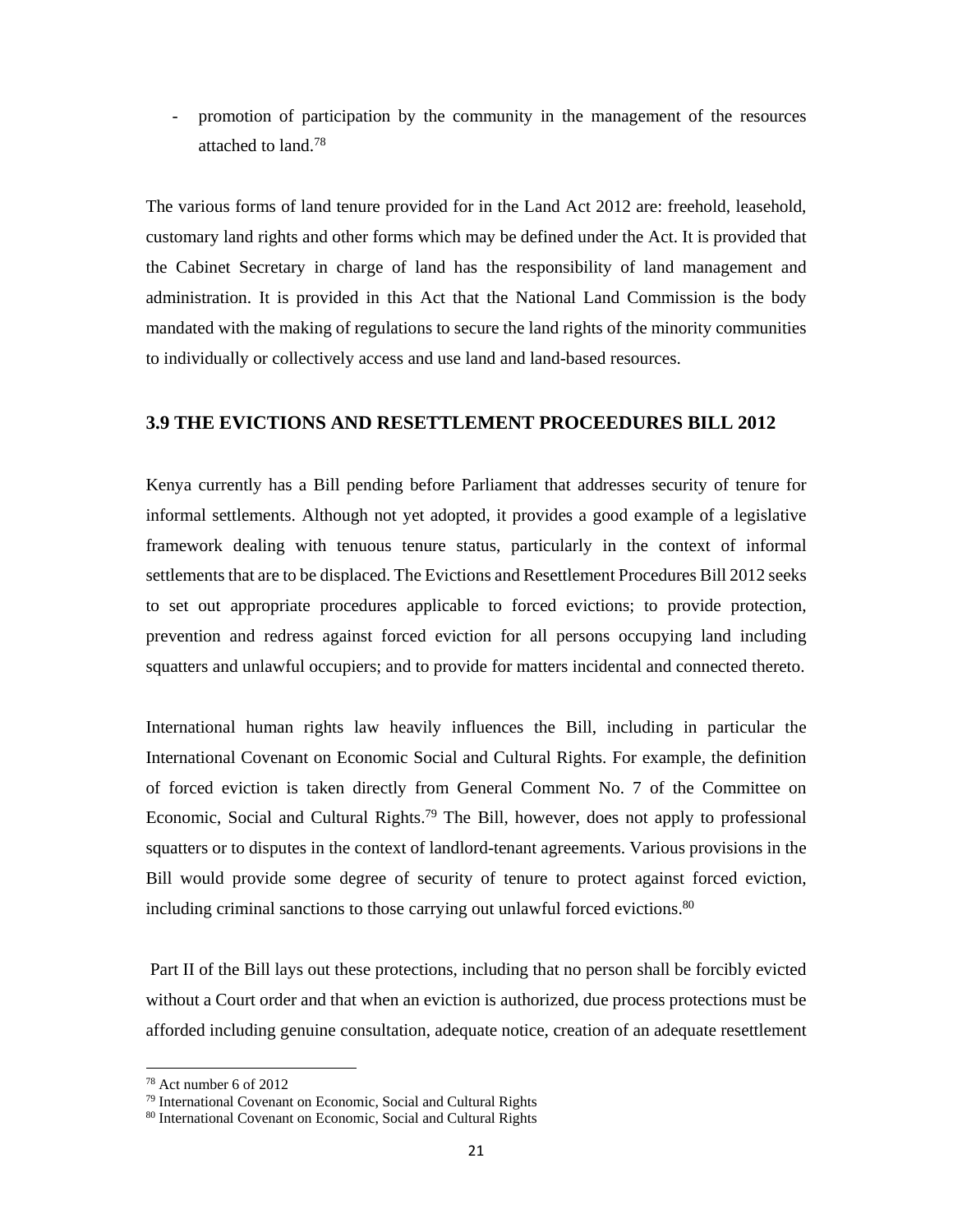- promotion of participation by the community in the management of the resources attached to land.[78]

The various forms of land tenure provided for in the Land Act 2012 are: freehold, leasehold, customary land rights and other forms which may be defined under the Act. It is provided that the Cabinet Secretary in charge of land has the responsibility of land management and administration. It is provided in this Act that the National Land Commission is the body mandated with the making of regulations to secure the land rights of the minority communities to individually or collectively access and use land and land-based resources.

### 3.9 THE EVICTIONS AND RESETTLEMENT PROCEEDURES BILL 2012

Kenya currently has a Bill pending before Parliament that addresses security of tenure for informal settlements. Although not yet adopted, it provides a good example of a legislative framework dealing with tenuous tenure status, particularly in the context of informal settlements that are to be displaced. The Evictions and Resettlement Procedures Bill 2012 seeks to set out appropriate procedures applicable to forced evictions; to provide protection, prevention and redress against forced eviction for all persons occupying land including squatters and unlawful occupiers; and to provide for matters incidental and connected thereto.

International human rights law heavily influences the Bill, including in particular the International Covenant on Economic Social and Cultural Rights. For example, the definition of forced eviction is taken directly from General Comment No. 7 of the Committee on Economic, Social and Cultural Rights.[79] The Bill, however, does not apply to professional squatters or to disputes in the context of landlord-tenant agreements. Various provisions in the Bill would provide some degree of security of tenure to protect against forced eviction, including criminal sanctions to those carrying out unlawful forced evictions.[80]

Part II of the Bill lays out these protections, including that no person shall be forcibly evicted without a Court order and that when an eviction is authorized, due process protections must be afforded including genuine consultation, adequate notice, creation of an adequate resettlement

---

[78] Act number 6 of 2012

[79] International Covenant on Economic, Social and Cultural Rights

[80] International Covenant on Economic, Social and Cultural Rights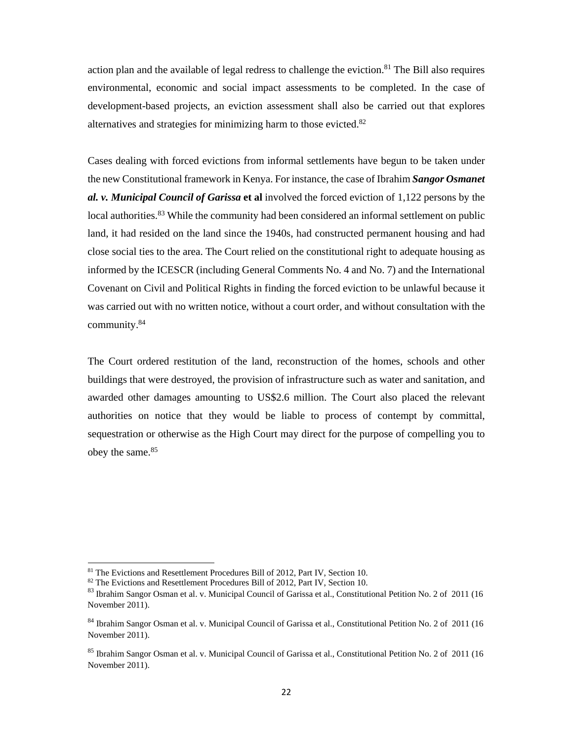action plan and the available of legal redress to challenge the eviction.[81] The Bill also requires environmental, economic and social impact assessments to be completed. In the case of development-based projects, an eviction assessment shall also be carried out that explores alternatives and strategies for minimizing harm to those evicted.[82]

Cases dealing with forced evictions from informal settlements have begun to be taken under the new Constitutional framework in Kenya. For instance, the case of Ibrahim ***Sangor Osmanet al. v. Municipal Council of Garissa*** **et al** involved the forced eviction of 1,122 persons by the local authorities.[83] While the community had been considered an informal settlement on public land, it had resided on the land since the 1940s, had constructed permanent housing and had close social ties to the area. The Court relied on the constitutional right to adequate housing as informed by the ICESCR (including General Comments No. 4 and No. 7) and the International Covenant on Civil and Political Rights in finding the forced eviction to be unlawful because it was carried out with no written notice, without a court order, and without consultation with the community.[84]

The Court ordered restitution of the land, reconstruction of the homes, schools and other buildings that were destroyed, the provision of infrastructure such as water and sanitation, and awarded other damages amounting to US$2.6 million. The Court also placed the relevant authorities on notice that they would be liable to process of contempt by committal, sequestration or otherwise as the High Court may direct for the purpose of compelling you to obey the same.[85]

---

[81] The Evictions and Resettlement Procedures Bill of 2012, Part IV, Section 10.

[82] The Evictions and Resettlement Procedures Bill of 2012, Part IV, Section 10.

[83] Ibrahim Sangor Osman et al. v. Municipal Council of Garissa et al., Constitutional Petition No. 2 of 2011 (16 November 2011).

[84] Ibrahim Sangor Osman et al. v. Municipal Council of Garissa et al., Constitutional Petition No. 2 of 2011 (16 November 2011).

[85] Ibrahim Sangor Osman et al. v. Municipal Council of Garissa et al., Constitutional Petition No. 2 of 2011 (16 November 2011).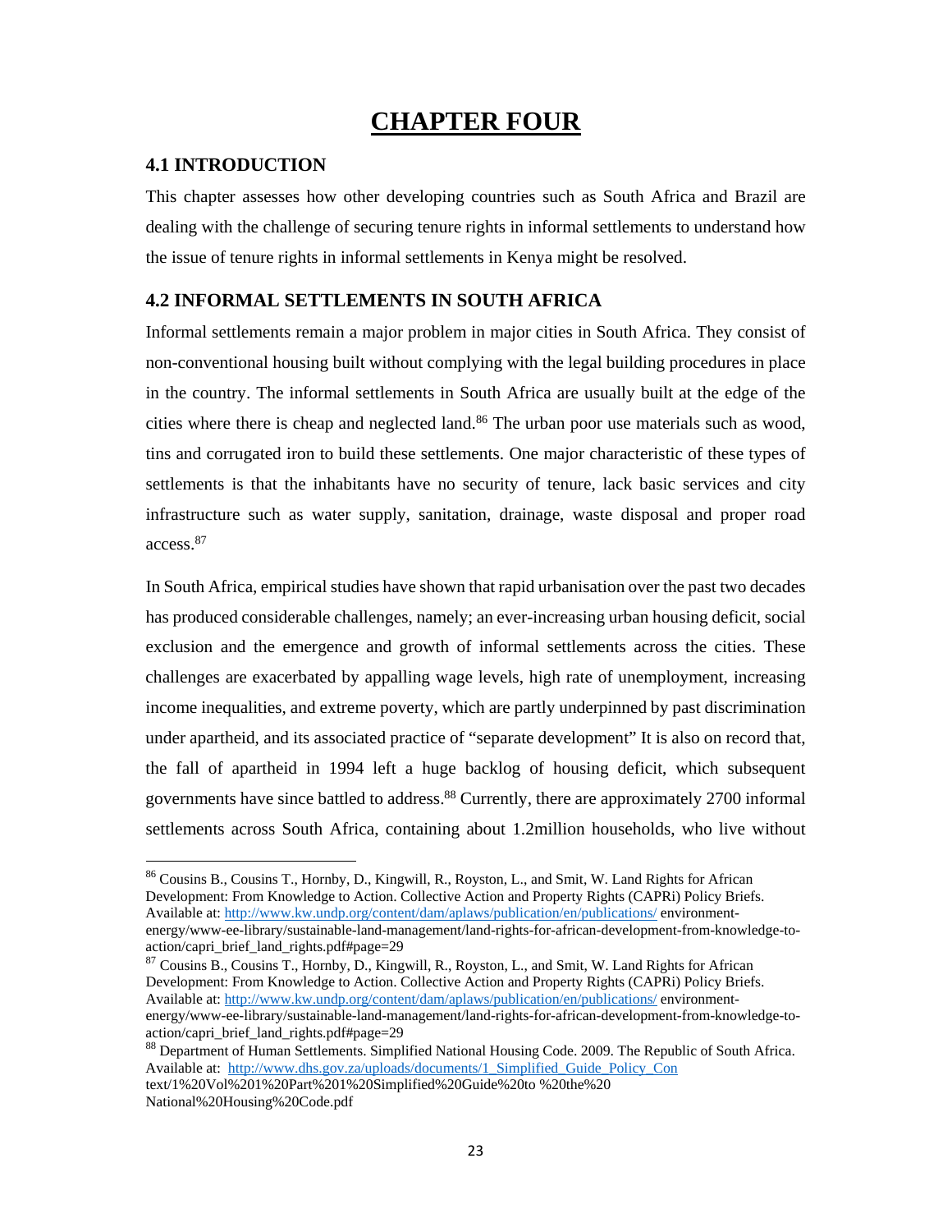# CHAPTER FOUR

## 4.1 INTRODUCTION

This chapter assesses how other developing countries such as South Africa and Brazil are dealing with the challenge of securing tenure rights in informal settlements to understand how the issue of tenure rights in informal settlements in Kenya might be resolved.

## 4.2 INFORMAL SETTLEMENTS IN SOUTH AFRICA

Informal settlements remain a major problem in major cities in South Africa. They consist of non-conventional housing built without complying with the legal building procedures in place in the country. The informal settlements in South Africa are usually built at the edge of the cities where there is cheap and neglected land.[86] The urban poor use materials such as wood, tins and corrugated iron to build these settlements. One major characteristic of these types of settlements is that the inhabitants have no security of tenure, lack basic services and city infrastructure such as water supply, sanitation, drainage, waste disposal and proper road access.[87]

In South Africa, empirical studies have shown that rapid urbanisation over the past two decades has produced considerable challenges, namely; an ever-increasing urban housing deficit, social exclusion and the emergence and growth of informal settlements across the cities. These challenges are exacerbated by appalling wage levels, high rate of unemployment, increasing income inequalities, and extreme poverty, which are partly underpinned by past discrimination under apartheid, and its associated practice of "separate development" It is also on record that, the fall of apartheid in 1994 left a huge backlog of housing deficit, which subsequent governments have since battled to address.[88] Currently, there are approximately 2700 informal settlements across South Africa, containing about 1.2million households, who live without

---

[86] Cousins B., Cousins T., Hornby, D., Kingwill, R., Royston, L., and Smit, W. Land Rights for African Development: From Knowledge to Action. Collective Action and Property Rights (CAPRi) Policy Briefs. Available at: http://www.kw.undp.org/content/dam/aplaws/publication/en/publications/ environment-energy/www-ee-library/sustainable-land-management/land-rights-for-african-development-from-knowledge-to-action/capri_brief_land_rights.pdf#page=29

[87] Cousins B., Cousins T., Hornby, D., Kingwill, R., Royston, L., and Smit, W. Land Rights for African Development: From Knowledge to Action. Collective Action and Property Rights (CAPRi) Policy Briefs. Available at: http://www.kw.undp.org/content/dam/aplaws/publication/en/publications/ environment-energy/www-ee-library/sustainable-land-management/land-rights-for-african-development-from-knowledge-to-action/capri_brief_land_rights.pdf#page=29

[88] Department of Human Settlements. Simplified National Housing Code. 2009. The Republic of South Africa. Available at: http://www.dhs.gov.za/uploads/documents/1_Simplified_Guide_Policy_Con text/1%20Vol%201%20Part%201%20Simplified%20Guide%20to %20the%20 National%20Housing%20Code.pdf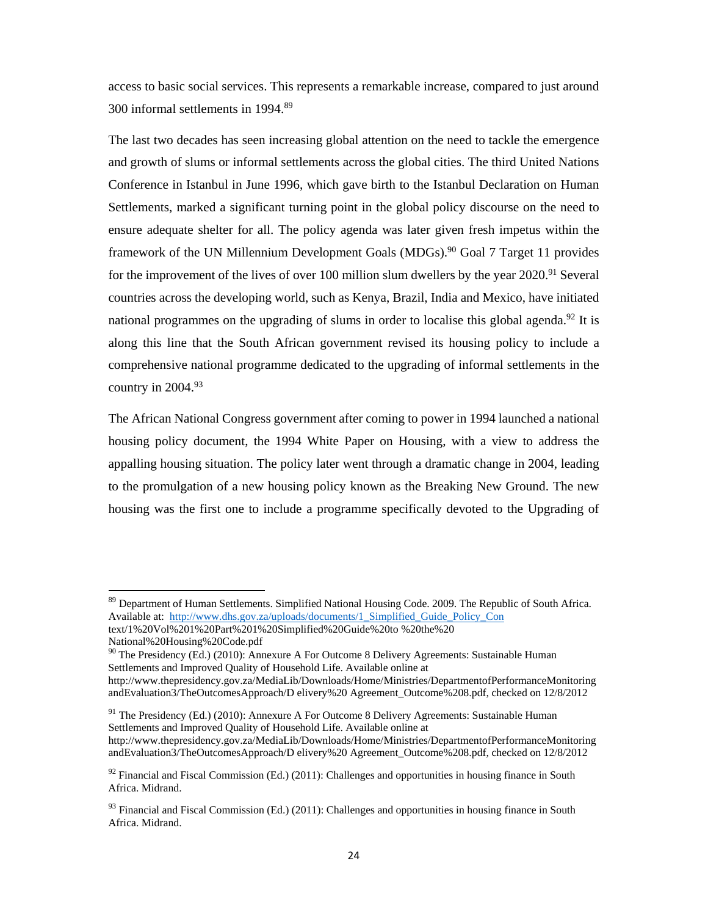access to basic social services. This represents a remarkable increase, compared to just around 300 informal settlements in 1994.[89]

The last two decades has seen increasing global attention on the need to tackle the emergence and growth of slums or informal settlements across the global cities. The third United Nations Conference in Istanbul in June 1996, which gave birth to the Istanbul Declaration on Human Settlements, marked a significant turning point in the global policy discourse on the need to ensure adequate shelter for all. The policy agenda was later given fresh impetus within the framework of the UN Millennium Development Goals (MDGs).[90] Goal 7 Target 11 provides for the improvement of the lives of over 100 million slum dwellers by the year 2020.[91] Several countries across the developing world, such as Kenya, Brazil, India and Mexico, have initiated national programmes on the upgrading of slums in order to localise this global agenda.[92] It is along this line that the South African government revised its housing policy to include a comprehensive national programme dedicated to the upgrading of informal settlements in the country in 2004.[93]

The African National Congress government after coming to power in 1994 launched a national housing policy document, the 1994 White Paper on Housing, with a view to address the appalling housing situation. The policy later went through a dramatic change in 2004, leading to the promulgation of a new housing policy known as the Breaking New Ground. The new housing was the first one to include a programme specifically devoted to the Upgrading of

---

[89] Department of Human Settlements. Simplified National Housing Code. 2009. The Republic of South Africa. Available at: http://www.dhs.gov.za/uploads/documents/1_Simplified_Guide_Policy_Con text/1%20Vol%201%20Part%201%20Simplified%20Guide%20to %20the%20 National%20Housing%20Code.pdf

[90] The Presidency (Ed.) (2010): Annexure A For Outcome 8 Delivery Agreements: Sustainable Human Settlements and Improved Quality of Household Life. Available online at http://www.thepresidency.gov.za/MediaLib/Downloads/Home/Ministries/DepartmentofPerformanceMonitoring andEvaluation3/TheOutcomesApproach/D elivery%20 Agreement_Outcome%208.pdf, checked on 12/8/2012

[91] The Presidency (Ed.) (2010): Annexure A For Outcome 8 Delivery Agreements: Sustainable Human Settlements and Improved Quality of Household Life. Available online at http://www.thepresidency.gov.za/MediaLib/Downloads/Home/Ministries/DepartmentofPerformanceMonitoring andEvaluation3/TheOutcomesApproach/D elivery%20 Agreement_Outcome%208.pdf, checked on 12/8/2012

[92] Financial and Fiscal Commission (Ed.) (2011): Challenges and opportunities in housing finance in South Africa. Midrand.

[93] Financial and Fiscal Commission (Ed.) (2011): Challenges and opportunities in housing finance in South Africa. Midrand.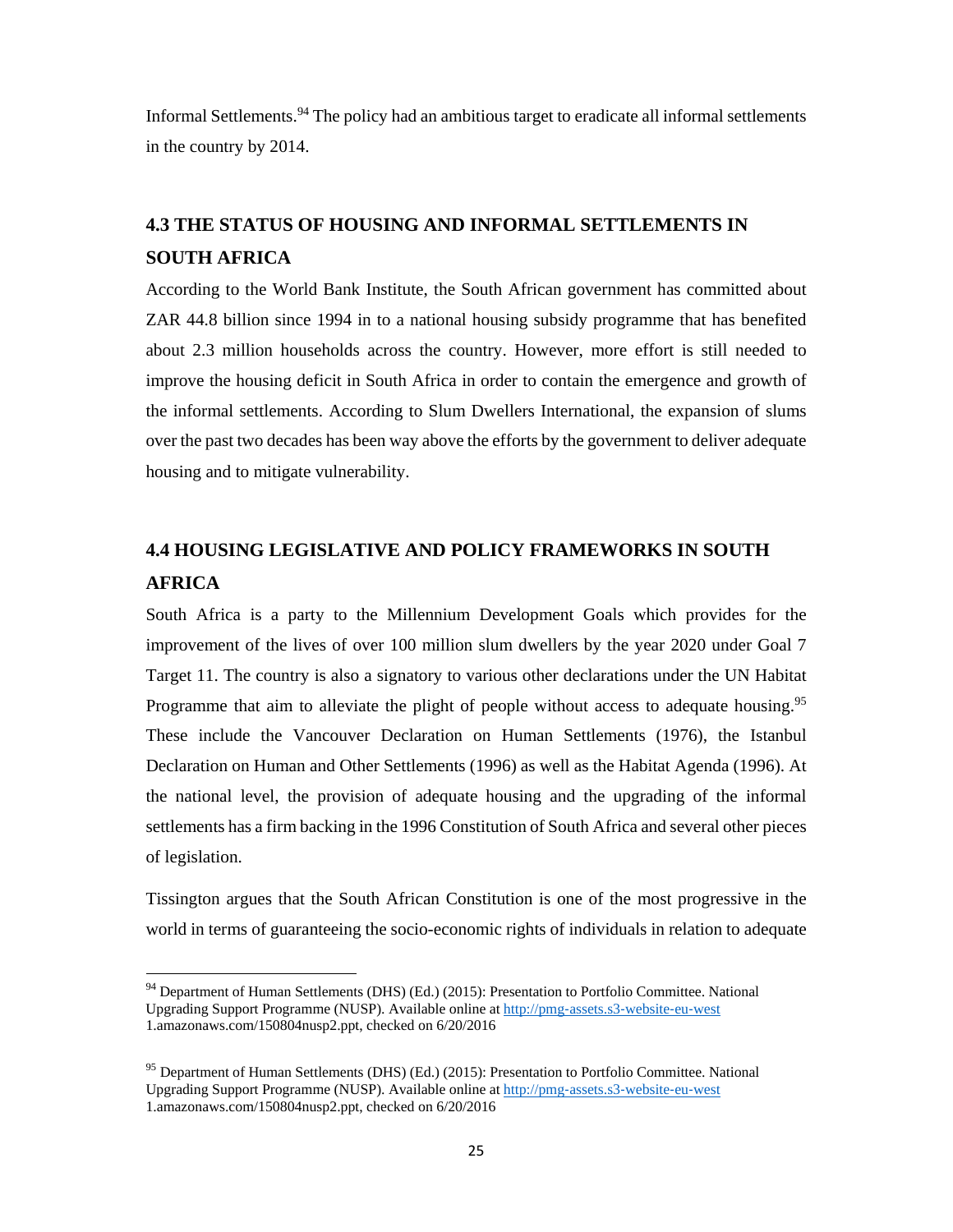Informal Settlements.[94] The policy had an ambitious target to eradicate all informal settlements in the country by 2014.

## 4.3 THE STATUS OF HOUSING AND INFORMAL SETTLEMENTS IN SOUTH AFRICA

According to the World Bank Institute, the South African government has committed about ZAR 44.8 billion since 1994 in to a national housing subsidy programme that has benefited about 2.3 million households across the country. However, more effort is still needed to improve the housing deficit in South Africa in order to contain the emergence and growth of the informal settlements. According to Slum Dwellers International, the expansion of slums over the past two decades has been way above the efforts by the government to deliver adequate housing and to mitigate vulnerability.

## 4.4 HOUSING LEGISLATIVE AND POLICY FRAMEWORKS IN SOUTH AFRICA

South Africa is a party to the Millennium Development Goals which provides for the improvement of the lives of over 100 million slum dwellers by the year 2020 under Goal 7 Target 11. The country is also a signatory to various other declarations under the UN Habitat Programme that aim to alleviate the plight of people without access to adequate housing.[95] These include the Vancouver Declaration on Human Settlements (1976), the Istanbul Declaration on Human and Other Settlements (1996) as well as the Habitat Agenda (1996). At the national level, the provision of adequate housing and the upgrading of the informal settlements has a firm backing in the 1996 Constitution of South Africa and several other pieces of legislation.

Tissington argues that the South African Constitution is one of the most progressive in the world in terms of guaranteeing the socio-economic rights of individuals in relation to adequate

---

[94] Department of Human Settlements (DHS) (Ed.) (2015): Presentation to Portfolio Committee. National Upgrading Support Programme (NUSP). Available online at http://pmg-assets.s3-website-eu-west 1.amazonaws.com/150804nusp2.ppt, checked on 6/20/2016

[95] Department of Human Settlements (DHS) (Ed.) (2015): Presentation to Portfolio Committee. National Upgrading Support Programme (NUSP). Available online at http://pmg-assets.s3-website-eu-west 1.amazonaws.com/150804nusp2.ppt, checked on 6/20/2016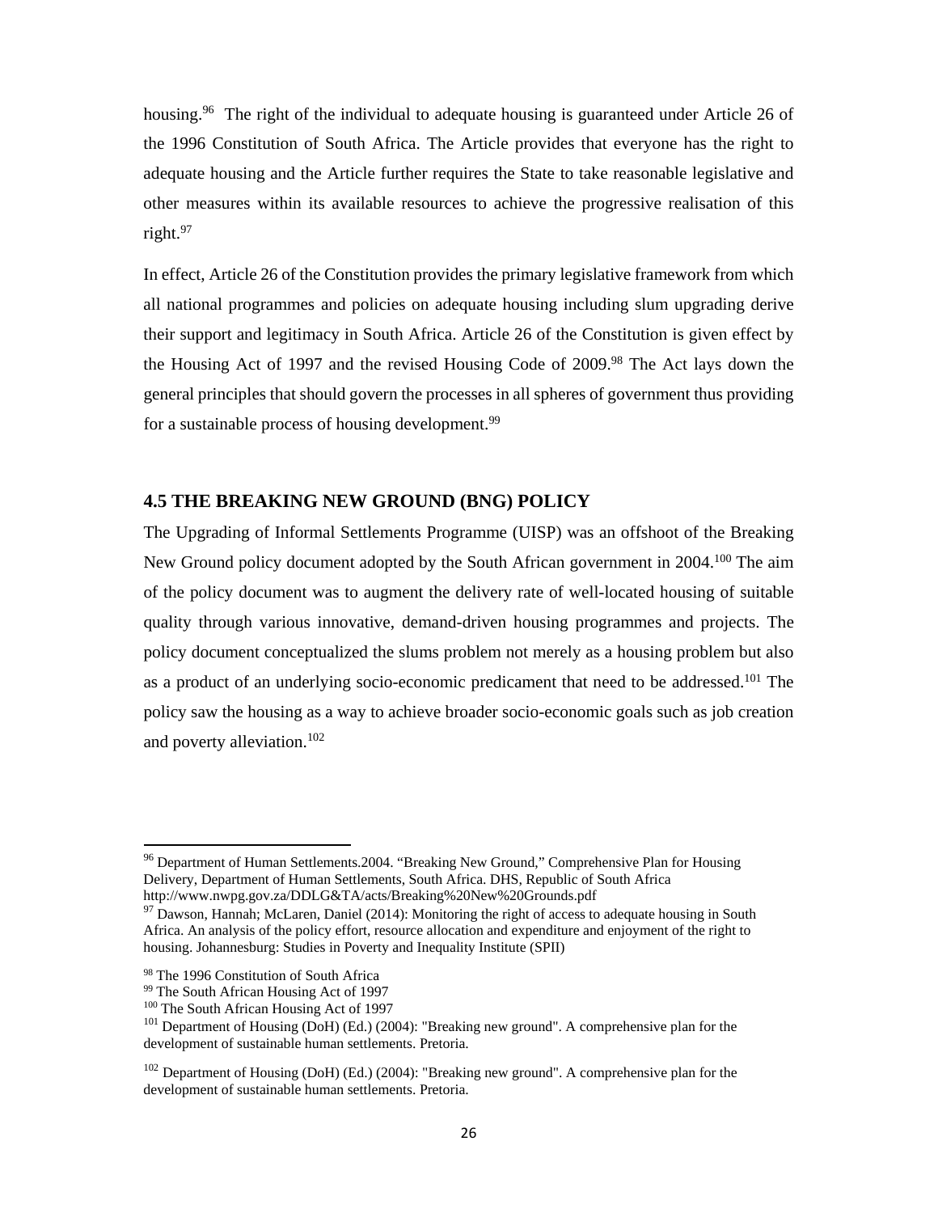housing.[96] The right of the individual to adequate housing is guaranteed under Article 26 of the 1996 Constitution of South Africa. The Article provides that everyone has the right to adequate housing and the Article further requires the State to take reasonable legislative and other measures within its available resources to achieve the progressive realisation of this right.[97]

In effect, Article 26 of the Constitution provides the primary legislative framework from which all national programmes and policies on adequate housing including slum upgrading derive their support and legitimacy in South Africa. Article 26 of the Constitution is given effect by the Housing Act of 1997 and the revised Housing Code of 2009.[98] The Act lays down the general principles that should govern the processes in all spheres of government thus providing for a sustainable process of housing development.[99]

### 4.5 THE BREAKING NEW GROUND (BNG) POLICY

The Upgrading of Informal Settlements Programme (UISP) was an offshoot of the Breaking New Ground policy document adopted by the South African government in 2004.[100] The aim of the policy document was to augment the delivery rate of well-located housing of suitable quality through various innovative, demand-driven housing programmes and projects. The policy document conceptualized the slums problem not merely as a housing problem but also as a product of an underlying socio-economic predicament that need to be addressed.[101] The policy saw the housing as a way to achieve broader socio-economic goals such as job creation and poverty alleviation.[102]

---

[96] Department of Human Settlements.2004. "Breaking New Ground," Comprehensive Plan for Housing Delivery, Department of Human Settlements, South Africa. DHS, Republic of South Africa http://www.nwpg.gov.za/DDLG&TA/acts/Breaking%20New%20Grounds.pdf

[97] Dawson, Hannah; McLaren, Daniel (2014): Monitoring the right of access to adequate housing in South Africa. An analysis of the policy effort, resource allocation and expenditure and enjoyment of the right to housing. Johannesburg: Studies in Poverty and Inequality Institute (SPII)

[98] The 1996 Constitution of South Africa

[99] The South African Housing Act of 1997

[100] The South African Housing Act of 1997

[101] Department of Housing (DoH) (Ed.) (2004): "Breaking new ground". A comprehensive plan for the development of sustainable human settlements. Pretoria.

[102] Department of Housing (DoH) (Ed.) (2004): "Breaking new ground". A comprehensive plan for the development of sustainable human settlements. Pretoria.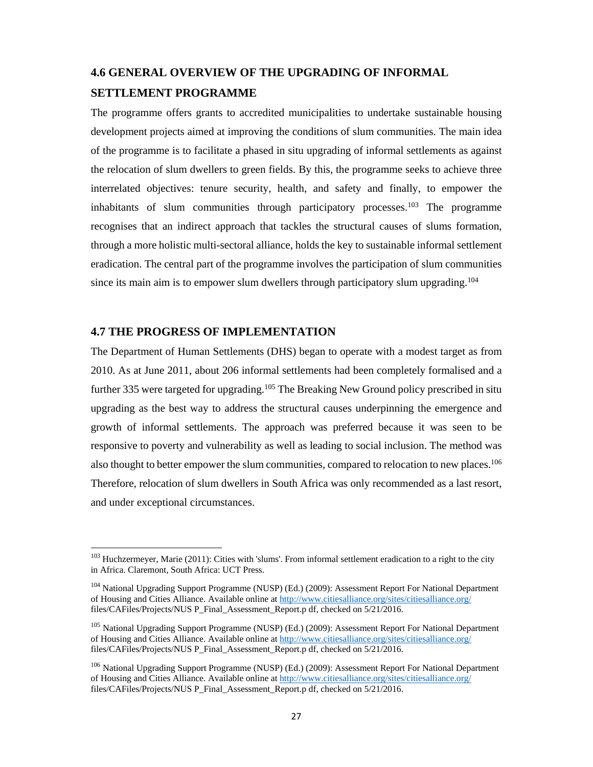## 4.6 GENERAL OVERVIEW OF THE UPGRADING OF INFORMAL SETTLEMENT PROGRAMME

The programme offers grants to accredited municipalities to undertake sustainable housing development projects aimed at improving the conditions of slum communities. The main idea of the programme is to facilitate a phased in situ upgrading of informal settlements as against the relocation of slum dwellers to green fields. By this, the programme seeks to achieve three interrelated objectives: tenure security, health, and safety and finally, to empower the inhabitants of slum communities through participatory processes.[103] The programme recognises that an indirect approach that tackles the structural causes of slums formation, through a more holistic multi-sectoral alliance, holds the key to sustainable informal settlement eradication. The central part of the programme involves the participation of slum communities since its main aim is to empower slum dwellers through participatory slum upgrading.[104]

## 4.7 THE PROGRESS OF IMPLEMENTATION

The Department of Human Settlements (DHS) began to operate with a modest target as from 2010. As at June 2011, about 206 informal settlements had been completely formalised and a further 335 were targeted for upgrading.[105] The Breaking New Ground policy prescribed in situ upgrading as the best way to address the structural causes underpinning the emergence and growth of informal settlements. The approach was preferred because it was seen to be responsive to poverty and vulnerability as well as leading to social inclusion. The method was also thought to better empower the slum communities, compared to relocation to new places.[106] Therefore, relocation of slum dwellers in South Africa was only recommended as a last resort, and under exceptional circumstances.

---

[103] Huchzermeyer, Marie (2011): Cities with 'slums'. From informal settlement eradication to a right to the city in Africa. Claremont, South Africa: UCT Press.

[104] National Upgrading Support Programme (NUSP) (Ed.) (2009): Assessment Report For National Department of Housing and Cities Alliance. Available online at http://www.citiesalliance.org/sites/citiesalliance.org/ files/CAFiles/Projects/NUS P_Final_Assessment_Report.p df, checked on 5/21/2016.

[105] National Upgrading Support Programme (NUSP) (Ed.) (2009): Assessment Report For National Department of Housing and Cities Alliance. Available online at http://www.citiesalliance.org/sites/citiesalliance.org/ files/CAFiles/Projects/NUS P_Final_Assessment_Report.p df, checked on 5/21/2016.

[106] National Upgrading Support Programme (NUSP) (Ed.) (2009): Assessment Report For National Department of Housing and Cities Alliance. Available online at http://www.citiesalliance.org/sites/citiesalliance.org/ files/CAFiles/Projects/NUS P_Final_Assessment_Report.p df, checked on 5/21/2016.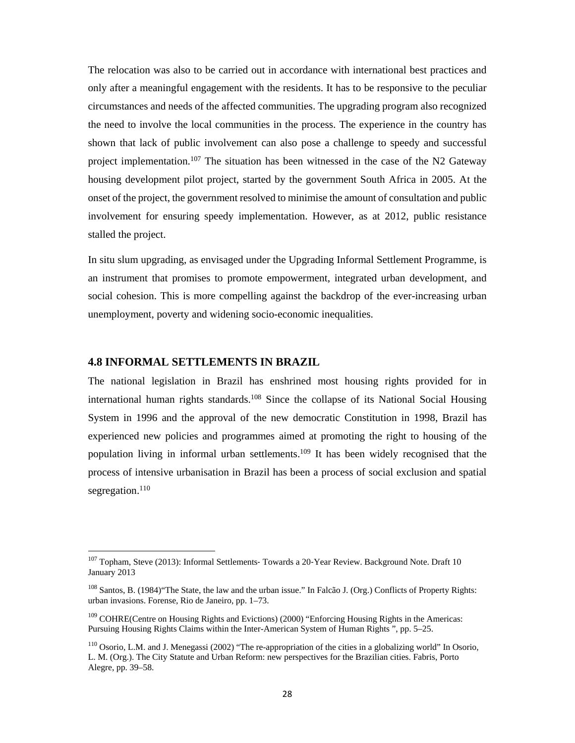The relocation was also to be carried out in accordance with international best practices and only after a meaningful engagement with the residents. It has to be responsive to the peculiar circumstances and needs of the affected communities. The upgrading program also recognized the need to involve the local communities in the process. The experience in the country has shown that lack of public involvement can also pose a challenge to speedy and successful project implementation.[107] The situation has been witnessed in the case of the N2 Gateway housing development pilot project, started by the government South Africa in 2005. At the onset of the project, the government resolved to minimise the amount of consultation and public involvement for ensuring speedy implementation. However, as at 2012, public resistance stalled the project.

In situ slum upgrading, as envisaged under the Upgrading Informal Settlement Programme, is an instrument that promises to promote empowerment, integrated urban development, and social cohesion. This is more compelling against the backdrop of the ever-increasing urban unemployment, poverty and widening socio-economic inequalities.

### 4.8 INFORMAL SETTLEMENTS IN BRAZIL

The national legislation in Brazil has enshrined most housing rights provided for in international human rights standards.[108] Since the collapse of its National Social Housing System in 1996 and the approval of the new democratic Constitution in 1998, Brazil has experienced new policies and programmes aimed at promoting the right to housing of the population living in informal urban settlements.[109] It has been widely recognised that the process of intensive urbanisation in Brazil has been a process of social exclusion and spatial segregation.[110]

---

[107] Topham, Steve (2013): Informal Settlements- Towards a 20-Year Review. Background Note. Draft 10 January 2013

[108] Santos, B. (1984)"The State, the law and the urban issue." In Falcão J. (Org.) Conflicts of Property Rights: urban invasions. Forense, Rio de Janeiro, pp. 1–73.

[109] COHRE(Centre on Housing Rights and Evictions) (2000) "Enforcing Housing Rights in the Americas: Pursuing Housing Rights Claims within the Inter-American System of Human Rights ", pp. 5–25.

[110] Osorio, L.M. and J. Menegassi (2002) "The re-appropriation of the cities in a globalizing world" In Osorio, L. M. (Org.). The City Statute and Urban Reform: new perspectives for the Brazilian cities. Fabris, Porto Alegre, pp. 39–58.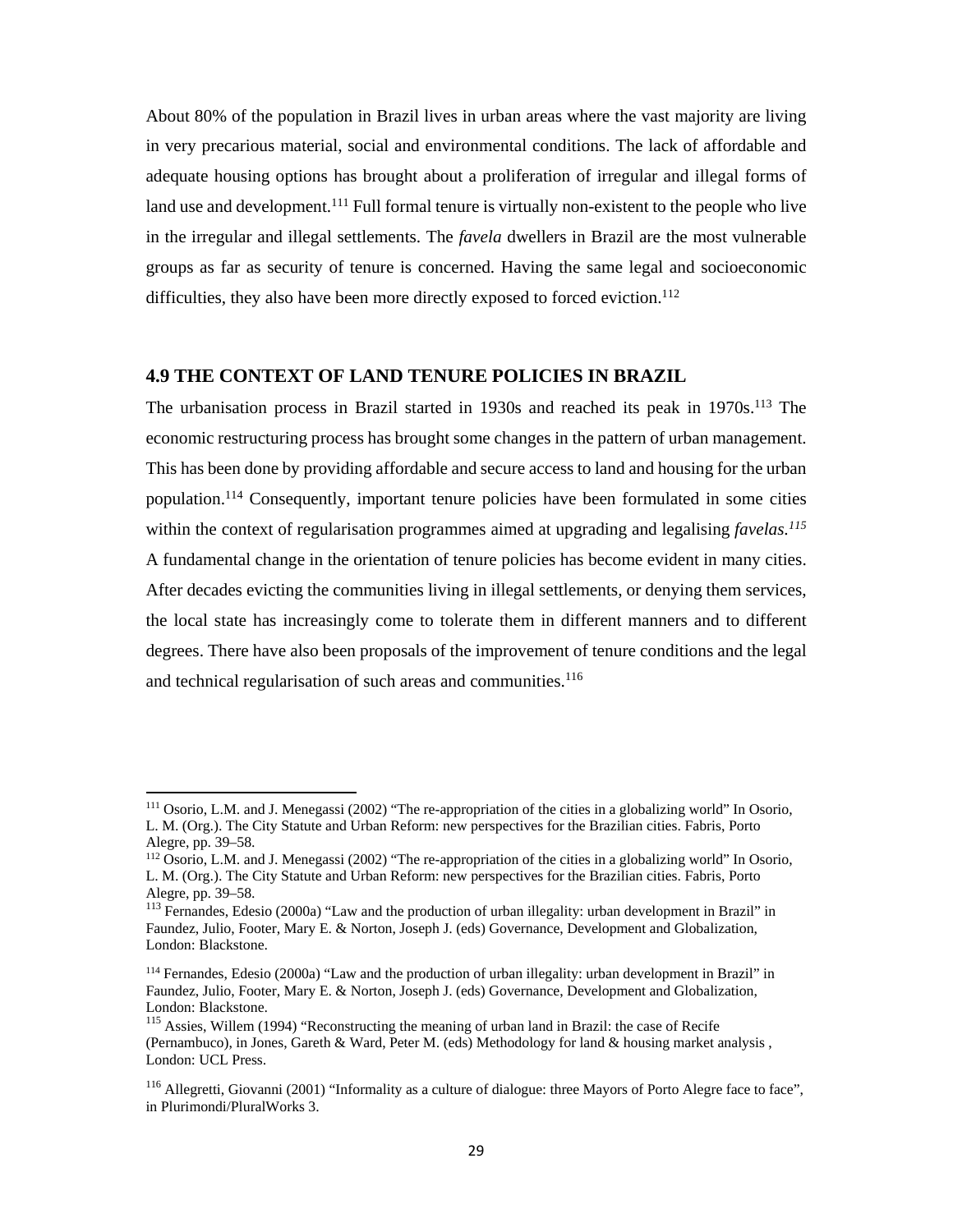About 80% of the population in Brazil lives in urban areas where the vast majority are living in very precarious material, social and environmental conditions. The lack of affordable and adequate housing options has brought about a proliferation of irregular and illegal forms of land use and development.[111] Full formal tenure is virtually non-existent to the people who live in the irregular and illegal settlements. The *favela* dwellers in Brazil are the most vulnerable groups as far as security of tenure is concerned. Having the same legal and socioeconomic difficulties, they also have been more directly exposed to forced eviction.[112]

### 4.9 THE CONTEXT OF LAND TENURE POLICIES IN BRAZIL

The urbanisation process in Brazil started in 1930s and reached its peak in 1970s.[113] The economic restructuring process has brought some changes in the pattern of urban management. This has been done by providing affordable and secure access to land and housing for the urban population.[114] Consequently, important tenure policies have been formulated in some cities within the context of regularisation programmes aimed at upgrading and legalising *favelas.*[115] A fundamental change in the orientation of tenure policies has become evident in many cities. After decades evicting the communities living in illegal settlements, or denying them services, the local state has increasingly come to tolerate them in different manners and to different degrees. There have also been proposals of the improvement of tenure conditions and the legal and technical regularisation of such areas and communities.[116]

---

[111] Osorio, L.M. and J. Menegassi (2002) "The re-appropriation of the cities in a globalizing world" In Osorio, L. M. (Org.). The City Statute and Urban Reform: new perspectives for the Brazilian cities. Fabris, Porto Alegre, pp. 39–58.

[112] Osorio, L.M. and J. Menegassi (2002) "The re-appropriation of the cities in a globalizing world" In Osorio, L. M. (Org.). The City Statute and Urban Reform: new perspectives for the Brazilian cities. Fabris, Porto Alegre, pp. 39–58.

[113] Fernandes, Edesio (2000a) "Law and the production of urban illegality: urban development in Brazil" in Faundez, Julio, Footer, Mary E. & Norton, Joseph J. (eds) Governance, Development and Globalization, London: Blackstone.

[114] Fernandes, Edesio (2000a) "Law and the production of urban illegality: urban development in Brazil" in Faundez, Julio, Footer, Mary E. & Norton, Joseph J. (eds) Governance, Development and Globalization, London: Blackstone.

[115] Assies, Willem (1994) "Reconstructing the meaning of urban land in Brazil: the case of Recife (Pernambuco), in Jones, Gareth & Ward, Peter M. (eds) Methodology for land & housing market analysis , London: UCL Press.

[116] Allegretti, Giovanni (2001) "Informality as a culture of dialogue: three Mayors of Porto Alegre face to face", in Plurimondi/PluralWorks 3.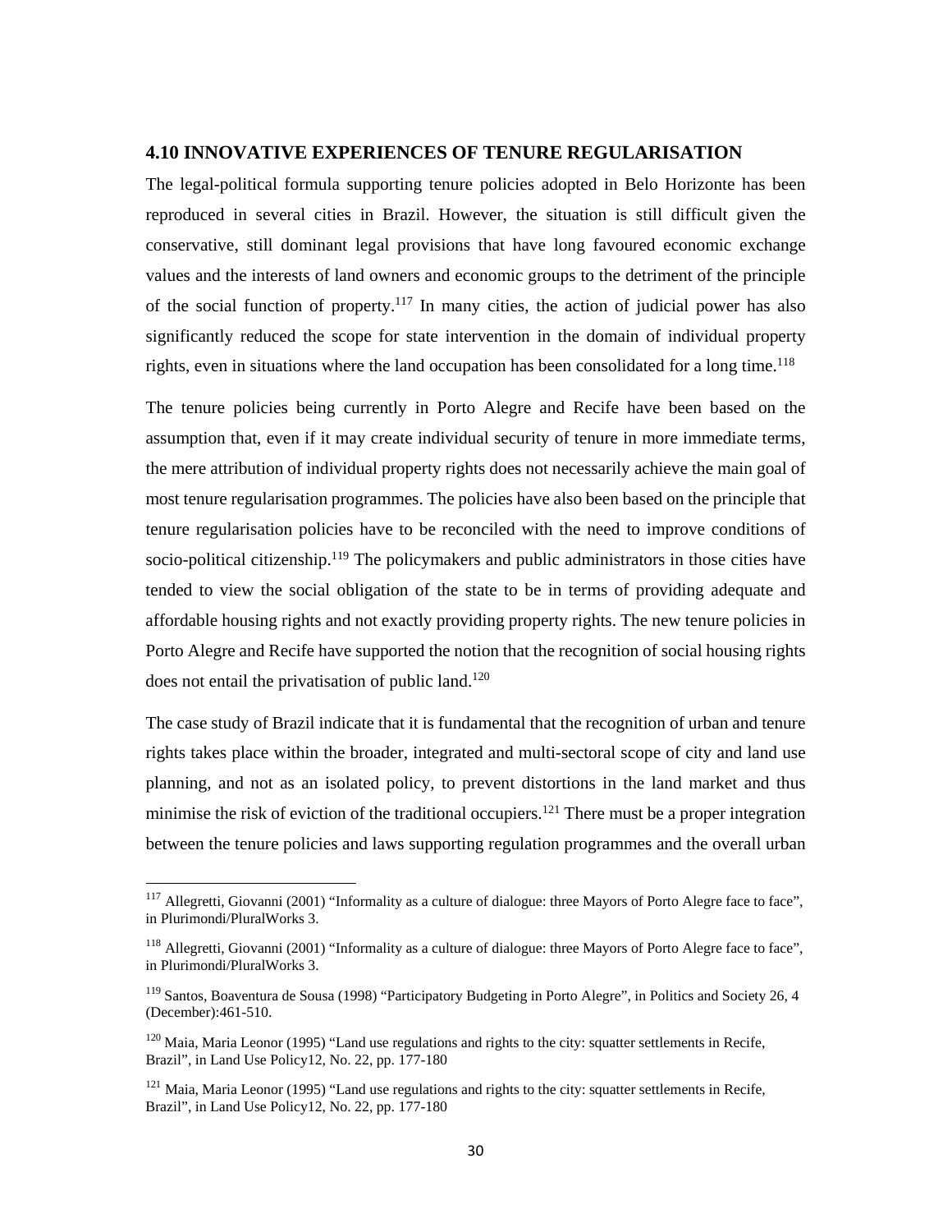### 4.10 INNOVATIVE EXPERIENCES OF TENURE REGULARISATION

The legal-political formula supporting tenure policies adopted in Belo Horizonte has been reproduced in several cities in Brazil. However, the situation is still difficult given the conservative, still dominant legal provisions that have long favoured economic exchange values and the interests of land owners and economic groups to the detriment of the principle of the social function of property.[117] In many cities, the action of judicial power has also significantly reduced the scope for state intervention in the domain of individual property rights, even in situations where the land occupation has been consolidated for a long time.[118]

The tenure policies being currently in Porto Alegre and Recife have been based on the assumption that, even if it may create individual security of tenure in more immediate terms, the mere attribution of individual property rights does not necessarily achieve the main goal of most tenure regularisation programmes. The policies have also been based on the principle that tenure regularisation policies have to be reconciled with the need to improve conditions of socio-political citizenship.[119] The policymakers and public administrators in those cities have tended to view the social obligation of the state to be in terms of providing adequate and affordable housing rights and not exactly providing property rights. The new tenure policies in Porto Alegre and Recife have supported the notion that the recognition of social housing rights does not entail the privatisation of public land.[120]

The case study of Brazil indicate that it is fundamental that the recognition of urban and tenure rights takes place within the broader, integrated and multi-sectoral scope of city and land use planning, and not as an isolated policy, to prevent distortions in the land market and thus minimise the risk of eviction of the traditional occupiers.[121] There must be a proper integration between the tenure policies and laws supporting regulation programmes and the overall urban

---

[117] Allegretti, Giovanni (2001) "Informality as a culture of dialogue: three Mayors of Porto Alegre face to face", in Plurimondi/PluralWorks 3.

[118] Allegretti, Giovanni (2001) "Informality as a culture of dialogue: three Mayors of Porto Alegre face to face", in Plurimondi/PluralWorks 3.

[119] Santos, Boaventura de Sousa (1998) "Participatory Budgeting in Porto Alegre", in Politics and Society 26, 4 (December):461-510.

[120] Maia, Maria Leonor (1995) "Land use regulations and rights to the city: squatter settlements in Recife, Brazil", in Land Use Policy12, No. 22, pp. 177-180

[121] Maia, Maria Leonor (1995) "Land use regulations and rights to the city: squatter settlements in Recife, Brazil", in Land Use Policy12, No. 22, pp. 177-180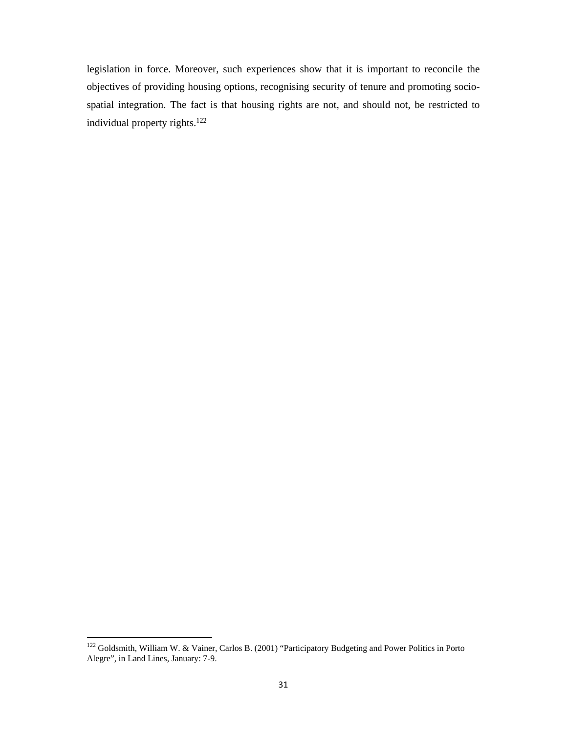legislation in force. Moreover, such experiences show that it is important to reconcile the objectives of providing housing options, recognising security of tenure and promoting socio-spatial integration. The fact is that housing rights are not, and should not, be restricted to individual property rights.[122]

---

[122] Goldsmith, William W. & Vainer, Carlos B. (2001) "Participatory Budgeting and Power Politics in Porto Alegre", in Land Lines, January: 7-9.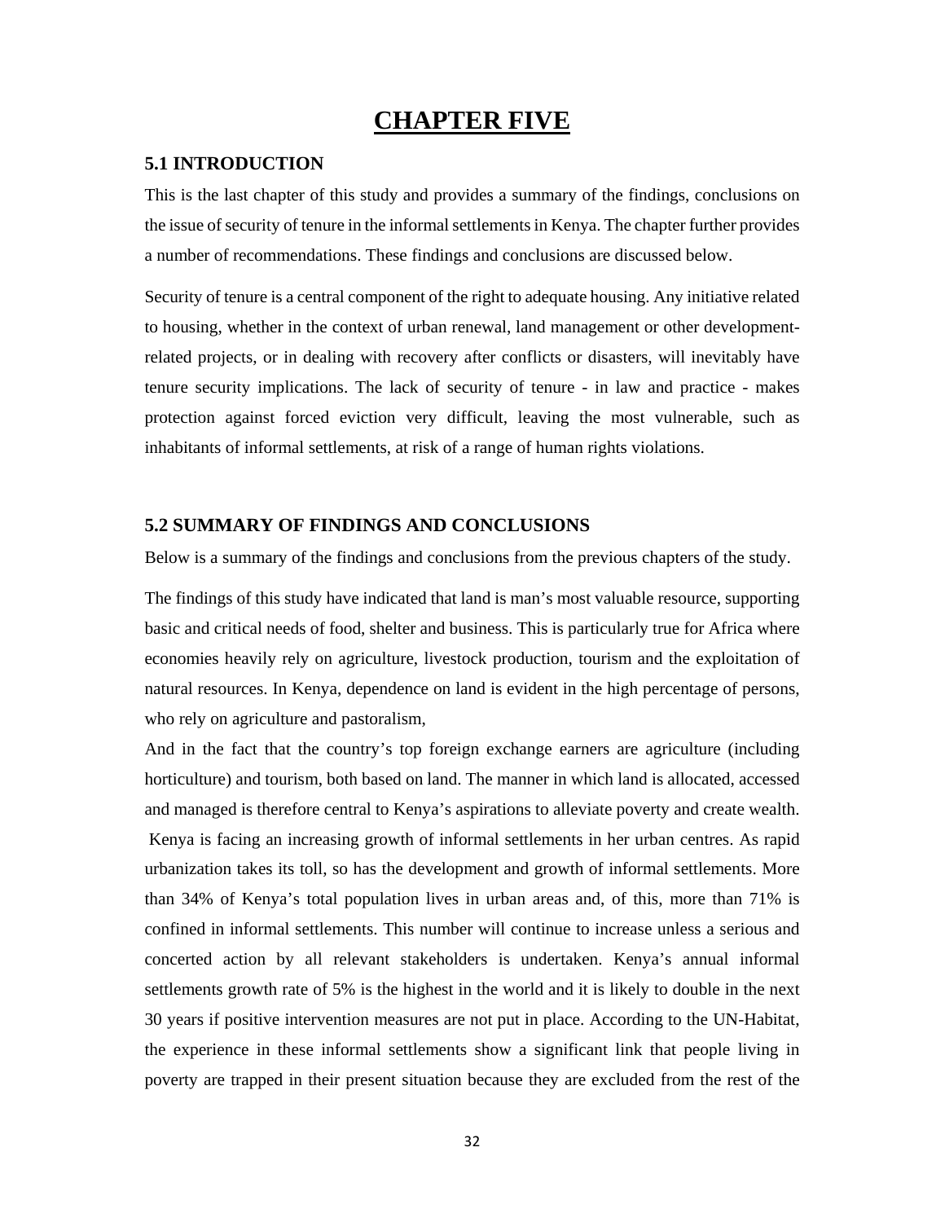# CHAPTER FIVE

## 5.1 INTRODUCTION

This is the last chapter of this study and provides a summary of the findings, conclusions on the issue of security of tenure in the informal settlements in Kenya. The chapter further provides a number of recommendations. These findings and conclusions are discussed below.

Security of tenure is a central component of the right to adequate housing. Any initiative related to housing, whether in the context of urban renewal, land management or other development-related projects, or in dealing with recovery after conflicts or disasters, will inevitably have tenure security implications. The lack of security of tenure - in law and practice - makes protection against forced eviction very difficult, leaving the most vulnerable, such as inhabitants of informal settlements, at risk of a range of human rights violations.

## 5.2 SUMMARY OF FINDINGS AND CONCLUSIONS

Below is a summary of the findings and conclusions from the previous chapters of the study.

The findings of this study have indicated that land is man's most valuable resource, supporting basic and critical needs of food, shelter and business. This is particularly true for Africa where economies heavily rely on agriculture, livestock production, tourism and the exploitation of natural resources. In Kenya, dependence on land is evident in the high percentage of persons, who rely on agriculture and pastoralism,

And in the fact that the country's top foreign exchange earners are agriculture (including horticulture) and tourism, both based on land. The manner in which land is allocated, accessed and managed is therefore central to Kenya's aspirations to alleviate poverty and create wealth.

Kenya is facing an increasing growth of informal settlements in her urban centres. As rapid urbanization takes its toll, so has the development and growth of informal settlements. More than 34% of Kenya's total population lives in urban areas and, of this, more than 71% is confined in informal settlements. This number will continue to increase unless a serious and concerted action by all relevant stakeholders is undertaken. Kenya's annual informal settlements growth rate of 5% is the highest in the world and it is likely to double in the next 30 years if positive intervention measures are not put in place. According to the UN-Habitat, the experience in these informal settlements show a significant link that people living in poverty are trapped in their present situation because they are excluded from the rest of the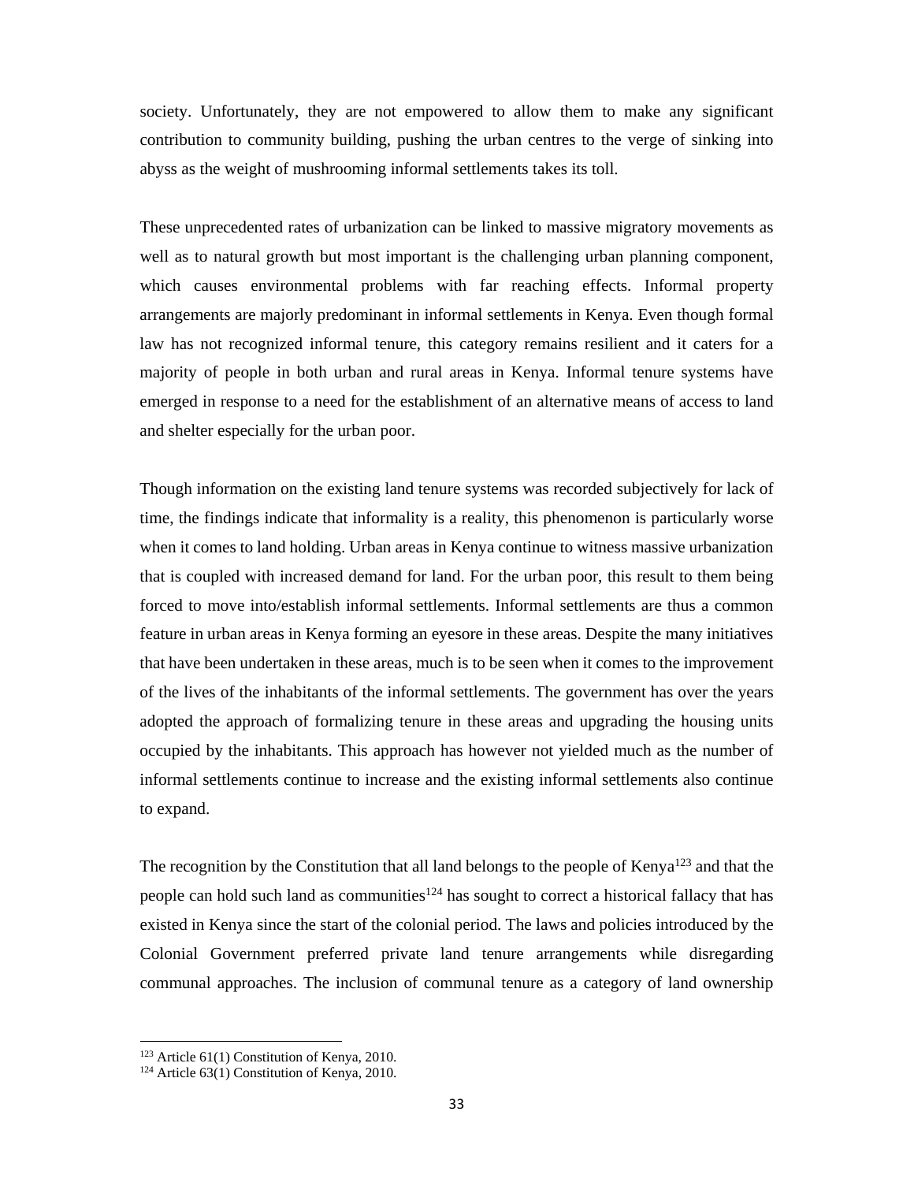society. Unfortunately, they are not empowered to allow them to make any significant contribution to community building, pushing the urban centres to the verge of sinking into abyss as the weight of mushrooming informal settlements takes its toll.

These unprecedented rates of urbanization can be linked to massive migratory movements as well as to natural growth but most important is the challenging urban planning component, which causes environmental problems with far reaching effects. Informal property arrangements are majorly predominant in informal settlements in Kenya. Even though formal law has not recognized informal tenure, this category remains resilient and it caters for a majority of people in both urban and rural areas in Kenya. Informal tenure systems have emerged in response to a need for the establishment of an alternative means of access to land and shelter especially for the urban poor.

Though information on the existing land tenure systems was recorded subjectively for lack of time, the findings indicate that informality is a reality, this phenomenon is particularly worse when it comes to land holding. Urban areas in Kenya continue to witness massive urbanization that is coupled with increased demand for land. For the urban poor, this result to them being forced to move into/establish informal settlements. Informal settlements are thus a common feature in urban areas in Kenya forming an eyesore in these areas. Despite the many initiatives that have been undertaken in these areas, much is to be seen when it comes to the improvement of the lives of the inhabitants of the informal settlements. The government has over the years adopted the approach of formalizing tenure in these areas and upgrading the housing units occupied by the inhabitants. This approach has however not yielded much as the number of informal settlements continue to increase and the existing informal settlements also continue to expand.

The recognition by the Constitution that all land belongs to the people of Kenya[123] and that the people can hold such land as communities[124] has sought to correct a historical fallacy that has existed in Kenya since the start of the colonial period. The laws and policies introduced by the Colonial Government preferred private land tenure arrangements while disregarding communal approaches. The inclusion of communal tenure as a category of land ownership

[123] Article 61(1) Constitution of Kenya, 2010.
[124] Article 63(1) Constitution of Kenya, 2010.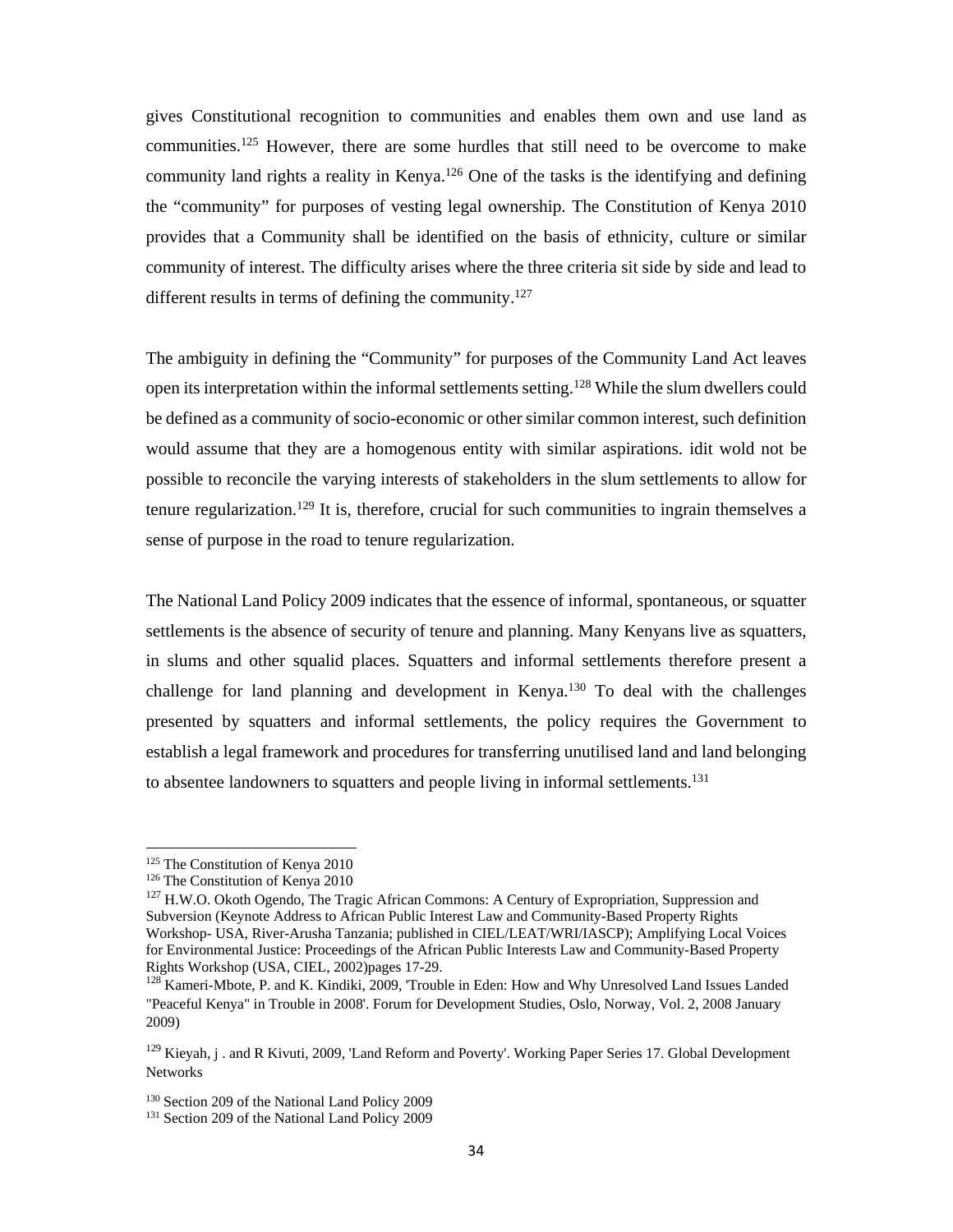gives Constitutional recognition to communities and enables them own and use land as communities.[125] However, there are some hurdles that still need to be overcome to make community land rights a reality in Kenya.[126] One of the tasks is the identifying and defining the "community" for purposes of vesting legal ownership. The Constitution of Kenya 2010 provides that a Community shall be identified on the basis of ethnicity, culture or similar community of interest. The difficulty arises where the three criteria sit side by side and lead to different results in terms of defining the community.[127]

The ambiguity in defining the "Community" for purposes of the Community Land Act leaves open its interpretation within the informal settlements setting.[128] While the slum dwellers could be defined as a community of socio-economic or other similar common interest, such definition would assume that they are a homogenous entity with similar aspirations. idit wold not be possible to reconcile the varying interests of stakeholders in the slum settlements to allow for tenure regularization.[129] It is, therefore, crucial for such communities to ingrain themselves a sense of purpose in the road to tenure regularization.

The National Land Policy 2009 indicates that the essence of informal, spontaneous, or squatter settlements is the absence of security of tenure and planning. Many Kenyans live as squatters, in slums and other squalid places. Squatters and informal settlements therefore present a challenge for land planning and development in Kenya.[130] To deal with the challenges presented by squatters and informal settlements, the policy requires the Government to establish a legal framework and procedures for transferring unutilised land and land belonging to absentee landowners to squatters and people living in informal settlements.[131]

---

[125] The Constitution of Kenya 2010

[126] The Constitution of Kenya 2010

[127] H.W.O. Okoth Ogendo, The Tragic African Commons: A Century of Expropriation, Suppression and Subversion (Keynote Address to African Public Interest Law and Community-Based Property Rights Workshop- USA, River-Arusha Tanzania; published in CIEL/LEAT/WRI/IASCP); Amplifying Local Voices for Environmental Justice: Proceedings of the African Public Interests Law and Community-Based Property Rights Workshop (USA, CIEL, 2002)pages 17-29.

[128] Kameri-Mbote, P. and K. Kindiki, 2009, 'Trouble in Eden: How and Why Unresolved Land Issues Landed "Peaceful Kenya" in Trouble in 2008'. Forum for Development Studies, Oslo, Norway, Vol. 2, 2008 January 2009)

[129] Kieyah, j . and R Kivuti, 2009, 'Land Reform and Poverty'. Working Paper Series 17. Global Development Networks

[130] Section 209 of the National Land Policy 2009

[131] Section 209 of the National Land Policy 2009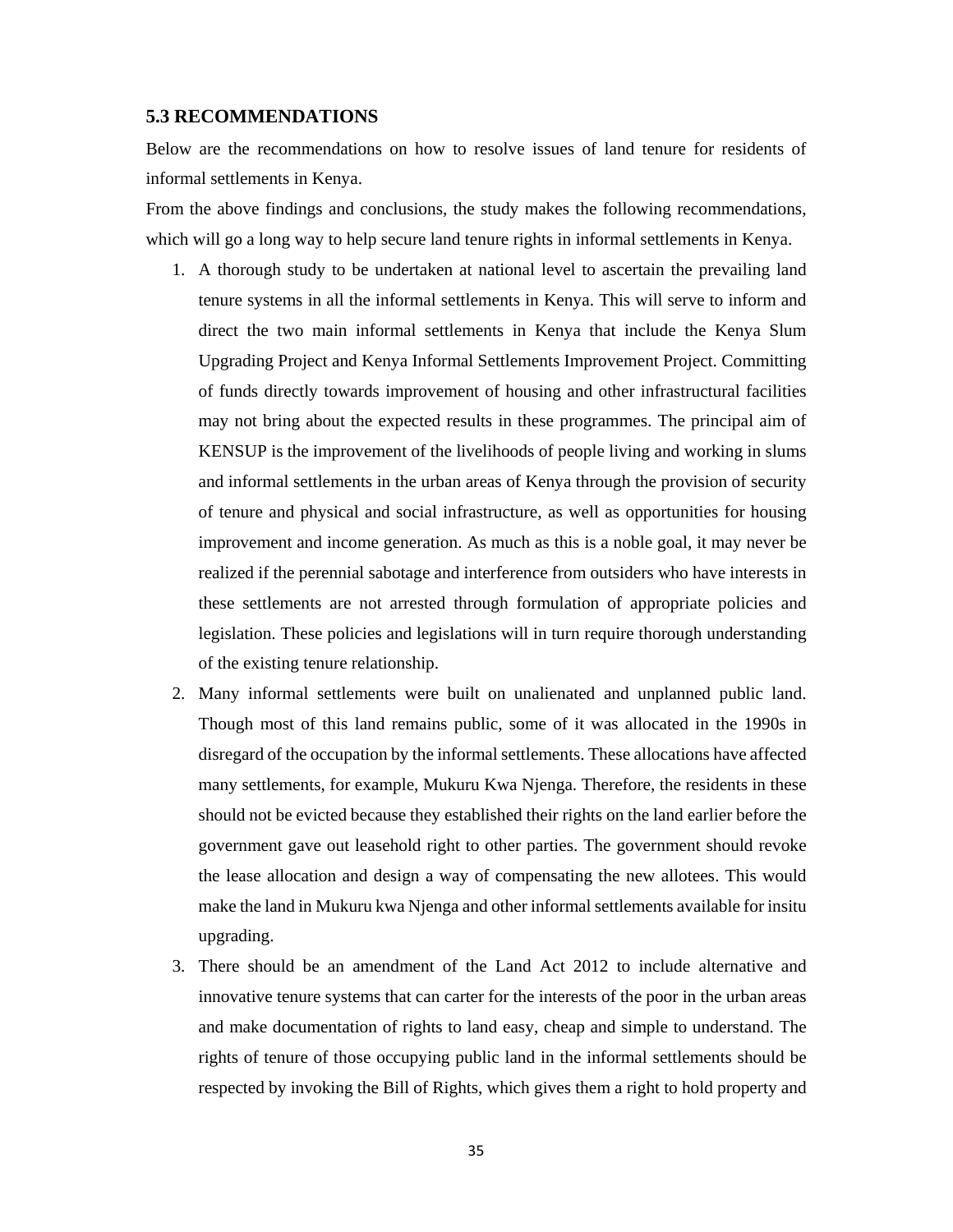### 5.3 RECOMMENDATIONS

Below are the recommendations on how to resolve issues of land tenure for residents of informal settlements in Kenya.

From the above findings and conclusions, the study makes the following recommendations, which will go a long way to help secure land tenure rights in informal settlements in Kenya.

1. A thorough study to be undertaken at national level to ascertain the prevailing land tenure systems in all the informal settlements in Kenya. This will serve to inform and direct the two main informal settlements in Kenya that include the Kenya Slum Upgrading Project and Kenya Informal Settlements Improvement Project. Committing of funds directly towards improvement of housing and other infrastructural facilities may not bring about the expected results in these programmes. The principal aim of KENSUP is the improvement of the livelihoods of people living and working in slums and informal settlements in the urban areas of Kenya through the provision of security of tenure and physical and social infrastructure, as well as opportunities for housing improvement and income generation. As much as this is a noble goal, it may never be realized if the perennial sabotage and interference from outsiders who have interests in these settlements are not arrested through formulation of appropriate policies and legislation. These policies and legislations will in turn require thorough understanding of the existing tenure relationship.
2. Many informal settlements were built on unalienated and unplanned public land. Though most of this land remains public, some of it was allocated in the 1990s in disregard of the occupation by the informal settlements. These allocations have affected many settlements, for example, Mukuru Kwa Njenga. Therefore, the residents in these should not be evicted because they established their rights on the land earlier before the government gave out leasehold right to other parties. The government should revoke the lease allocation and design a way of compensating the new allotees. This would make the land in Mukuru kwa Njenga and other informal settlements available for insitu upgrading.
3. There should be an amendment of the Land Act 2012 to include alternative and innovative tenure systems that can carter for the interests of the poor in the urban areas and make documentation of rights to land easy, cheap and simple to understand. The rights of tenure of those occupying public land in the informal settlements should be respected by invoking the Bill of Rights, which gives them a right to hold property and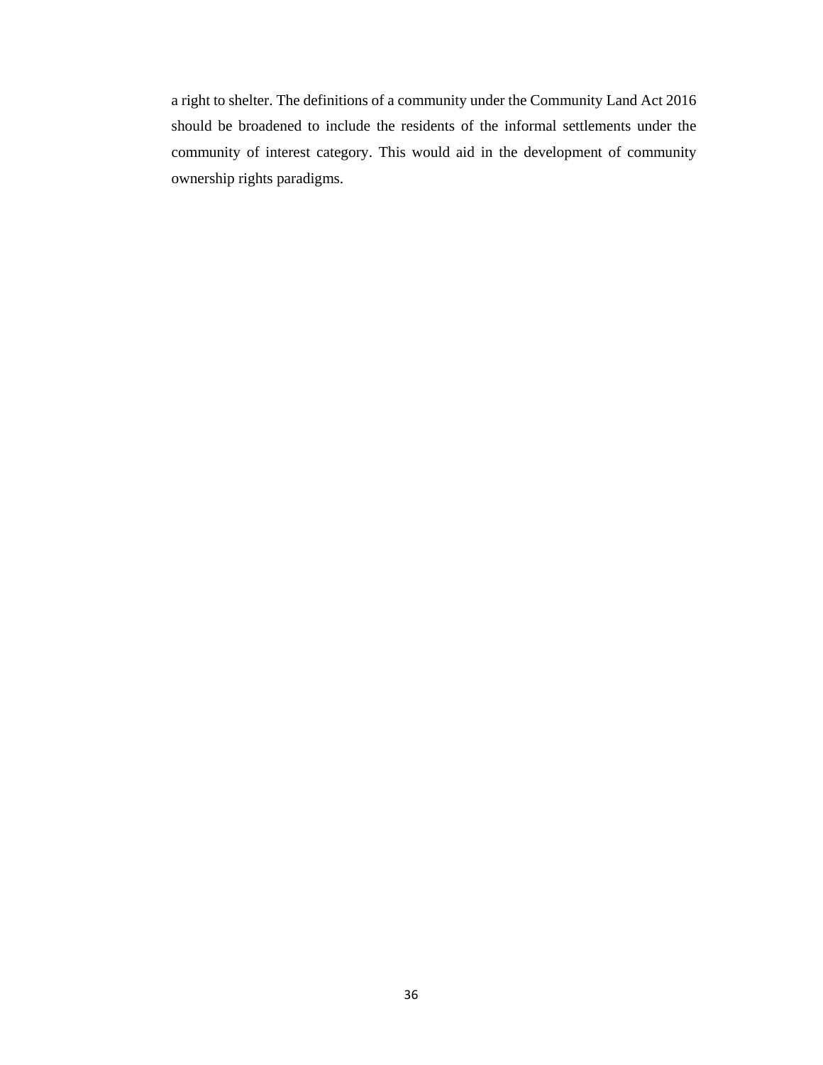a right to shelter. The definitions of a community under the Community Land Act 2016 should be broadened to include the residents of the informal settlements under the community of interest category. This would aid in the development of community ownership rights paradigms.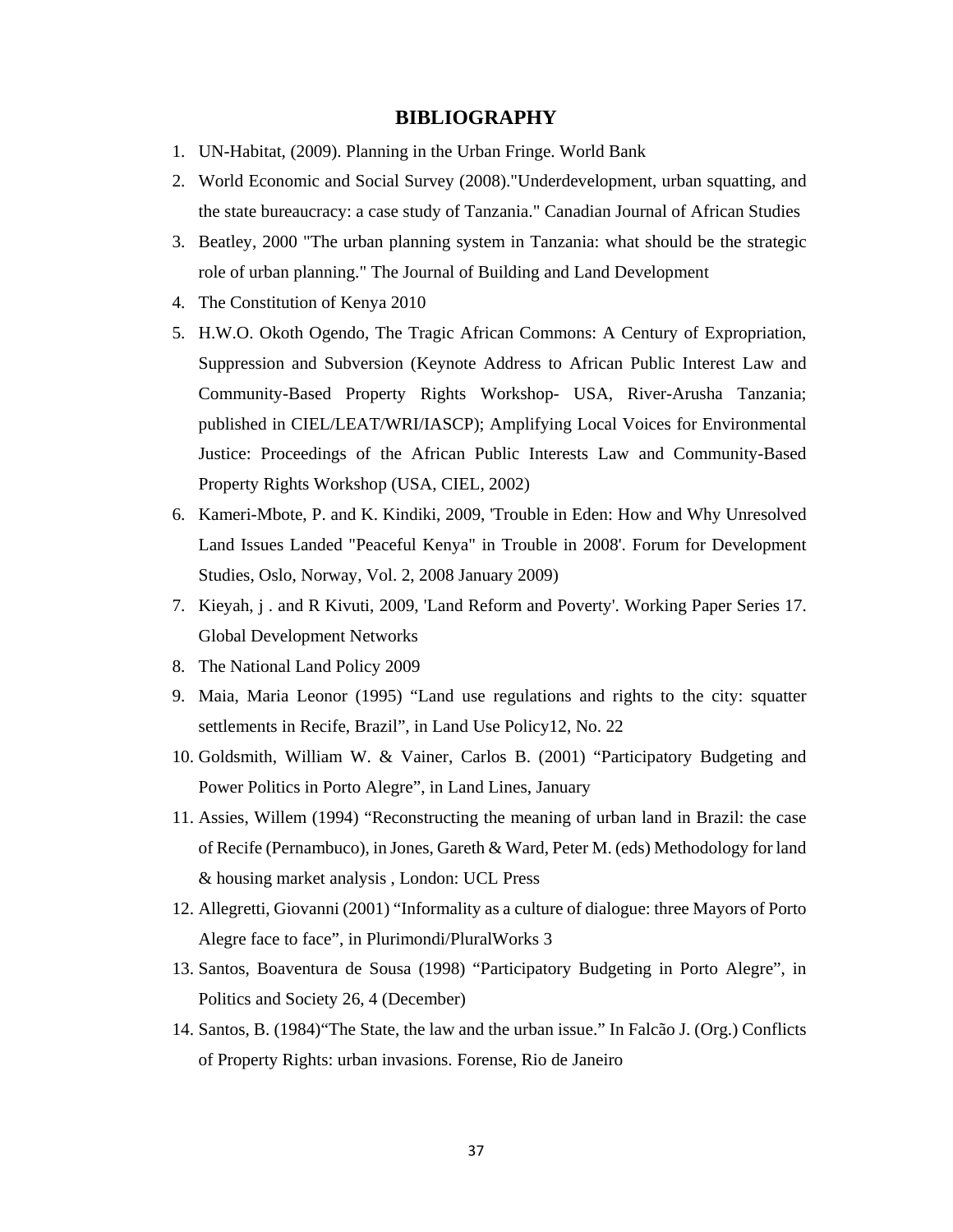# BIBLIOGRAPHY

1. UN-Habitat, (2009). Planning in the Urban Fringe. World Bank
2. World Economic and Social Survey (2008)."Underdevelopment, urban squatting, and the state bureaucracy: a case study of Tanzania." Canadian Journal of African Studies
3. Beatley, 2000 "The urban planning system in Tanzania: what should be the strategic role of urban planning." The Journal of Building and Land Development
4. The Constitution of Kenya 2010
5. H.W.O. Okoth Ogendo, The Tragic African Commons: A Century of Expropriation, Suppression and Subversion (Keynote Address to African Public Interest Law and Community-Based Property Rights Workshop- USA, River-Arusha Tanzania; published in CIEL/LEAT/WRI/IASCP); Amplifying Local Voices for Environmental Justice: Proceedings of the African Public Interests Law and Community-Based Property Rights Workshop (USA, CIEL, 2002)
6. Kameri-Mbote, P. and K. Kindiki, 2009, 'Trouble in Eden: How and Why Unresolved Land Issues Landed "Peaceful Kenya" in Trouble in 2008'. Forum for Development Studies, Oslo, Norway, Vol. 2, 2008 January 2009)
7. Kieyah, j . and R Kivuti, 2009, 'Land Reform and Poverty'. Working Paper Series 17. Global Development Networks
8. The National Land Policy 2009
9. Maia, Maria Leonor (1995) "Land use regulations and rights to the city: squatter settlements in Recife, Brazil", in Land Use Policy12, No. 22
10. Goldsmith, William W. & Vainer, Carlos B. (2001) "Participatory Budgeting and Power Politics in Porto Alegre", in Land Lines, January
11. Assies, Willem (1994) "Reconstructing the meaning of urban land in Brazil: the case of Recife (Pernambuco), in Jones, Gareth & Ward, Peter M. (eds) Methodology for land & housing market analysis , London: UCL Press
12. Allegretti, Giovanni (2001) "Informality as a culture of dialogue: three Mayors of Porto Alegre face to face", in Plurimondi/PluralWorks 3
13. Santos, Boaventura de Sousa (1998) "Participatory Budgeting in Porto Alegre", in Politics and Society 26, 4 (December)
14. Santos, B. (1984)"The State, the law and the urban issue." In Falcão J. (Org.) Conflicts of Property Rights: urban invasions. Forense, Rio de Janeiro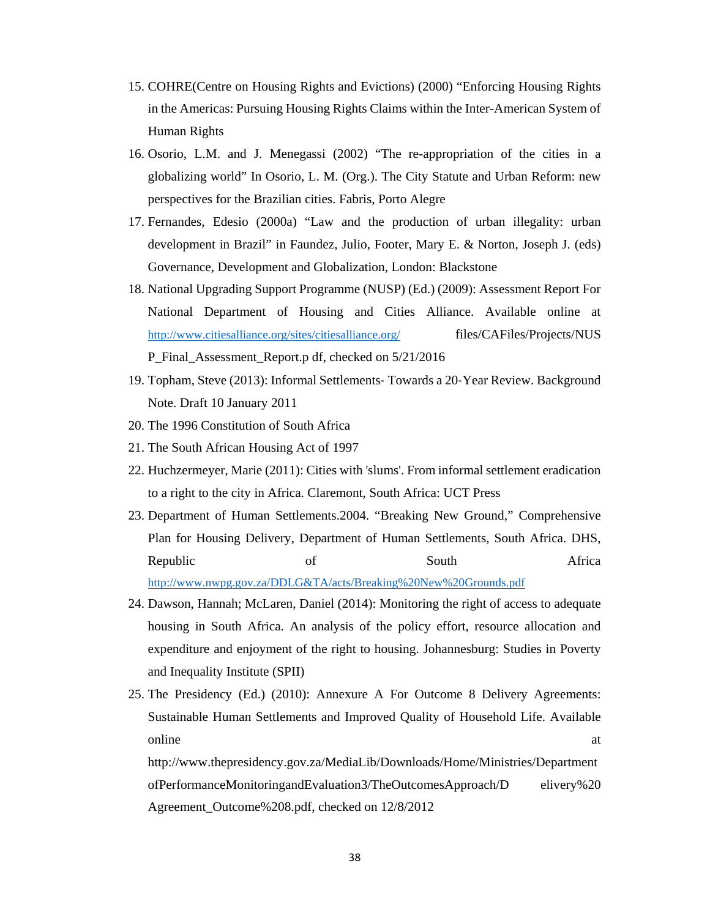15. COHRE(Centre on Housing Rights and Evictions) (2000) "Enforcing Housing Rights in the Americas: Pursuing Housing Rights Claims within the Inter-American System of Human Rights
16. Osorio, L.M. and J. Menegassi (2002) "The re-appropriation of the cities in a globalizing world" In Osorio, L. M. (Org.). The City Statute and Urban Reform: new perspectives for the Brazilian cities. Fabris, Porto Alegre
17. Fernandes, Edesio (2000a) "Law and the production of urban illegality: urban development in Brazil" in Faundez, Julio, Footer, Mary E. & Norton, Joseph J. (eds) Governance, Development and Globalization, London: Blackstone
18. National Upgrading Support Programme (NUSP) (Ed.) (2009): Assessment Report For National Department of Housing and Cities Alliance. Available online at http://www.citiesalliance.org/sites/citiesalliance.org/ files/CAFiles/Projects/NUSP_Final_Assessment_Report.p df, checked on 5/21/2016
19. Topham, Steve (2013): Informal Settlements- Towards a 20-Year Review. Background Note. Draft 10 January 2011
20. The 1996 Constitution of South Africa
21. The South African Housing Act of 1997
22. Huchzermeyer, Marie (2011): Cities with 'slums'. From informal settlement eradication to a right to the city in Africa. Claremont, South Africa: UCT Press
23. Department of Human Settlements.2004. "Breaking New Ground," Comprehensive Plan for Housing Delivery, Department of Human Settlements, South Africa. DHS, Republic of South Africa http://www.nwpg.gov.za/DDLG&TA/acts/Breaking%20New%20Grounds.pdf
24. Dawson, Hannah; McLaren, Daniel (2014): Monitoring the right of access to adequate housing in South Africa. An analysis of the policy effort, resource allocation and expenditure and enjoyment of the right to housing. Johannesburg: Studies in Poverty and Inequality Institute (SPII)
25. The Presidency (Ed.) (2010): Annexure A For Outcome 8 Delivery Agreements: Sustainable Human Settlements and Improved Quality of Household Life. Available online at http://www.thepresidency.gov.za/MediaLib/Downloads/Home/Ministries/DepartmentofPerformanceMonitoringandEvaluation3/TheOutcomesApproach/D elivery%20Agreement_Outcome%208.pdf, checked on 12/8/2012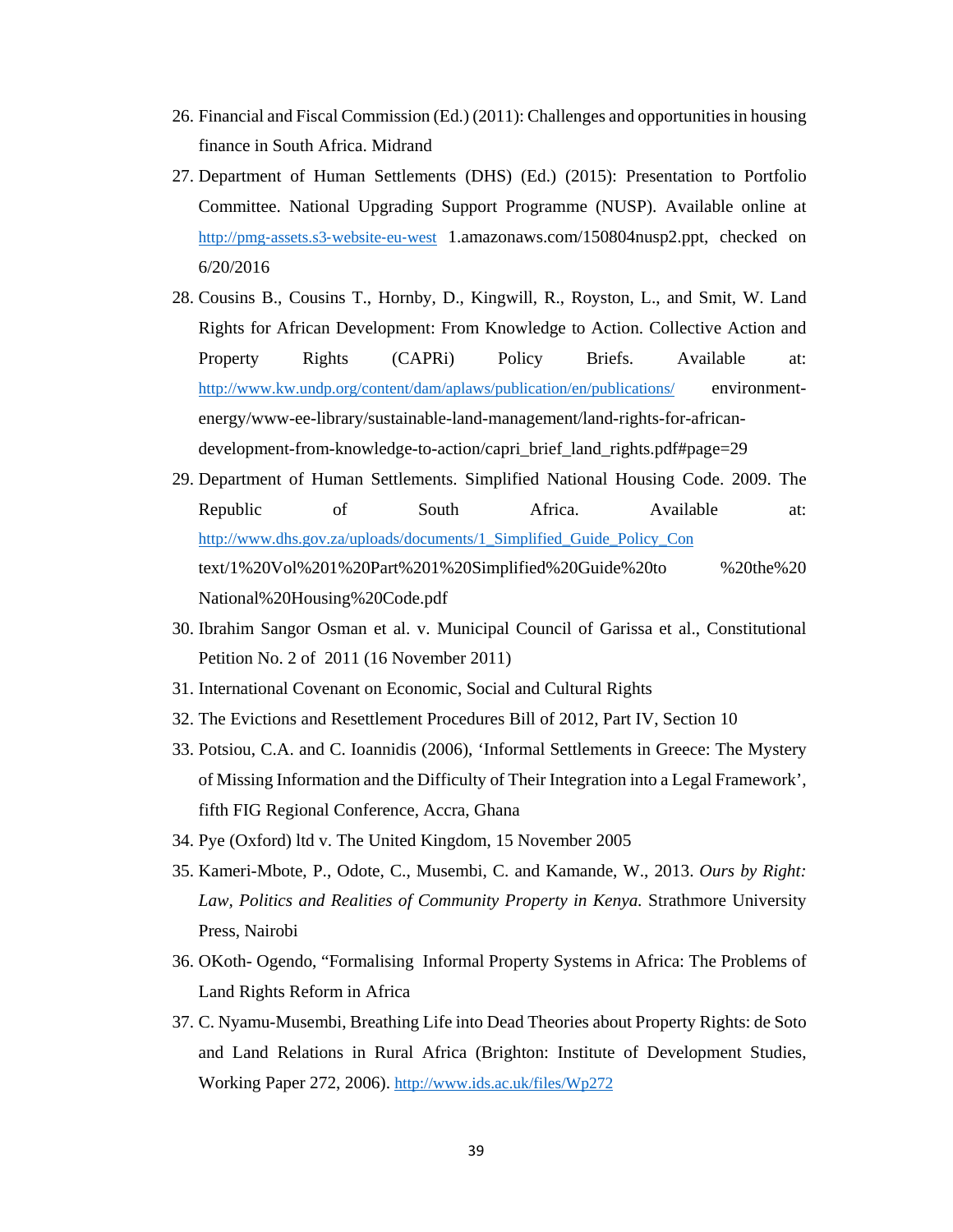26. Financial and Fiscal Commission (Ed.) (2011): Challenges and opportunities in housing finance in South Africa. Midrand
27. Department of Human Settlements (DHS) (Ed.) (2015): Presentation to Portfolio Committee. National Upgrading Support Programme (NUSP). Available online at http://pmg-assets.s3-website-eu-west 1.amazonaws.com/150804nusp2.ppt, checked on 6/20/2016
28. Cousins B., Cousins T., Hornby, D., Kingwill, R., Royston, L., and Smit, W. Land Rights for African Development: From Knowledge to Action. Collective Action and Property Rights (CAPRi) Policy Briefs. Available at: http://www.kw.undp.org/content/dam/aplaws/publication/en/publications/ environment-energy/www-ee-library/sustainable-land-management/land-rights-for-african-development-from-knowledge-to-action/capri_brief_land_rights.pdf#page=29
29. Department of Human Settlements. Simplified National Housing Code. 2009. The Republic of South Africa. Available at: http://www.dhs.gov.za/uploads/documents/1_Simplified_Guide_Policy_Con text/1%20Vol%201%20Part%201%20Simplified%20Guide%20to %20the%20 National%20Housing%20Code.pdf
30. Ibrahim Sangor Osman et al. v. Municipal Council of Garissa et al., Constitutional Petition No. 2 of 2011 (16 November 2011)
31. International Covenant on Economic, Social and Cultural Rights
32. The Evictions and Resettlement Procedures Bill of 2012, Part IV, Section 10
33. Potsiou, C.A. and C. Ioannidis (2006), 'Informal Settlements in Greece: The Mystery of Missing Information and the Difficulty of Their Integration into a Legal Framework', fifth FIG Regional Conference, Accra, Ghana
34. Pye (Oxford) ltd v. The United Kingdom, 15 November 2005
35. Kameri-Mbote, P., Odote, C., Musembi, C. and Kamande, W., 2013. *Ours by Right: Law, Politics and Realities of Community Property in Kenya.* Strathmore University Press, Nairobi
36. OKoth- Ogendo, "Formalising Informal Property Systems in Africa: The Problems of Land Rights Reform in Africa
37. C. Nyamu-Musembi, Breathing Life into Dead Theories about Property Rights: de Soto and Land Relations in Rural Africa (Brighton: Institute of Development Studies, Working Paper 272, 2006). http://www.ids.ac.uk/files/Wp272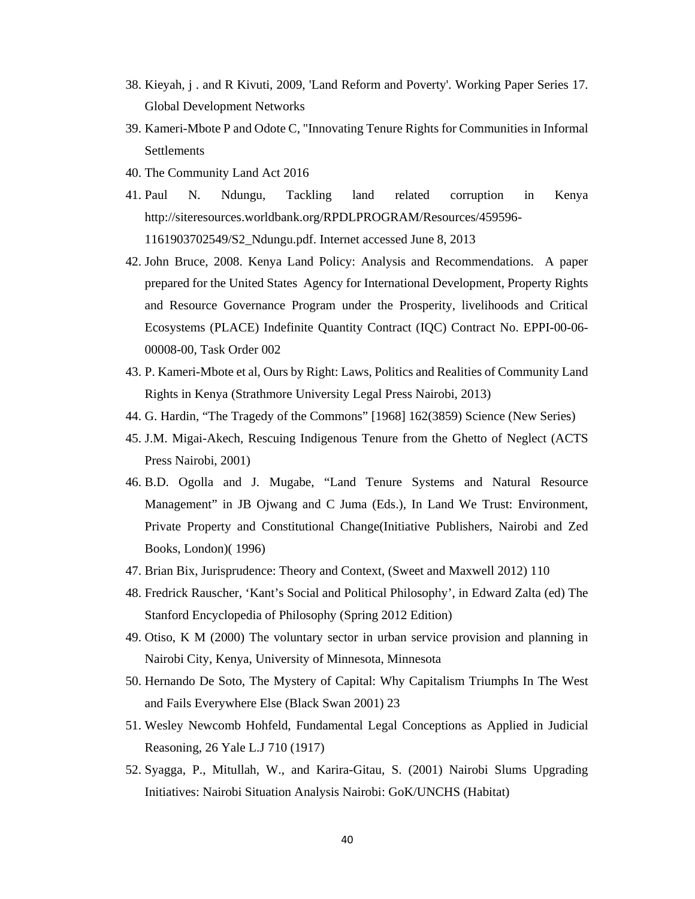38. Kieyah, j . and R Kivuti, 2009, 'Land Reform and Poverty'. Working Paper Series 17. Global Development Networks
39. Kameri-Mbote P and Odote C, "Innovating Tenure Rights for Communities in Informal Settlements
40. The Community Land Act 2016
41. Paul N. Ndungu, Tackling land related corruption in Kenya http://siteresources.worldbank.org/RPDLPROGRAM/Resources/459596-1161903702549/S2_Ndungu.pdf. Internet accessed June 8, 2013
42. John Bruce, 2008. Kenya Land Policy: Analysis and Recommendations. A paper prepared for the United States Agency for International Development, Property Rights and Resource Governance Program under the Prosperity, livelihoods and Critical Ecosystems (PLACE) Indefinite Quantity Contract (IQC) Contract No. EPPI-00-06-00008-00, Task Order 002
43. P. Kameri-Mbote et al, Ours by Right: Laws, Politics and Realities of Community Land Rights in Kenya (Strathmore University Legal Press Nairobi, 2013)
44. G. Hardin, "The Tragedy of the Commons" [1968] 162(3859) Science (New Series)
45. J.M. Migai-Akech, Rescuing Indigenous Tenure from the Ghetto of Neglect (ACTS Press Nairobi, 2001)
46. B.D. Ogolla and J. Mugabe, "Land Tenure Systems and Natural Resource Management" in JB Ojwang and C Juma (Eds.), In Land We Trust: Environment, Private Property and Constitutional Change(Initiative Publishers, Nairobi and Zed Books, London)( 1996)
47. Brian Bix, Jurisprudence: Theory and Context, (Sweet and Maxwell 2012) 110
48. Fredrick Rauscher, 'Kant's Social and Political Philosophy', in Edward Zalta (ed) The Stanford Encyclopedia of Philosophy (Spring 2012 Edition)
49. Otiso, K M (2000) The voluntary sector in urban service provision and planning in Nairobi City, Kenya, University of Minnesota, Minnesota
50. Hernando De Soto, The Mystery of Capital: Why Capitalism Triumphs In The West and Fails Everywhere Else (Black Swan 2001) 23
51. Wesley Newcomb Hohfeld, Fundamental Legal Conceptions as Applied in Judicial Reasoning, 26 Yale L.J 710 (1917)
52. Syagga, P., Mitullah, W., and Karira-Gitau, S. (2001) Nairobi Slums Upgrading Initiatives: Nairobi Situation Analysis Nairobi: GoK/UNCHS (Habitat)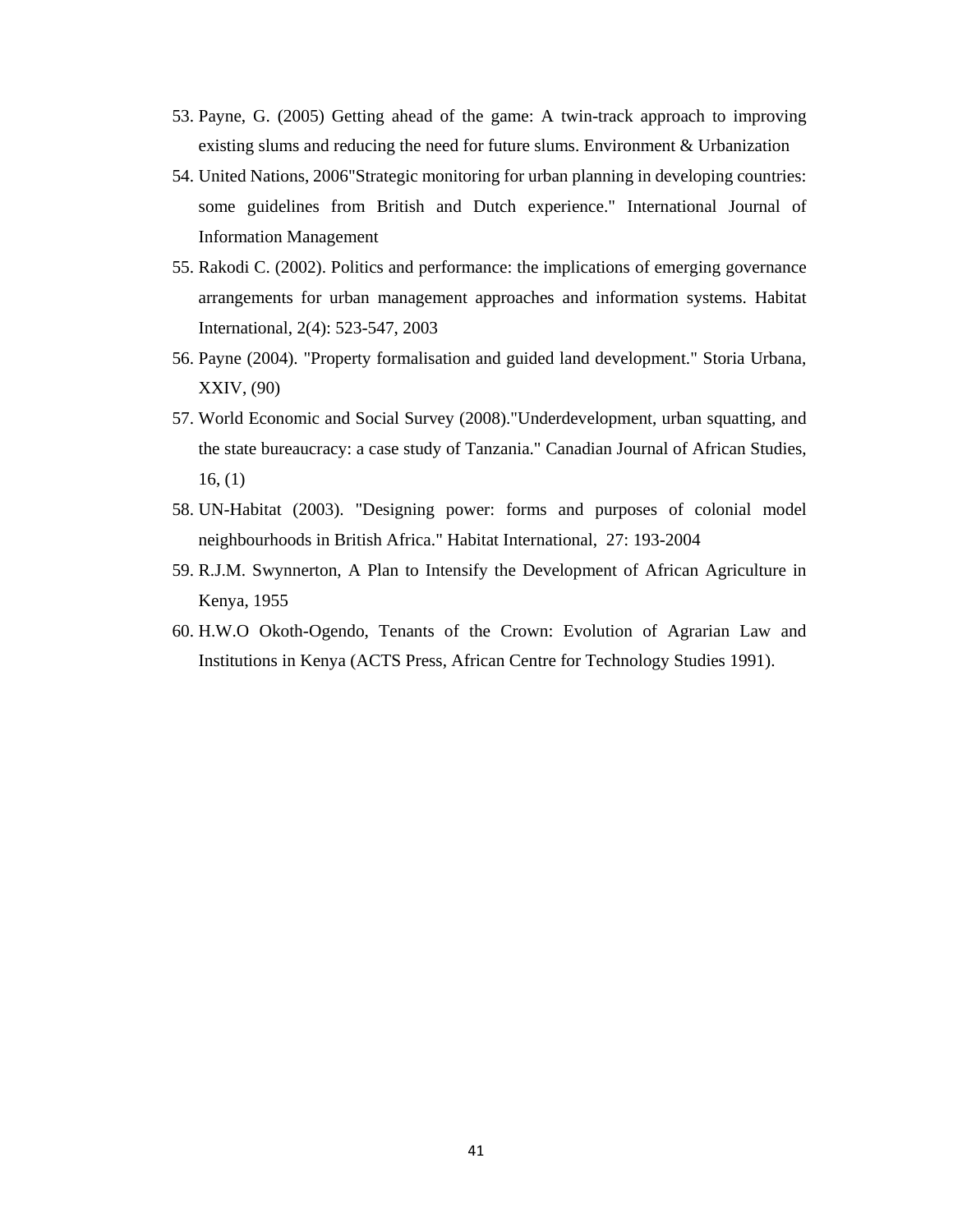53. Payne, G. (2005) Getting ahead of the game: A twin-track approach to improving existing slums and reducing the need for future slums. Environment & Urbanization
54. United Nations, 2006"Strategic monitoring for urban planning in developing countries: some guidelines from British and Dutch experience." International Journal of Information Management
55. Rakodi C. (2002). Politics and performance: the implications of emerging governance arrangements for urban management approaches and information systems. Habitat International, 2(4): 523-547, 2003
56. Payne (2004). "Property formalisation and guided land development." Storia Urbana, XXIV, (90)
57. World Economic and Social Survey (2008)."Underdevelopment, urban squatting, and the state bureaucracy: a case study of Tanzania." Canadian Journal of African Studies, 16, (1)
58. UN-Habitat (2003). "Designing power: forms and purposes of colonial model neighbourhoods in British Africa." Habitat International, 27: 193-2004
59. R.J.M. Swynnerton, A Plan to Intensify the Development of African Agriculture in Kenya, 1955
60. H.W.O Okoth-Ogendo, Tenants of the Crown: Evolution of Agrarian Law and Institutions in Kenya (ACTS Press, African Centre for Technology Studies 1991).